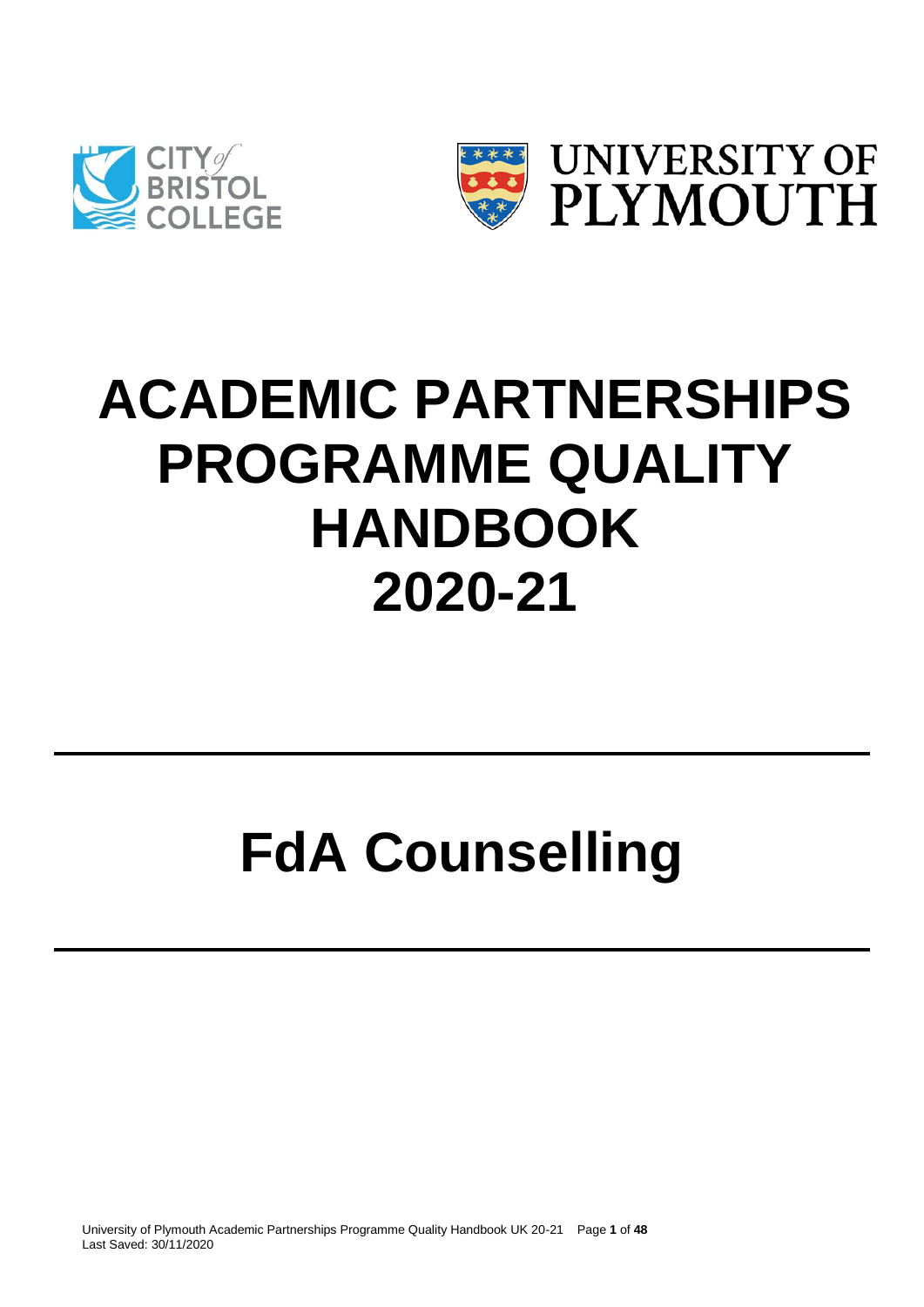# ACADEMIC PARTNERSHIPS PROGRAMME QUALITY HANDBOOK 2020-21

# FdA Counselling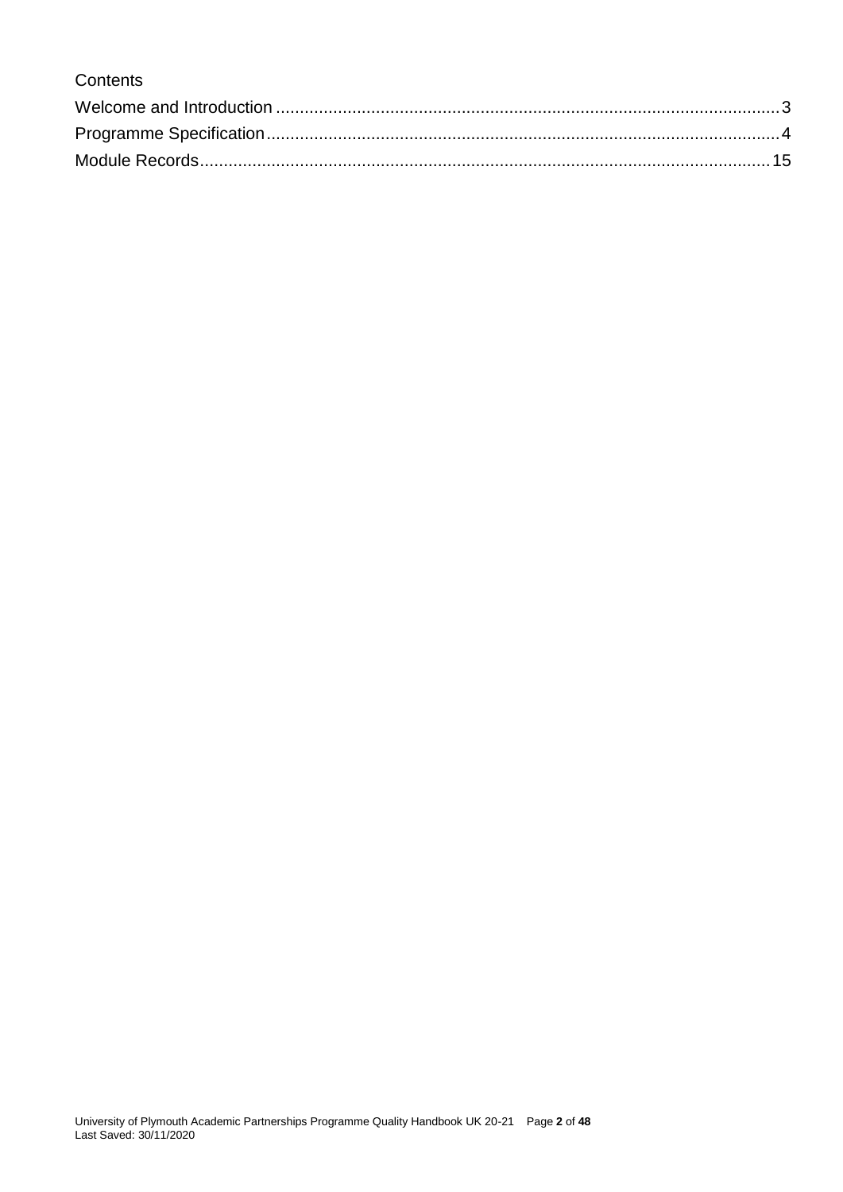Contents

Welcome and Introduction .......................................................................................................... 3

Programme Specification ........................................................................................................... 4

Module Records ....................................................................................................................... 15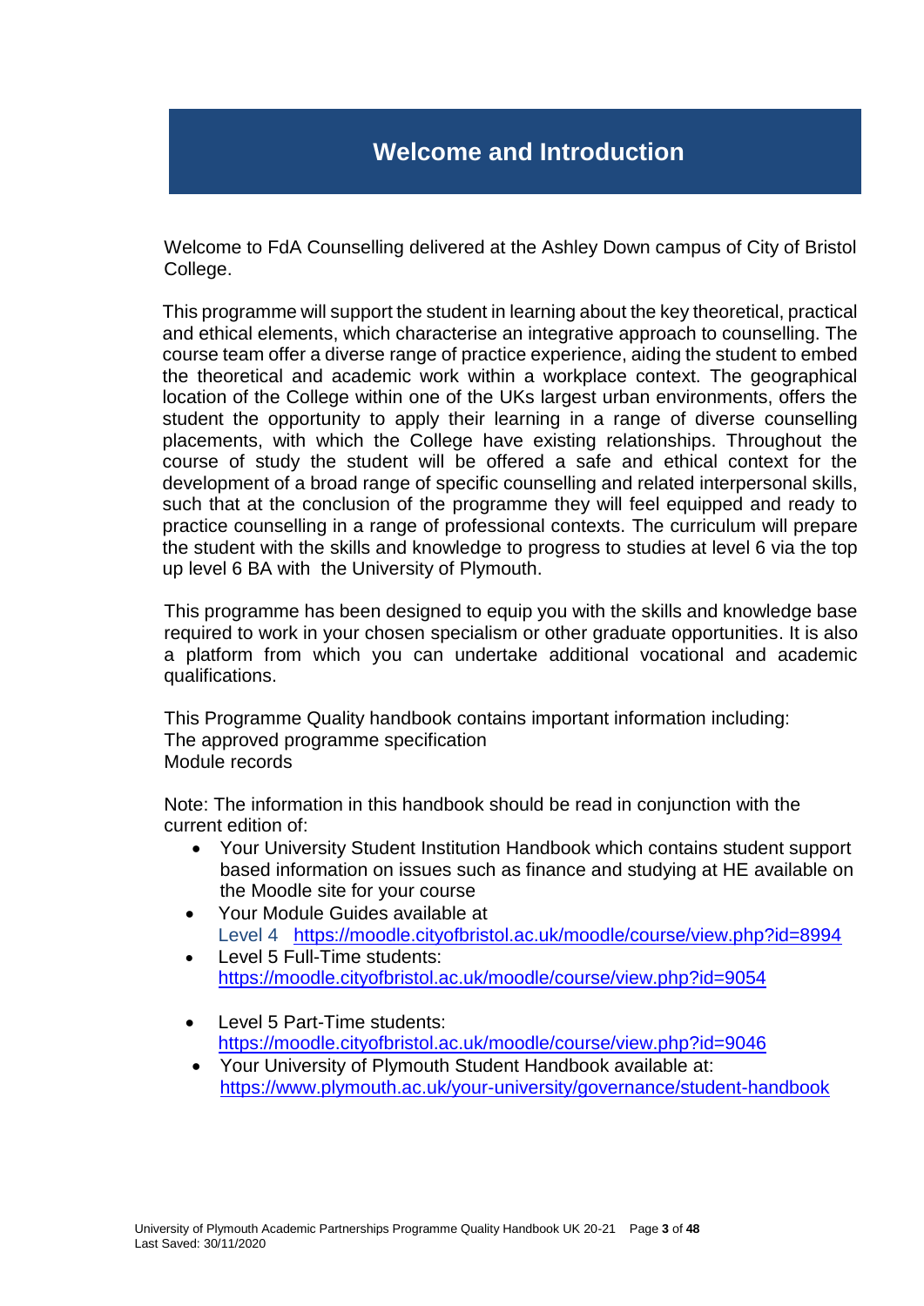# Welcome and Introduction

Welcome to FdA Counselling delivered at the Ashley Down campus of City of Bristol College.

This programme will support the student in learning about the key theoretical, practical and ethical elements, which characterise an integrative approach to counselling. The course team offer a diverse range of practice experience, aiding the student to embed the theoretical and academic work within a workplace context. The geographical location of the College within one of the UKs largest urban environments, offers the student the opportunity to apply their learning in a range of diverse counselling placements, with which the College have existing relationships. Throughout the course of study the student will be offered a safe and ethical context for the development of a broad range of specific counselling and related interpersonal skills, such that at the conclusion of the programme they will feel equipped and ready to practice counselling in a range of professional contexts. The curriculum will prepare the student with the skills and knowledge to progress to studies at level 6 via the top up level 6 BA with the University of Plymouth.

This programme has been designed to equip you with the skills and knowledge base required to work in your chosen specialism or other graduate opportunities. It is also a platform from which you can undertake additional vocational and academic qualifications.

This Programme Quality handbook contains important information including:
The approved programme specification
Module records

Note: The information in this handbook should be read in conjunction with the current edition of:

- Your University Student Institution Handbook which contains student support based information on issues such as finance and studying at HE available on the Moodle site for your course
- Your Module Guides available at
  Level 4 https://moodle.cityofbristol.ac.uk/moodle/course/view.php?id=8994
- Level 5 Full-Time students:
  https://moodle.cityofbristol.ac.uk/moodle/course/view.php?id=9054
- Level 5 Part-Time students:
  https://moodle.cityofbristol.ac.uk/moodle/course/view.php?id=9046
- Your University of Plymouth Student Handbook available at:
  https://www.plymouth.ac.uk/your-university/governance/student-handbook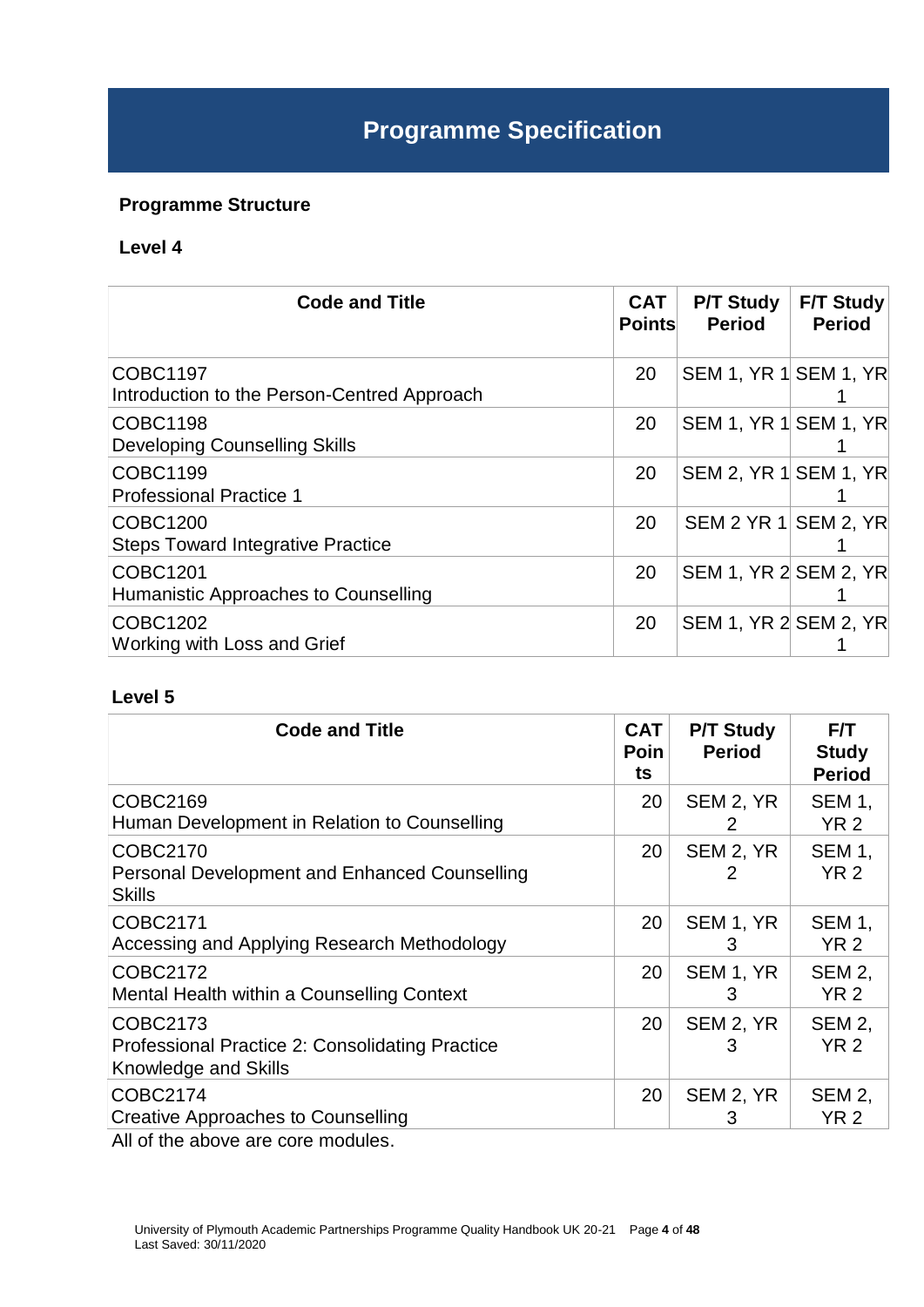# Programme Specification

**Programme Structure**

**Level 4**

| Code and Title | CAT Points | P/T Study Period | F/T Study Period |
|---|---|---|---|
| COBC1197 Introduction to the Person-Centred Approach | 20 | SEM 1, YR 1 | SEM 1, YR 1 |
| COBC1198 Developing Counselling Skills | 20 | SEM 1, YR 1 | SEM 1, YR 1 |
| COBC1199 Professional Practice 1 | 20 | SEM 2, YR 1 | SEM 1, YR 1 |
| COBC1200 Steps Toward Integrative Practice | 20 | SEM 2 YR 1 | SEM 2, YR 1 |
| COBC1201 Humanistic Approaches to Counselling | 20 | SEM 1, YR 2 | SEM 2, YR 1 |
| COBC1202 Working with Loss and Grief | 20 | SEM 1, YR 2 | SEM 2, YR 1 |

**Level 5**

| Code and Title | CAT Points | P/T Study Period | F/T Study Period |
|---|---|---|---|
| COBC2169 Human Development in Relation to Counselling | 20 | SEM 2, YR 2 | SEM 1, YR 2 |
| COBC2170 Personal Development and Enhanced Counselling Skills | 20 | SEM 2, YR 2 | SEM 1, YR 2 |
| COBC2171 Accessing and Applying Research Methodology | 20 | SEM 1, YR 3 | SEM 1, YR 2 |
| COBC2172 Mental Health within a Counselling Context | 20 | SEM 1, YR 3 | SEM 2, YR 2 |
| COBC2173 Professional Practice 2: Consolidating Practice Knowledge and Skills | 20 | SEM 2, YR 3 | SEM 2, YR 2 |
| COBC2174 Creative Approaches to Counselling | 20 | SEM 2, YR 3 | SEM 2, YR 2 |

All of the above are core modules.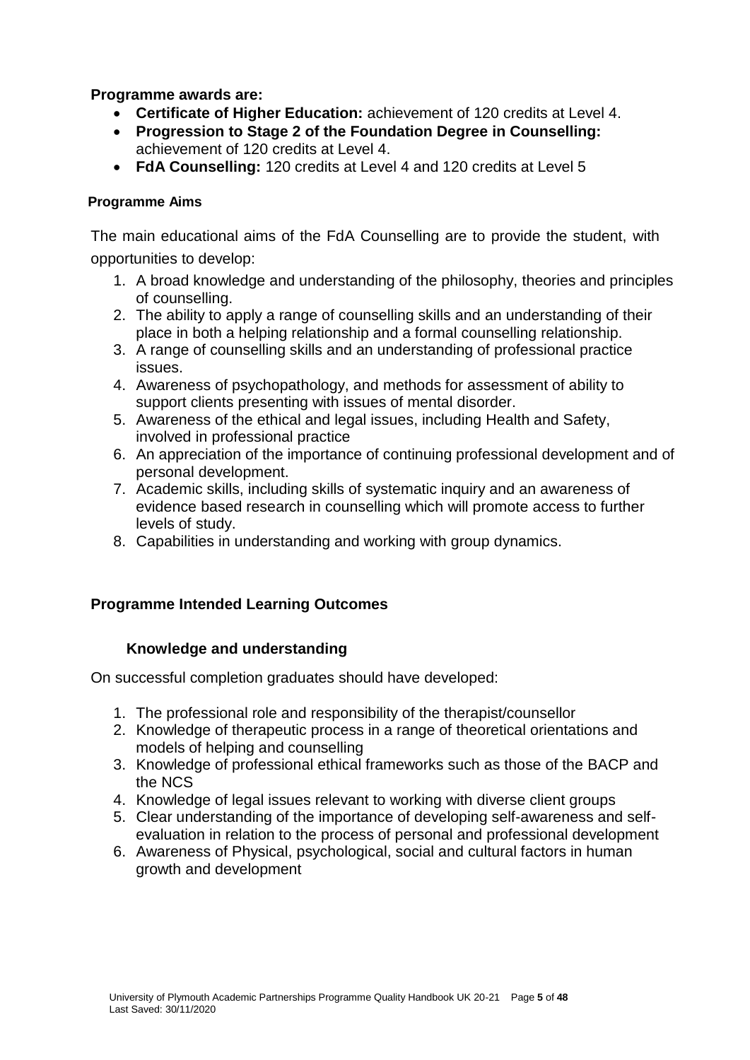**Programme awards are:**

- **Certificate of Higher Education:** achievement of 120 credits at Level 4.
- **Progression to Stage 2 of the Foundation Degree in Counselling:** achievement of 120 credits at Level 4.
- **FdA Counselling:** 120 credits at Level 4 and 120 credits at Level 5

#### Programme Aims

The main educational aims of the FdA Counselling are to provide the student, with opportunities to develop:

1. A broad knowledge and understanding of the philosophy, theories and principles of counselling.
2. The ability to apply a range of counselling skills and an understanding of their place in both a helping relationship and a formal counselling relationship.
3. A range of counselling skills and an understanding of professional practice issues.
4. Awareness of psychopathology, and methods for assessment of ability to support clients presenting with issues of mental disorder.
5. Awareness of the ethical and legal issues, including Health and Safety, involved in professional practice
6. An appreciation of the importance of continuing professional development and of personal development.
7. Academic skills, including skills of systematic inquiry and an awareness of evidence based research in counselling which will promote access to further levels of study.
8. Capabilities in understanding and working with group dynamics.

### Programme Intended Learning Outcomes

#### Knowledge and understanding

On successful completion graduates should have developed:

1. The professional role and responsibility of the therapist/counsellor
2. Knowledge of therapeutic process in a range of theoretical orientations and models of helping and counselling
3. Knowledge of professional ethical frameworks such as those of the BACP and the NCS
4. Knowledge of legal issues relevant to working with diverse client groups
5. Clear understanding of the importance of developing self-awareness and self-evaluation in relation to the process of personal and professional development
6. Awareness of Physical, psychological, social and cultural factors in human growth and development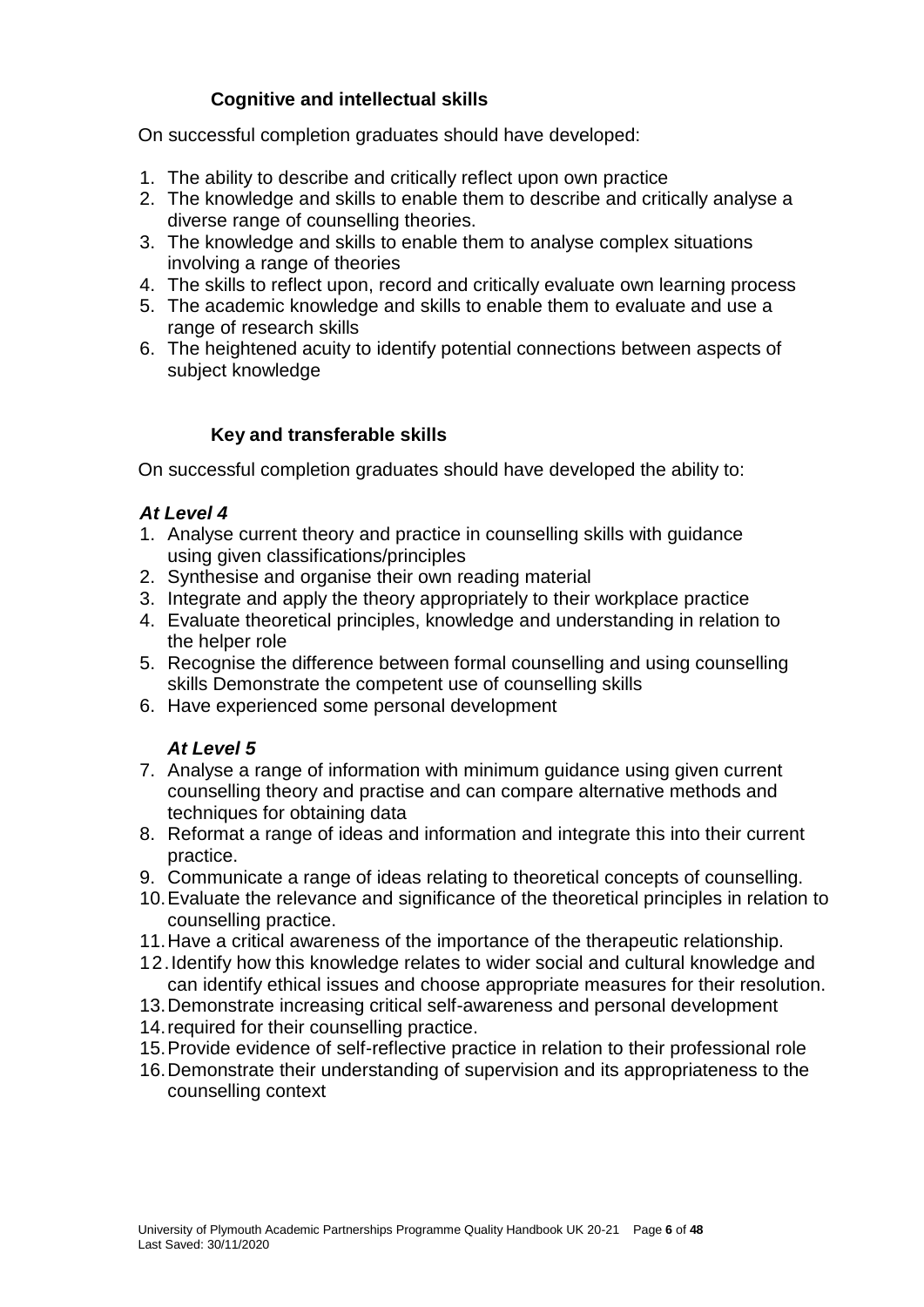### Cognitive and intellectual skills

On successful completion graduates should have developed:

1. The ability to describe and critically reflect upon own practice
2. The knowledge and skills to enable them to describe and critically analyse a diverse range of counselling theories.
3. The knowledge and skills to enable them to analyse complex situations involving a range of theories
4. The skills to reflect upon, record and critically evaluate own learning process
5. The academic knowledge and skills to enable them to evaluate and use a range of research skills
6. The heightened acuity to identify potential connections between aspects of subject knowledge

### Key and transferable skills

On successful completion graduates should have developed the ability to:

***At Level 4***

1. Analyse current theory and practice in counselling skills with guidance using given classifications/principles
2. Synthesise and organise their own reading material
3. Integrate and apply the theory appropriately to their workplace practice
4. Evaluate theoretical principles, knowledge and understanding in relation to the helper role
5. Recognise the difference between formal counselling and using counselling skills Demonstrate the competent use of counselling skills
6. Have experienced some personal development

***At Level 5***

7. Analyse a range of information with minimum guidance using given current counselling theory and practise and can compare alternative methods and techniques for obtaining data
8. Reformat a range of ideas and information and integrate this into their current practice.
9. Communicate a range of ideas relating to theoretical concepts of counselling.
10. Evaluate the relevance and significance of the theoretical principles in relation to counselling practice.
11. Have a critical awareness of the importance of the therapeutic relationship.
12. Identify how this knowledge relates to wider social and cultural knowledge and can identify ethical issues and choose appropriate measures for their resolution.
13. Demonstrate increasing critical self-awareness and personal development
14. required for their counselling practice.
15. Provide evidence of self-reflective practice in relation to their professional role
16. Demonstrate their understanding of supervision and its appropriateness to the counselling context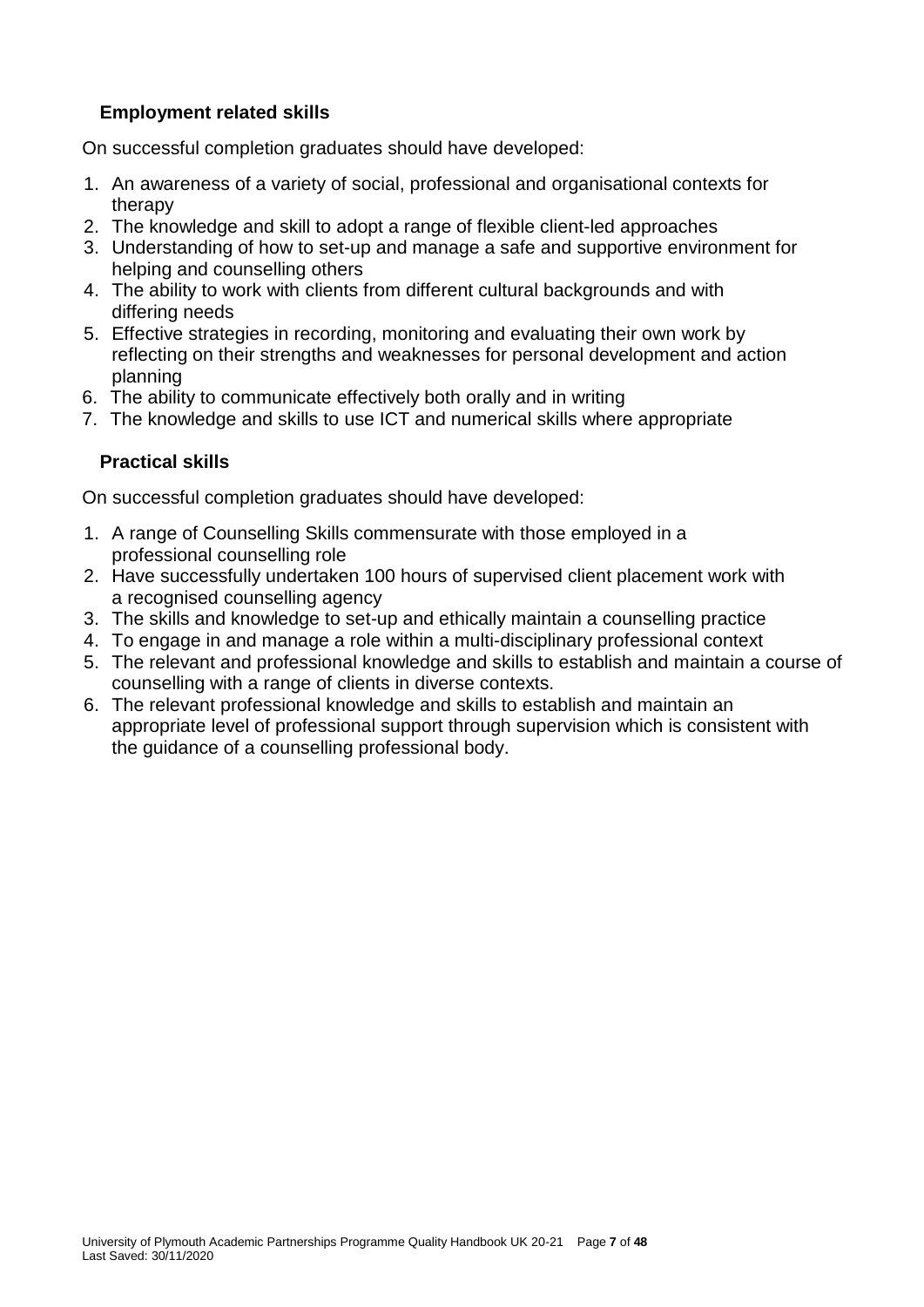### Employment related skills

On successful completion graduates should have developed:

1. An awareness of a variety of social, professional and organisational contexts for therapy
2. The knowledge and skill to adopt a range of flexible client-led approaches
3. Understanding of how to set-up and manage a safe and supportive environment for helping and counselling others
4. The ability to work with clients from different cultural backgrounds and with differing needs
5. Effective strategies in recording, monitoring and evaluating their own work by reflecting on their strengths and weaknesses for personal development and action planning
6. The ability to communicate effectively both orally and in writing
7. The knowledge and skills to use ICT and numerical skills where appropriate

### Practical skills

On successful completion graduates should have developed:

1. A range of Counselling Skills commensurate with those employed in a professional counselling role
2. Have successfully undertaken 100 hours of supervised client placement work with a recognised counselling agency
3. The skills and knowledge to set-up and ethically maintain a counselling practice
4. To engage in and manage a role within a multi-disciplinary professional context
5. The relevant and professional knowledge and skills to establish and maintain a course of counselling with a range of clients in diverse contexts.
6. The relevant professional knowledge and skills to establish and maintain an appropriate level of professional support through supervision which is consistent with the guidance of a counselling professional body.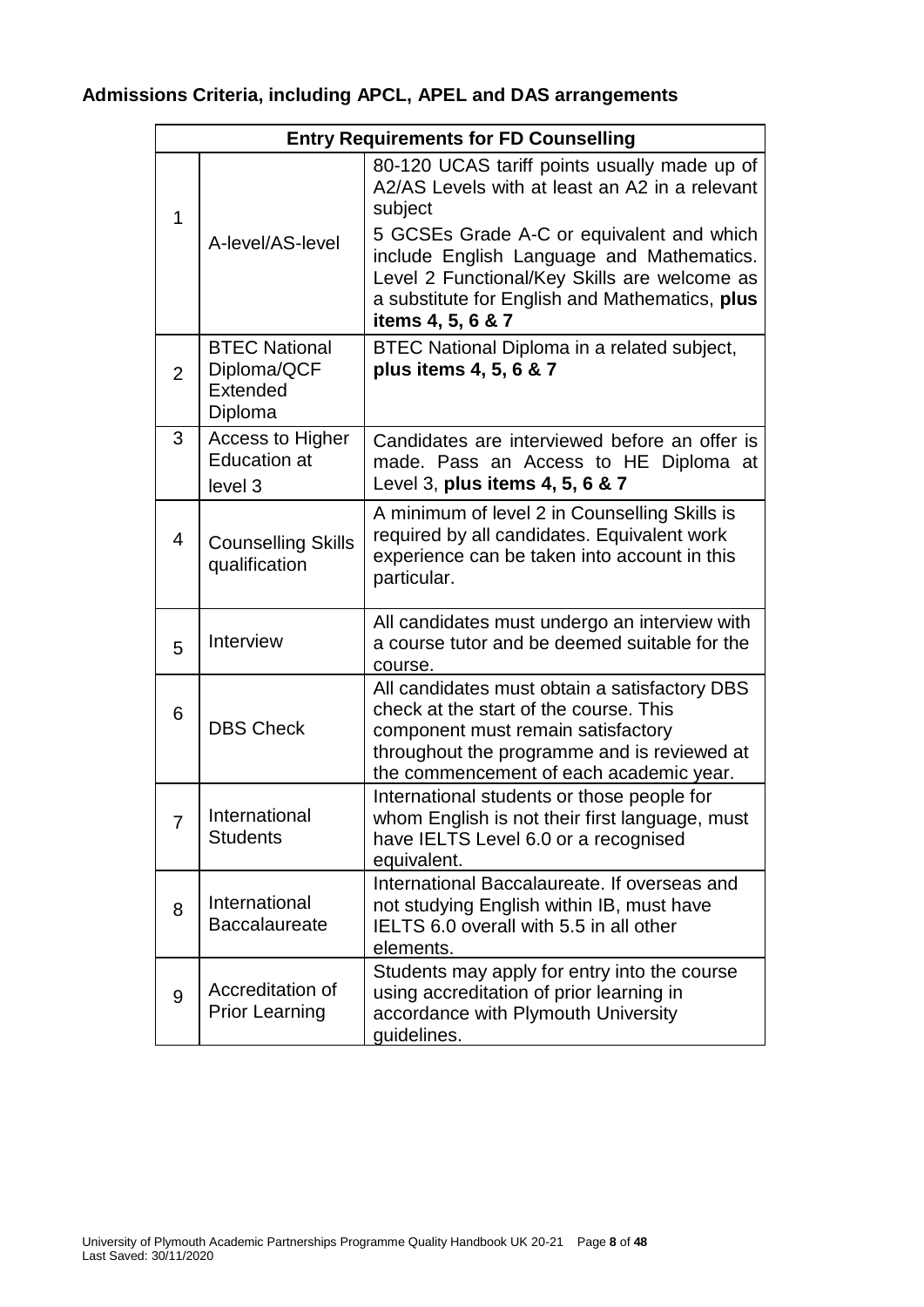**Admissions Criteria, including APCL, APEL and DAS arrangements**

| Entry Requirements for FD Counselling | | |
|---|---|---|
| 1 | A-level/AS-level | 80-120 UCAS tariff points usually made up of A2/AS Levels with at least an A2 in a relevant subject<br><br>5 GCSEs Grade A-C or equivalent and which include English Language and Mathematics. Level 2 Functional/Key Skills are welcome as a substitute for English and Mathematics, **plus items 4, 5, 6 & 7** |
| 2 | BTEC National Diploma/QCF Extended Diploma | BTEC National Diploma in a related subject, **plus items 4, 5, 6 & 7** |
| 3 | Access to Higher Education at level 3 | Candidates are interviewed before an offer is made. Pass an Access to HE Diploma at Level 3, **plus items 4, 5, 6 & 7** |
| 4 | Counselling Skills qualification | A minimum of level 2 in Counselling Skills is required by all candidates. Equivalent work experience can be taken into account in this particular. |
| 5 | Interview | All candidates must undergo an interview with a course tutor and be deemed suitable for the course. |
| 6 | DBS Check | All candidates must obtain a satisfactory DBS check at the start of the course. This component must remain satisfactory throughout the programme and is reviewed at the commencement of each academic year. |
| 7 | International Students | International students or those people for whom English is not their first language, must have IELTS Level 6.0 or a recognised equivalent. |
| 8 | International Baccalaureate | International Baccalaureate. If overseas and not studying English within IB, must have IELTS 6.0 overall with 5.5 in all other elements. |
| 9 | Accreditation of Prior Learning | Students may apply for entry into the course using accreditation of prior learning in accordance with Plymouth University guidelines. |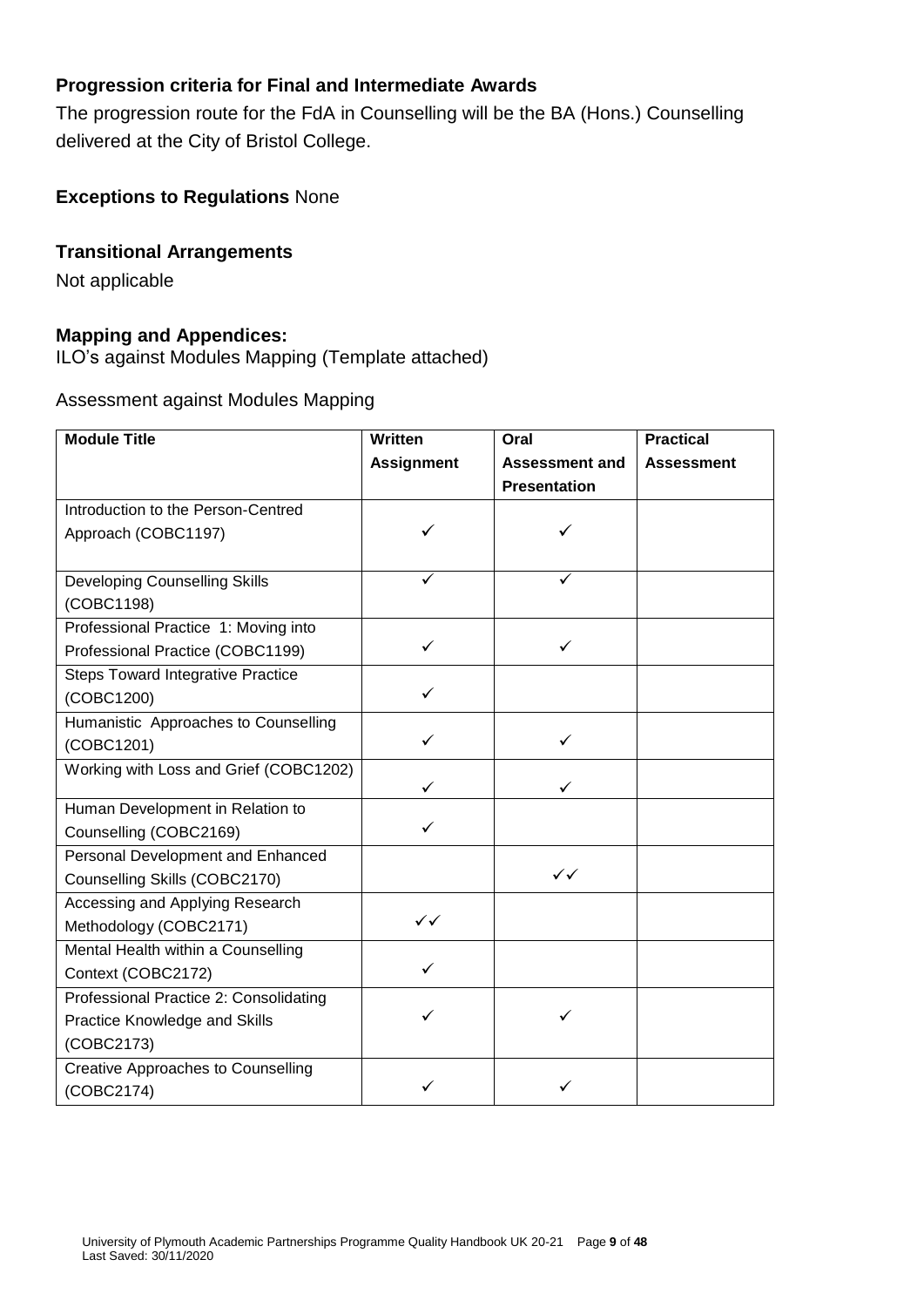### Progression criteria for Final and Intermediate Awards

The progression route for the FdA in Counselling will be the BA (Hons.) Counselling delivered at the City of Bristol College.

**Exceptions to Regulations** None

### Transitional Arrangements

Not applicable

### Mapping and Appendices:

ILO's against Modules Mapping (Template attached)

Assessment against Modules Mapping

| Module Title | Written Assignment | Oral Assessment and Presentation | Practical Assessment |
|---|---|---|---|
| Introduction to the Person-Centred Approach (COBC1197) | ✓ | ✓ | |
| Developing Counselling Skills (COBC1198) | ✓ | ✓ | |
| Professional Practice 1: Moving into Professional Practice (COBC1199) | ✓ | ✓ | |
| Steps Toward Integrative Practice (COBC1200) | ✓ | | |
| Humanistic Approaches to Counselling (COBC1201) | ✓ | ✓ | |
| Working with Loss and Grief (COBC1202) | ✓ | ✓ | |
| Human Development in Relation to Counselling (COBC2169) | ✓ | | |
| Personal Development and Enhanced Counselling Skills (COBC2170) | | ✓✓ | |
| Accessing and Applying Research Methodology (COBC2171) | ✓✓ | | |
| Mental Health within a Counselling Context (COBC2172) | ✓ | | |
| Professional Practice 2: Consolidating Practice Knowledge and Skills (COBC2173) | ✓ | ✓ | |
| Creative Approaches to Counselling (COBC2174) | ✓ | ✓ | |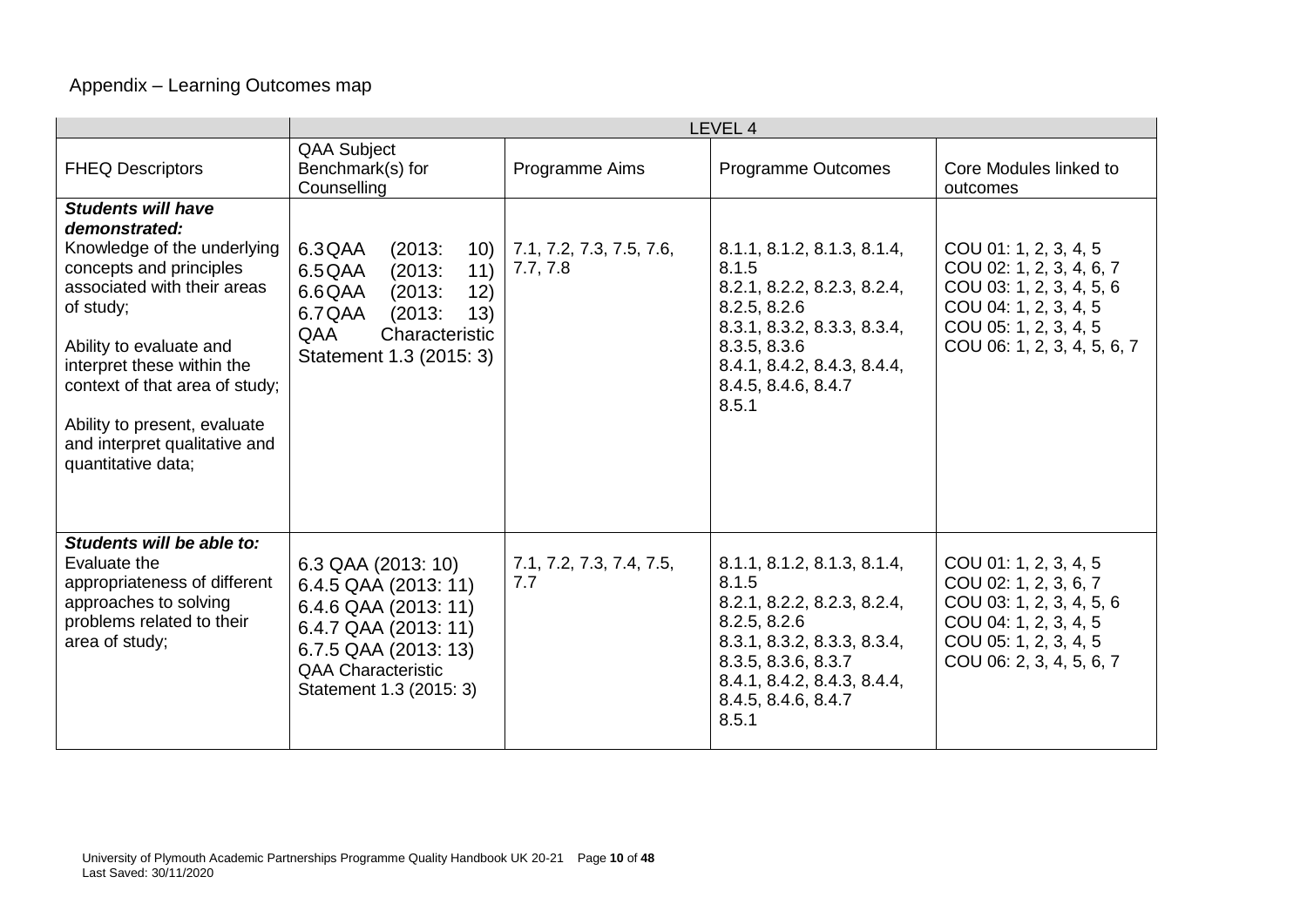Appendix – Learning Outcomes map

| | LEVEL 4 | | | |
|---|---|---|---|---|
| FHEQ Descriptors | QAA Subject Benchmark(s) for Counselling | Programme Aims | Programme Outcomes | Core Modules linked to outcomes |
| ***Students will have demonstrated:*** Knowledge of the underlying concepts and principles associated with their areas of study;<br><br>Ability to evaluate and interpret these within the context of that area of study;<br><br>Ability to present, evaluate and interpret qualitative and quantitative data; | 6.3 QAA (2013: 10)<br>6.5 QAA (2013: 11)<br>6.6 QAA (2013: 12)<br>6.7 QAA (2013: 13)<br>QAA Characteristic Statement 1.3 (2015: 3) | 7.1, 7.2, 7.3, 7.5, 7.6, 7.7, 7.8 | 8.1.1, 8.1.2, 8.1.3, 8.1.4, 8.1.5<br>8.2.1, 8.2.2, 8.2.3, 8.2.4, 8.2.5, 8.2.6<br>8.3.1, 8.3.2, 8.3.3, 8.3.4, 8.3.5, 8.3.6<br>8.4.1, 8.4.2, 8.4.3, 8.4.4, 8.4.5, 8.4.6, 8.4.7<br>8.5.1 | COU 01: 1, 2, 3, 4, 5<br>COU 02: 1, 2, 3, 4, 6, 7<br>COU 03: 1, 2, 3, 4, 5, 6<br>COU 04: 1, 2, 3, 4, 5<br>COU 05: 1, 2, 3, 4, 5<br>COU 06: 1, 2, 3, 4, 5, 6, 7 |
| ***Students will be able to:*** Evaluate the appropriateness of different approaches to solving problems related to their area of study; | 6.3 QAA (2013: 10)<br>6.4.5 QAA (2013: 11)<br>6.4.6 QAA (2013: 11)<br>6.4.7 QAA (2013: 11)<br>6.7.5 QAA (2013: 13)<br>QAA Characteristic Statement 1.3 (2015: 3) | 7.1, 7.2, 7.3, 7.4, 7.5, 7.7 | 8.1.1, 8.1.2, 8.1.3, 8.1.4, 8.1.5<br>8.2.1, 8.2.2, 8.2.3, 8.2.4, 8.2.5, 8.2.6<br>8.3.1, 8.3.2, 8.3.3, 8.3.4, 8.3.5, 8.3.6, 8.3.7<br>8.4.1, 8.4.2, 8.4.3, 8.4.4, 8.4.5, 8.4.6, 8.4.7<br>8.5.1 | COU 01: 1, 2, 3, 4, 5<br>COU 02: 1, 2, 3, 6, 7<br>COU 03: 1, 2, 3, 4, 5, 6<br>COU 04: 1, 2, 3, 4, 5<br>COU 05: 1, 2, 3, 4, 5<br>COU 06: 2, 3, 4, 5, 6, 7 |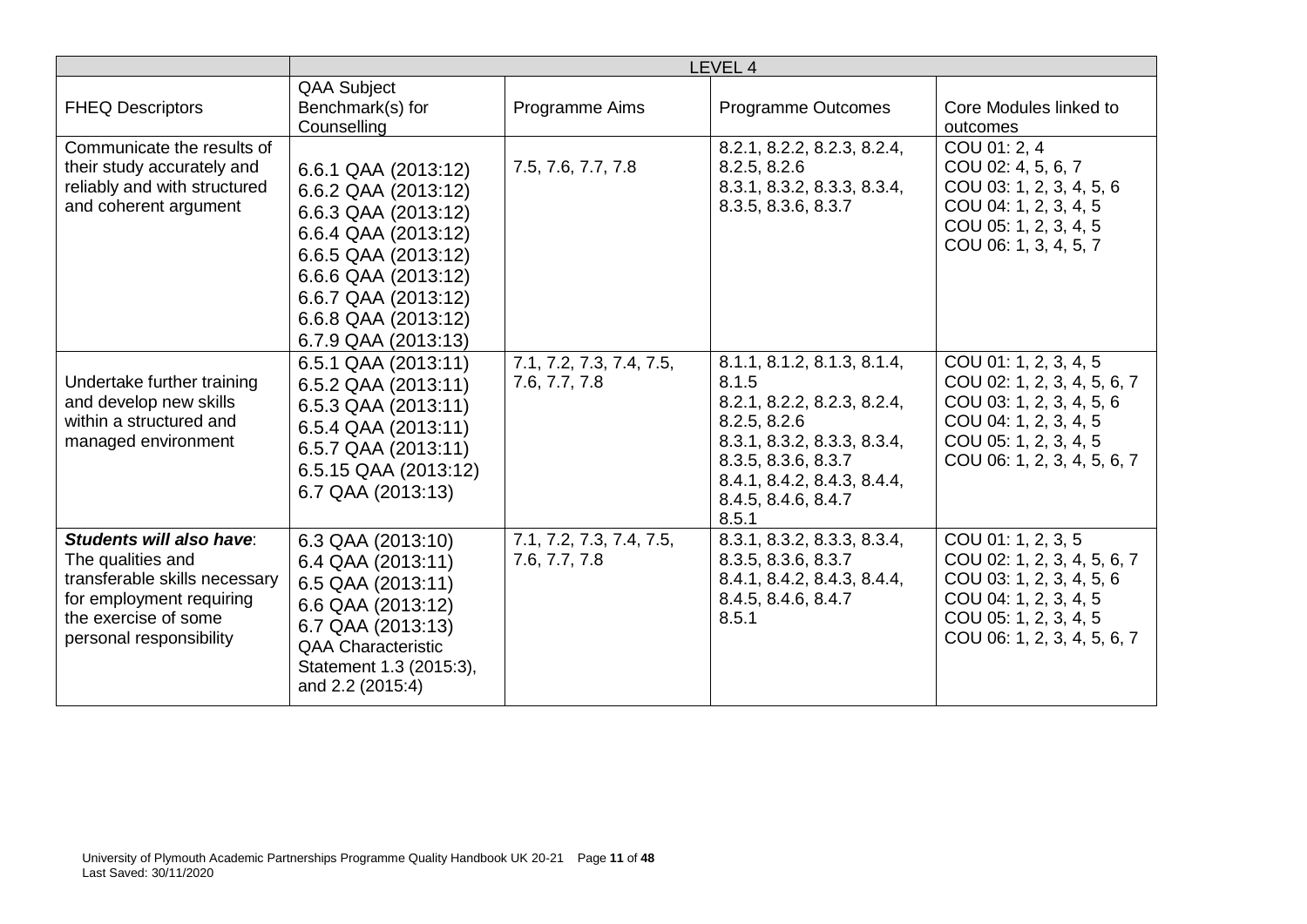| | LEVEL 4 | | | |
|---|---|---|---|---|
| FHEQ Descriptors | QAA Subject Benchmark(s) for Counselling | Programme Aims | Programme Outcomes | Core Modules linked to outcomes |
| Communicate the results of their study accurately and reliably and with structured and coherent argument | 6.6.1 QAA (2013:12)<br>6.6.2 QAA (2013:12)<br>6.6.3 QAA (2013:12)<br>6.6.4 QAA (2013:12)<br>6.6.5 QAA (2013:12)<br>6.6.6 QAA (2013:12)<br>6.6.7 QAA (2013:12)<br>6.6.8 QAA (2013:12)<br>6.7.9 QAA (2013:13) | 7.5, 7.6, 7.7, 7.8 | 8.2.1, 8.2.2, 8.2.3, 8.2.4, 8.2.5, 8.2.6<br>8.3.1, 8.3.2, 8.3.3, 8.3.4, 8.3.5, 8.3.6, 8.3.7 | COU 01: 2, 4<br>COU 02: 4, 5, 6, 7<br>COU 03: 1, 2, 3, 4, 5, 6<br>COU 04: 1, 2, 3, 4, 5<br>COU 05: 1, 2, 3, 4, 5<br>COU 06: 1, 3, 4, 5, 7 |
| Undertake further training and develop new skills within a structured and managed environment | 6.5.1 QAA (2013:11)<br>6.5.2 QAA (2013:11)<br>6.5.3 QAA (2013:11)<br>6.5.4 QAA (2013:11)<br>6.5.7 QAA (2013:11)<br>6.5.15 QAA (2013:12)<br>6.7 QAA (2013:13) | 7.1, 7.2, 7.3, 7.4, 7.5, 7.6, 7.7, 7.8 | 8.1.1, 8.1.2, 8.1.3, 8.1.4, 8.1.5<br>8.2.1, 8.2.2, 8.2.3, 8.2.4, 8.2.5, 8.2.6<br>8.3.1, 8.3.2, 8.3.3, 8.3.4, 8.3.5, 8.3.6, 8.3.7<br>8.4.1, 8.4.2, 8.4.3, 8.4.4, 8.4.5, 8.4.6, 8.4.7<br>8.5.1 | COU 01: 1, 2, 3, 4, 5<br>COU 02: 1, 2, 3, 4, 5, 6, 7<br>COU 03: 1, 2, 3, 4, 5, 6<br>COU 04: 1, 2, 3, 4, 5<br>COU 05: 1, 2, 3, 4, 5<br>COU 06: 1, 2, 3, 4, 5, 6, 7 |
| ***Students will also have***: The qualities and transferable skills necessary for employment requiring the exercise of some personal responsibility | 6.3 QAA (2013:10)<br>6.4 QAA (2013:11)<br>6.5 QAA (2013:11)<br>6.6 QAA (2013:12)<br>6.7 QAA (2013:13)<br>QAA Characteristic Statement 1.3 (2015:3), and 2.2 (2015:4) | 7.1, 7.2, 7.3, 7.4, 7.5, 7.6, 7.7, 7.8 | 8.3.1, 8.3.2, 8.3.3, 8.3.4, 8.3.5, 8.3.6, 8.3.7<br>8.4.1, 8.4.2, 8.4.3, 8.4.4, 8.4.5, 8.4.6, 8.4.7<br>8.5.1 | COU 01: 1, 2, 3, 5<br>COU 02: 1, 2, 3, 4, 5, 6, 7<br>COU 03: 1, 2, 3, 4, 5, 6<br>COU 04: 1, 2, 3, 4, 5<br>COU 05: 1, 2, 3, 4, 5<br>COU 06: 1, 2, 3, 4, 5, 6, 7 |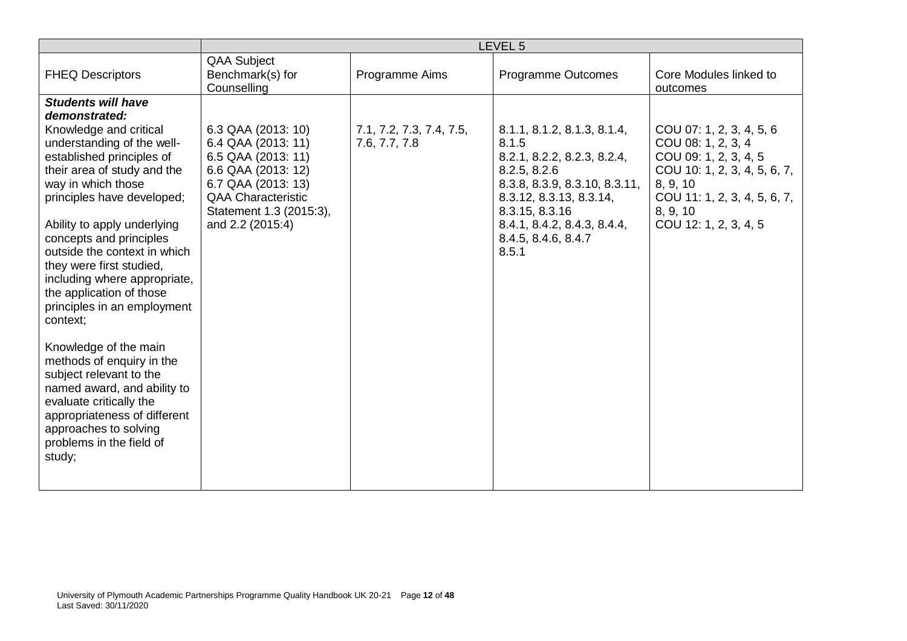| | LEVEL 5 | | | |
|---|---|---|---|---|
| FHEQ Descriptors | QAA Subject Benchmark(s) for Counselling | Programme Aims | Programme Outcomes | Core Modules linked to outcomes |
| ***Students will have demonstrated:*** Knowledge and critical understanding of the well-established principles of their area of study and the way in which those principles have developed;<br><br>Ability to apply underlying concepts and principles outside the context in which they were first studied, including where appropriate, the application of those principles in an employment context;<br><br>Knowledge of the main methods of enquiry in the subject relevant to the named award, and ability to evaluate critically the appropriateness of different approaches to solving problems in the field of study; | 6.3 QAA (2013: 10)<br>6.4 QAA (2013: 11)<br>6.5 QAA (2013: 11)<br>6.6 QAA (2013: 12)<br>6.7 QAA (2013: 13)<br>QAA Characteristic Statement 1.3 (2015:3), and 2.2 (2015:4) | 7.1, 7.2, 7.3, 7.4, 7.5, 7.6, 7.7, 7.8 | 8.1.1, 8.1.2, 8.1.3, 8.1.4, 8.1.5<br>8.2.1, 8.2.2, 8.2.3, 8.2.4, 8.2.5, 8.2.6<br>8.3.8, 8.3.9, 8.3.10, 8.3.11, 8.3.12, 8.3.13, 8.3.14, 8.3.15, 8.3.16<br>8.4.1, 8.4.2, 8.4.3, 8.4.4, 8.4.5, 8.4.6, 8.4.7<br>8.5.1 | COU 07: 1, 2, 3, 4, 5, 6<br>COU 08: 1, 2, 3, 4<br>COU 09: 1, 2, 3, 4, 5<br>COU 10: 1, 2, 3, 4, 5, 6, 7, 8, 9, 10<br>COU 11: 1, 2, 3, 4, 5, 6, 7, 8, 9, 10<br>COU 12: 1, 2, 3, 4, 5 |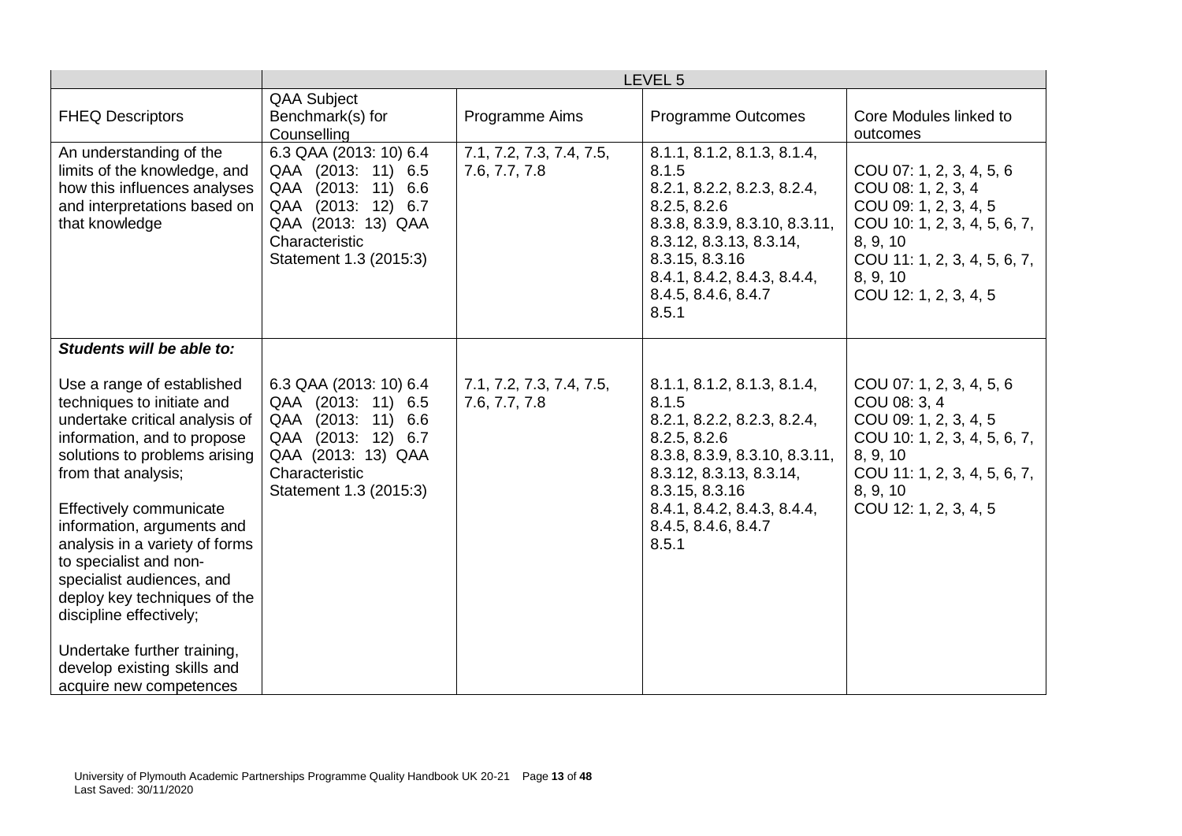| | LEVEL 5 | | | |
|---|---|---|---|---|
| FHEQ Descriptors | QAA Subject Benchmark(s) for Counselling | Programme Aims | Programme Outcomes | Core Modules linked to outcomes |
| An understanding of the limits of the knowledge, and how this influences analyses and interpretations based on that knowledge | 6.3 QAA (2013: 10) 6.4 QAA (2013: 11) 6.5 QAA (2013: 11) 6.6 QAA (2013: 12) 6.7 QAA (2013: 13) QAA Characteristic Statement 1.3 (2015:3) | 7.1, 7.2, 7.3, 7.4, 7.5, 7.6, 7.7, 7.8 | 8.1.1, 8.1.2, 8.1.3, 8.1.4, 8.1.5<br>8.2.1, 8.2.2, 8.2.3, 8.2.4, 8.2.5, 8.2.6<br>8.3.8, 8.3.9, 8.3.10, 8.3.11, 8.3.12, 8.3.13, 8.3.14, 8.3.15, 8.3.16<br>8.4.1, 8.4.2, 8.4.3, 8.4.4, 8.4.5, 8.4.6, 8.4.7<br>8.5.1 | COU 07: 1, 2, 3, 4, 5, 6<br>COU 08: 1, 2, 3, 4<br>COU 09: 1, 2, 3, 4, 5<br>COU 10: 1, 2, 3, 4, 5, 6, 7, 8, 9, 10<br>COU 11: 1, 2, 3, 4, 5, 6, 7, 8, 9, 10<br>COU 12: 1, 2, 3, 4, 5 |
| ***Students will be able to:***<br><br>Use a range of established techniques to initiate and undertake critical analysis of information, and to propose solutions to problems arising from that analysis;<br><br>Effectively communicate information, arguments and analysis in a variety of forms to specialist and non-specialist audiences, and deploy key techniques of the discipline effectively;<br><br>Undertake further training, develop existing skills and acquire new competences | 6.3 QAA (2013: 10) 6.4 QAA (2013: 11) 6.5 QAA (2013: 11) 6.6 QAA (2013: 12) 6.7 QAA (2013: 13) QAA Characteristic Statement 1.3 (2015:3) | 7.1, 7.2, 7.3, 7.4, 7.5, 7.6, 7.7, 7.8 | 8.1.1, 8.1.2, 8.1.3, 8.1.4, 8.1.5<br>8.2.1, 8.2.2, 8.2.3, 8.2.4, 8.2.5, 8.2.6<br>8.3.8, 8.3.9, 8.3.10, 8.3.11, 8.3.12, 8.3.13, 8.3.14, 8.3.15, 8.3.16<br>8.4.1, 8.4.2, 8.4.3, 8.4.4, 8.4.5, 8.4.6, 8.4.7<br>8.5.1 | COU 07: 1, 2, 3, 4, 5, 6<br>COU 08: 3, 4<br>COU 09: 1, 2, 3, 4, 5<br>COU 10: 1, 2, 3, 4, 5, 6, 7, 8, 9, 10<br>COU 11: 1, 2, 3, 4, 5, 6, 7, 8, 9, 10<br>COU 12: 1, 2, 3, 4, 5 |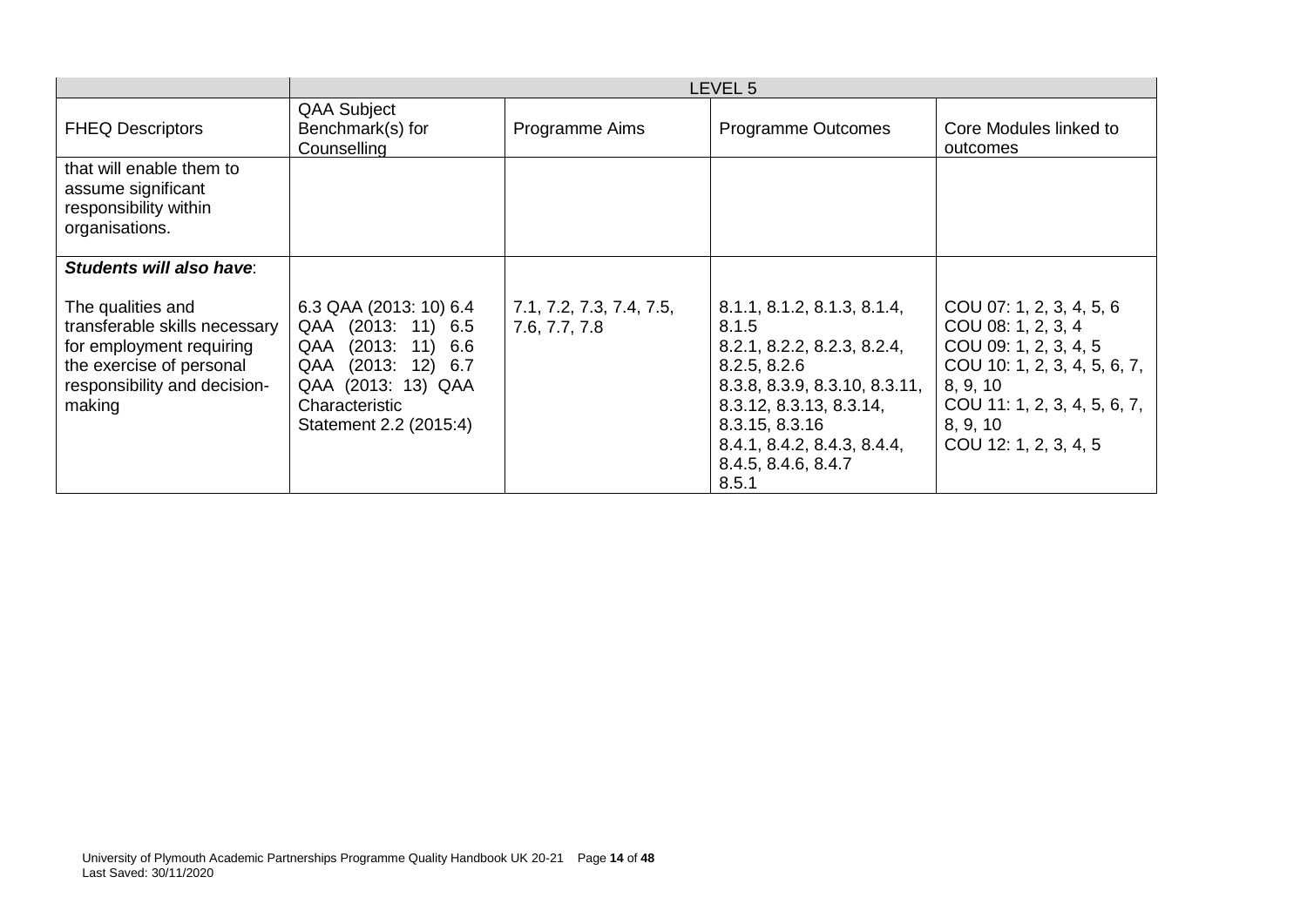| | LEVEL 5 | | | |
|---|---|---|---|---|
| FHEQ Descriptors | QAA Subject Benchmark(s) for Counselling | Programme Aims | Programme Outcomes | Core Modules linked to outcomes |
| that will enable them to assume significant responsibility within organisations. | | | | |
| ***Students will also have***: <br><br> The qualities and transferable skills necessary for employment requiring the exercise of personal responsibility and decision-making | 6.3 QAA (2013: 10) 6.4 QAA (2013: 11) 6.5 QAA (2013: 11) 6.6 QAA (2013: 12) 6.7 QAA (2013: 13) QAA Characteristic Statement 2.2 (2015:4) | 7.1, 7.2, 7.3, 7.4, 7.5, 7.6, 7.7, 7.8 | 8.1.1, 8.1.2, 8.1.3, 8.1.4, 8.1.5 <br> 8.2.1, 8.2.2, 8.2.3, 8.2.4, 8.2.5, 8.2.6 <br> 8.3.8, 8.3.9, 8.3.10, 8.3.11, 8.3.12, 8.3.13, 8.3.14, 8.3.15, 8.3.16 <br> 8.4.1, 8.4.2, 8.4.3, 8.4.4, 8.4.5, 8.4.6, 8.4.7 <br> 8.5.1 | COU 07: 1, 2, 3, 4, 5, 6 <br> COU 08: 1, 2, 3, 4 <br> COU 09: 1, 2, 3, 4, 5 <br> COU 10: 1, 2, 3, 4, 5, 6, 7, 8, 9, 10 <br> COU 11: 1, 2, 3, 4, 5, 6, 7, 8, 9, 10 <br> COU 12: 1, 2, 3, 4, 5 |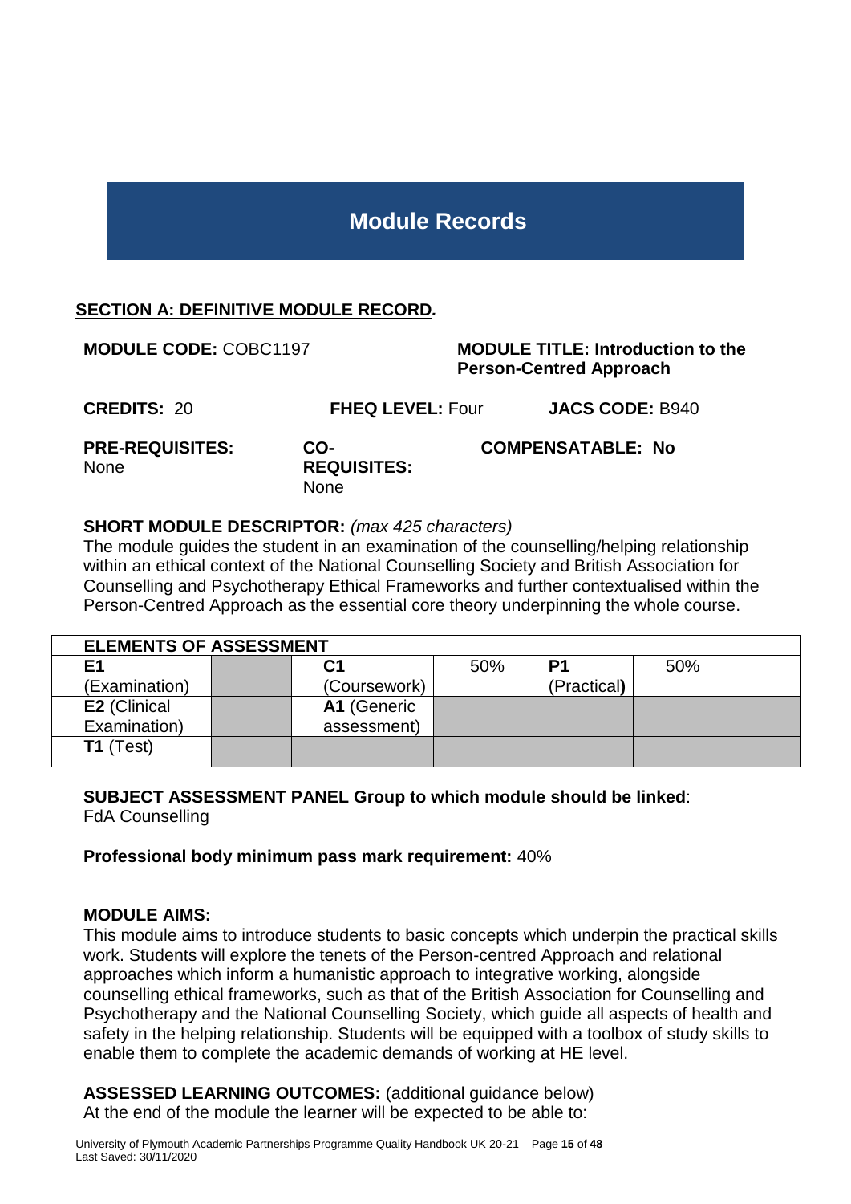# Module Records

## SECTION A: DEFINITIVE MODULE RECORD.

**MODULE CODE:** COBC1197

**MODULE TITLE: Introduction to the Person-Centred Approach**

**CREDITS:** 20 **FHEQ LEVEL:** Four **JACS CODE:** B940

**PRE-REQUISITES:** None

**CO-REQUISITES:** None

**COMPENSATABLE: No**

**SHORT MODULE DESCRIPTOR:** *(max 425 characters)*
The module guides the student in an examination of the counselling/helping relationship within an ethical context of the National Counselling Society and British Association for Counselling and Psychotherapy Ethical Frameworks and further contextualised within the Person-Centred Approach as the essential core theory underpinning the whole course.

| ELEMENTS OF ASSESSMENT | | | | | |
|---|---|---|---|---|---|
| **E1** (Examination) | | **C1** (Coursework) | 50% | **P1** (Practical) | 50% |
| **E2** (Clinical Examination) | | **A1** (Generic assessment) | | | |
| **T1** (Test) | | | | | |

**SUBJECT ASSESSMENT PANEL Group to which module should be linked**:
FdA Counselling

**Professional body minimum pass mark requirement:** 40%

**MODULE AIMS:**
This module aims to introduce students to basic concepts which underpin the practical skills work. Students will explore the tenets of the Person-centred Approach and relational approaches which inform a humanistic approach to integrative working, alongside counselling ethical frameworks, such as that of the British Association for Counselling and Psychotherapy and the National Counselling Society, which guide all aspects of health and safety in the helping relationship. Students will be equipped with a toolbox of study skills to enable them to complete the academic demands of working at HE level.

**ASSESSED LEARNING OUTCOMES:** (additional guidance below)
At the end of the module the learner will be expected to be able to: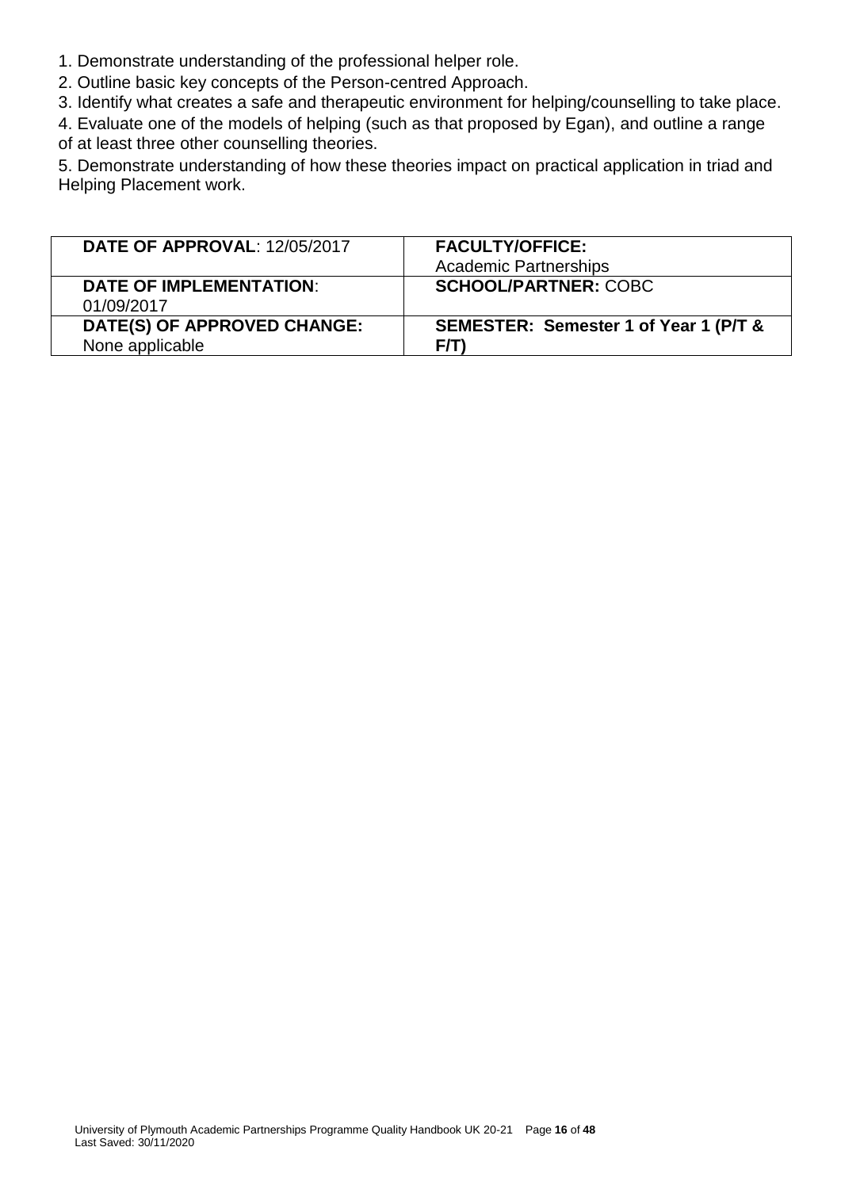1. Demonstrate understanding of the professional helper role.
2. Outline basic key concepts of the Person-centred Approach.
3. Identify what creates a safe and therapeutic environment for helping/counselling to take place.
4. Evaluate one of the models of helping (such as that proposed by Egan), and outline a range of at least three other counselling theories.
5. Demonstrate understanding of how these theories impact on practical application in triad and Helping Placement work.

| **DATE OF APPROVAL**: 12/05/2017 | **FACULTY/OFFICE:** Academic Partnerships |
|---|---|
| **DATE OF IMPLEMENTATION**: 01/09/2017 | **SCHOOL/PARTNER:** COBC |
| **DATE(S) OF APPROVED CHANGE:** None applicable | **SEMESTER: Semester 1 of Year 1 (P/T & F/T)** |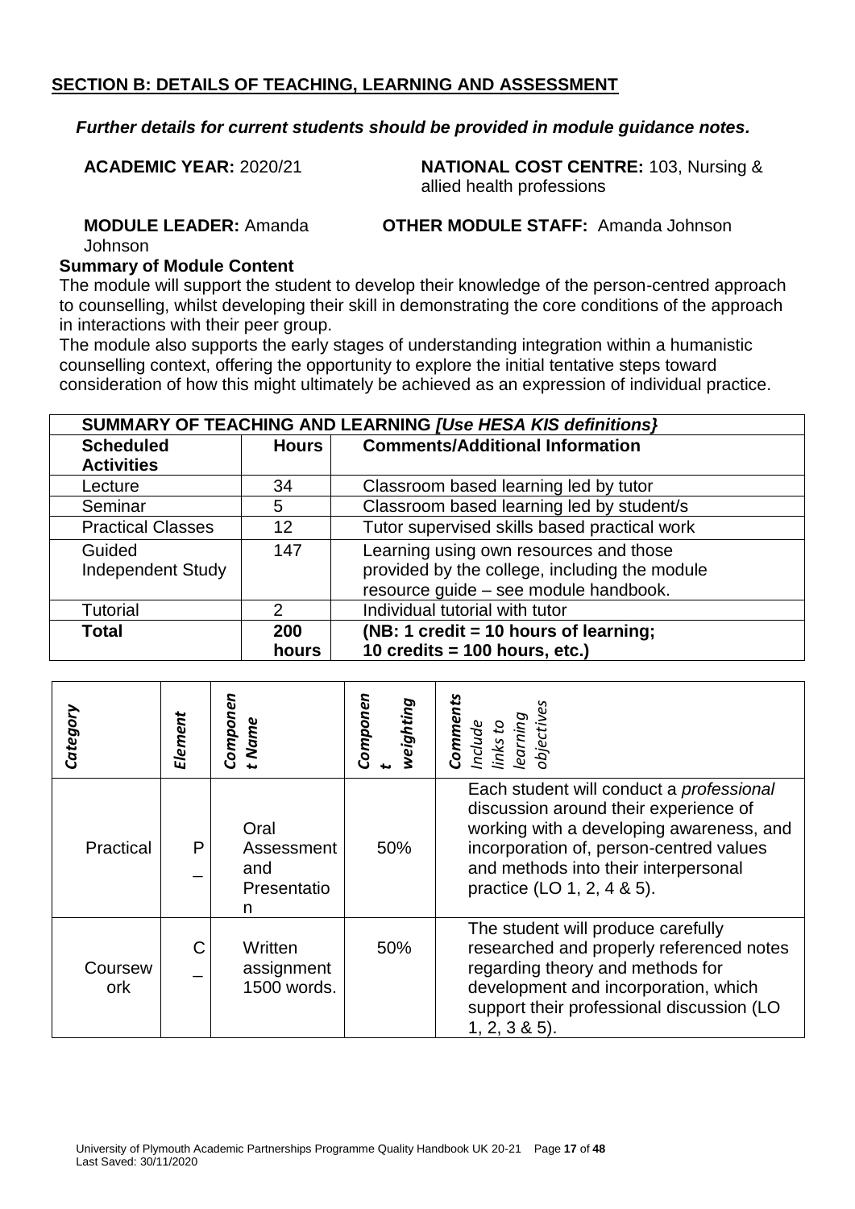## SECTION B: DETAILS OF TEACHING, LEARNING AND ASSESSMENT

***Further details for current students should be provided in module guidance notes.***

**ACADEMIC YEAR:** 2020/21

**NATIONAL COST CENTRE:** 103, Nursing & allied health professions

**MODULE LEADER:** Amanda Johnson

**OTHER MODULE STAFF:** Amanda Johnson

**Summary of Module Content**

The module will support the student to develop their knowledge of the person-centred approach to counselling, whilst developing their skill in demonstrating the core conditions of the approach in interactions with their peer group.

The module also supports the early stages of understanding integration within a humanistic counselling context, offering the opportunity to explore the initial tentative steps toward consideration of how this might ultimately be achieved as an expression of individual practice.

| **SUMMARY OF TEACHING AND LEARNING *[Use HESA KIS definitions}*** | | |
|---|---|---|
| **Scheduled Activities** | **Hours** | **Comments/Additional Information** |
| Lecture | 34 | Classroom based learning led by tutor |
| Seminar | 5 | Classroom based learning led by student/s |
| Practical Classes | 12 | Tutor supervised skills based practical work |
| Guided Independent Study | 147 | Learning using own resources and those provided by the college, including the module resource guide – see module handbook. |
| Tutorial | 2 | Individual tutorial with tutor |
| **Total** | **200 hours** | **(NB: 1 credit = 10 hours of learning; 10 credits = 100 hours, etc.)** |

| *Category* | *Element* | *Component Name* | *Component weighting* | *Comments Include links to learning objectives* |
|---|---|---|---|---|
| Practical | P_ | Oral Assessment and Presentation | 50% | Each student will conduct a *professional* discussion around their experience of working with a developing awareness, and incorporation of, person-centred values and methods into their interpersonal practice (LO 1, 2, 4 & 5). |
| Coursework | C_ | Written assignment 1500 words. | 50% | The student will produce carefully researched and properly referenced notes regarding theory and methods for development and incorporation, which support their professional discussion (LO 1, 2, 3 & 5). |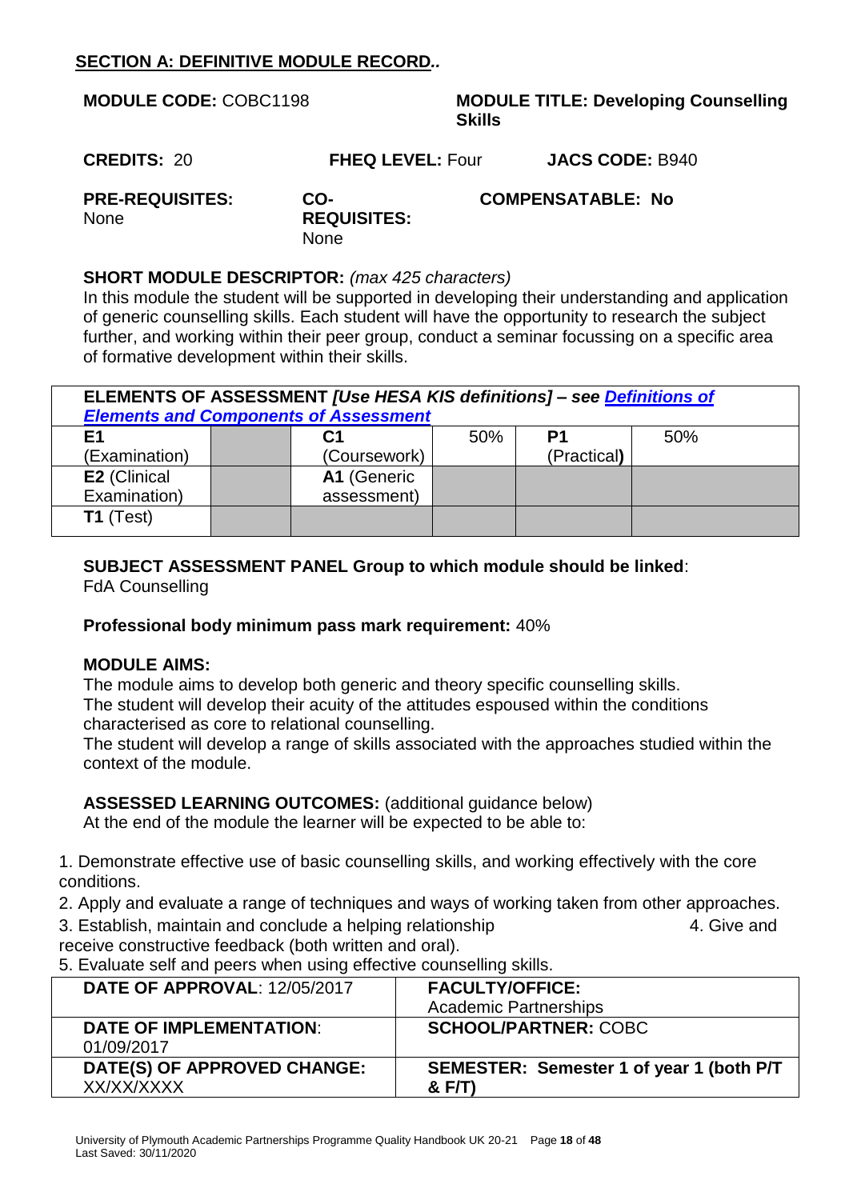## SECTION A: DEFINITIVE MODULE RECORD*..*

**MODULE CODE:** COBC1198 **MODULE TITLE: Developing Counselling Skills**

**CREDITS:** 20 **FHEQ LEVEL:** Four **JACS CODE:** B940

**PRE-REQUISITES:** None **CO-REQUISITES:** None **COMPENSATABLE: No**

**SHORT MODULE DESCRIPTOR:** *(max 425 characters)*
In this module the student will be supported in developing their understanding and application of generic counselling skills. Each student will have the opportunity to research the subject further, and working within their peer group, conduct a seminar focussing on a specific area of formative development within their skills.

| **ELEMENTS OF ASSESSMENT** ***[Use HESA KIS definitions] – see Definitions of Elements and Components of Assessment*** | | | | | |
|---|---|---|---|---|---|
| **E1** (Examination) | | **C1** (Coursework) | 50% | **P1** (Practical**)** | 50% |
| **E2** (Clinical Examination) | | **A1** (Generic assessment) | | | |
| **T1** (Test) | | | | | |

**SUBJECT ASSESSMENT PANEL Group to which module should be linked**:
FdA Counselling

**Professional body minimum pass mark requirement:** 40%

**MODULE AIMS:**
The module aims to develop both generic and theory specific counselling skills.
The student will develop their acuity of the attitudes espoused within the conditions characterised as core to relational counselling.
The student will develop a range of skills associated with the approaches studied within the context of the module.

**ASSESSED LEARNING OUTCOMES:** (additional guidance below)
At the end of the module the learner will be expected to be able to:

1. Demonstrate effective use of basic counselling skills, and working effectively with the core conditions.
2. Apply and evaluate a range of techniques and ways of working taken from other approaches.
3. Establish, maintain and conclude a helping relationship
4. Give and receive constructive feedback (both written and oral).
5. Evaluate self and peers when using effective counselling skills.

| | |
|---|---|
| **DATE OF APPROVAL**: 12/05/2017 | **FACULTY/OFFICE:** Academic Partnerships |
| **DATE OF IMPLEMENTATION**: 01/09/2017 | **SCHOOL/PARTNER:** COBC |
| **DATE(S) OF APPROVED CHANGE:** XX/XX/XXXX | **SEMESTER: Semester 1 of year 1 (both P/T & F/T)** |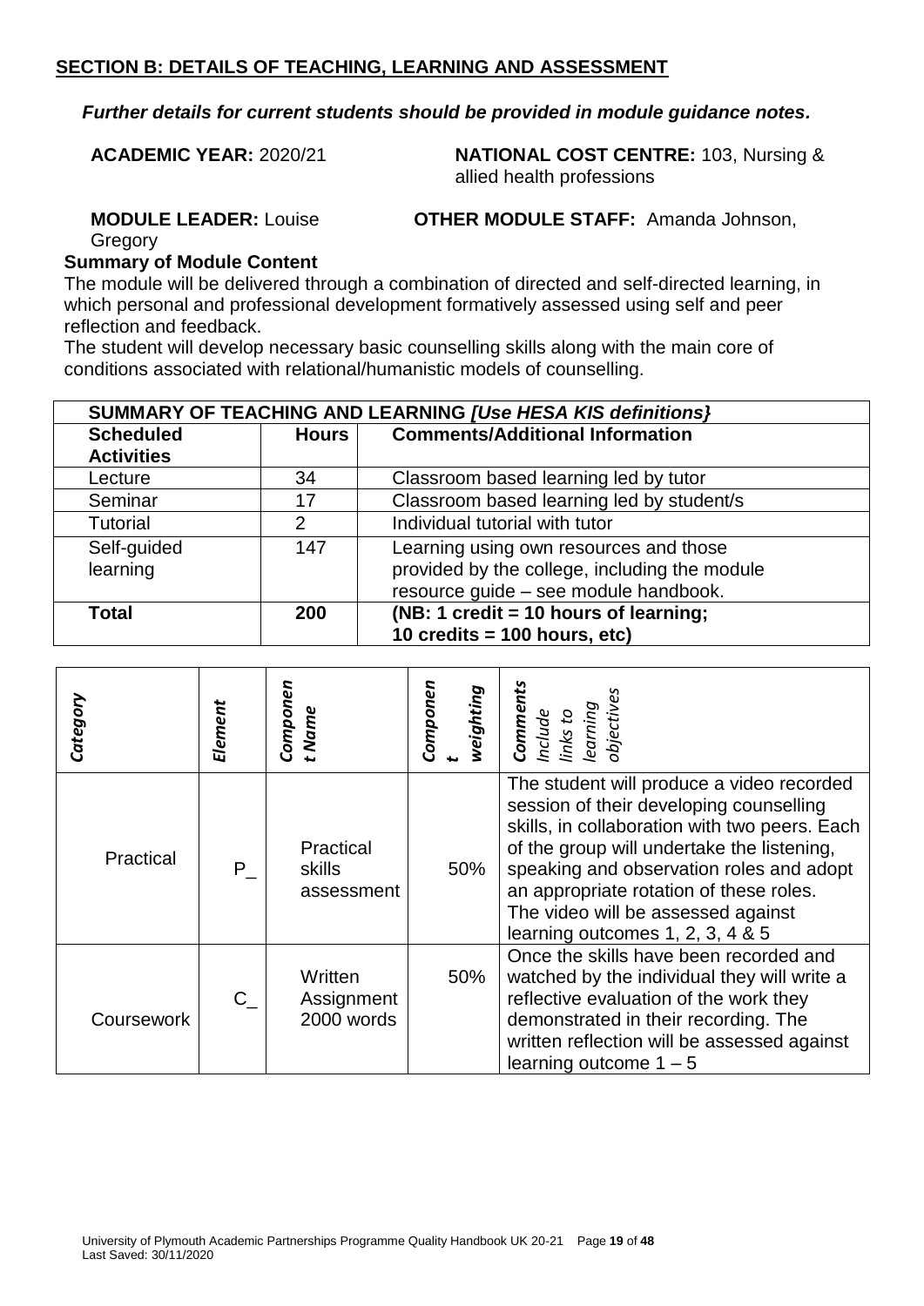## SECTION B: DETAILS OF TEACHING, LEARNING AND ASSESSMENT

***Further details for current students should be provided in module guidance notes.***

**ACADEMIC YEAR:** 2020/21

**NATIONAL COST CENTRE:** 103, Nursing & allied health professions

**MODULE LEADER:** Louise Gregory

**OTHER MODULE STAFF:** Amanda Johnson,

**Summary of Module Content**

The module will be delivered through a combination of directed and self-directed learning, in which personal and professional development formatively assessed using self and peer reflection and feedback.

The student will develop necessary basic counselling skills along with the main core of conditions associated with relational/humanistic models of counselling.

| **SUMMARY OF TEACHING AND LEARNING *[Use HESA KIS definitions}*** | | |
|---|---|---|
| **Scheduled Activities** | **Hours** | **Comments/Additional Information** |
| Lecture | 34 | Classroom based learning led by tutor |
| Seminar | 17 | Classroom based learning led by student/s |
| Tutorial | 2 | Individual tutorial with tutor |
| Self-guided learning | 147 | Learning using own resources and those provided by the college, including the module resource guide – see module handbook. |
| **Total** | **200** | **(NB: 1 credit = 10 hours of learning; 10 credits = 100 hours, etc)** |

| ***Category*** | ***Element*** | ***Component Name*** | ***Component weighting*** | ***Comments** Include links to learning objectives* |
|---|---|---|---|---|
| Practical | P_ | Practical skills assessment | 50% | The student will produce a video recorded session of their developing counselling skills, in collaboration with two peers. Each of the group will undertake the listening, speaking and observation roles and adopt an appropriate rotation of these roles. The video will be assessed against learning outcomes 1, 2, 3, 4 & 5 |
| Coursework | C_ | Written Assignment 2000 words | 50% | Once the skills have been recorded and watched by the individual they will write a reflective evaluation of the work they demonstrated in their recording. The written reflection will be assessed against learning outcome 1 – 5 |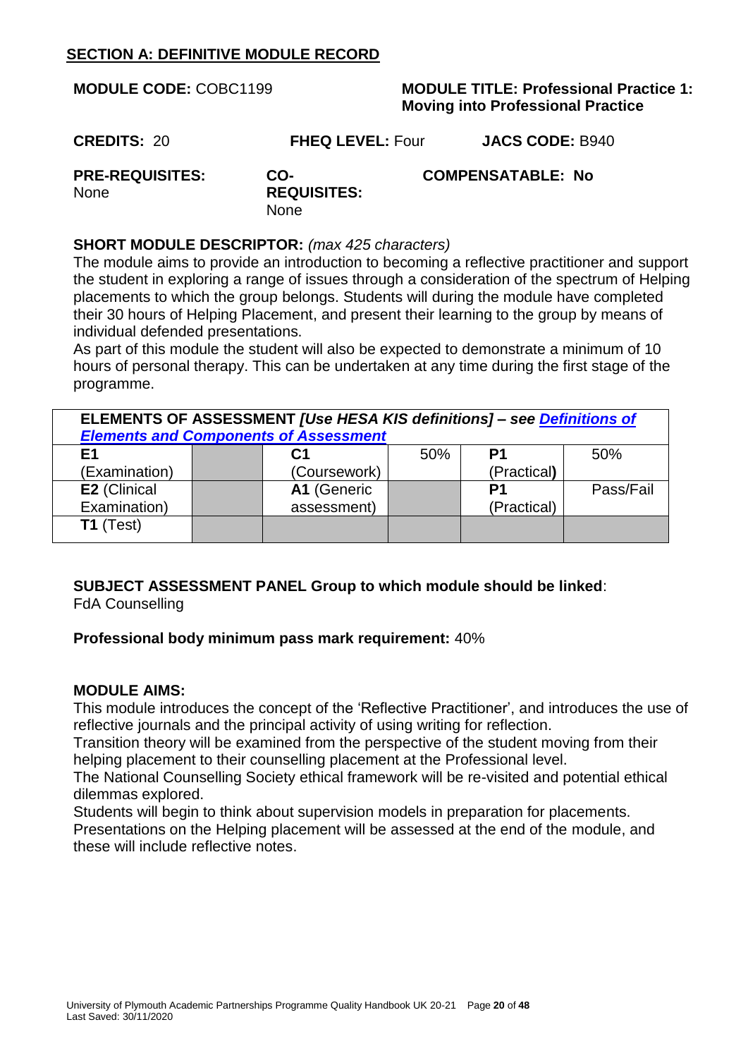## SECTION A: DEFINITIVE MODULE RECORD

**MODULE CODE:** COBC1199 **MODULE TITLE: Professional Practice 1: Moving into Professional Practice**

**CREDITS:** 20 **FHEQ LEVEL:** Four **JACS CODE:** B940

**PRE-REQUISITES:** None **CO-REQUISITES:** None **COMPENSATABLE: No**

**SHORT MODULE DESCRIPTOR:** *(max 425 characters)*
The module aims to provide an introduction to becoming a reflective practitioner and support the student in exploring a range of issues through a consideration of the spectrum of Helping placements to which the group belongs. Students will during the module have completed their 30 hours of Helping Placement, and present their learning to the group by means of individual defended presentations.
As part of this module the student will also be expected to demonstrate a minimum of 10 hours of personal therapy. This can be undertaken at any time during the first stage of the programme.

| **ELEMENTS OF ASSESSMENT** ***[Use HESA KIS definitions] – see [Definitions of Elements and Components of Assessment]*** | | | | | |
|---|---|---|---|---|---|
| **E1** (Examination) | | **C1** (Coursework) | 50% | **P1** (Practical**)** | 50% |
| **E2** (Clinical Examination) | | **A1** (Generic assessment) | | **P1** (Practical) | Pass/Fail |
| **T1** (Test) | | | | | |

**SUBJECT ASSESSMENT PANEL Group to which module should be linked**:
FdA Counselling

**Professional body minimum pass mark requirement:** 40%

**MODULE AIMS:**
This module introduces the concept of the 'Reflective Practitioner', and introduces the use of reflective journals and the principal activity of using writing for reflection.
Transition theory will be examined from the perspective of the student moving from their helping placement to their counselling placement at the Professional level.
The National Counselling Society ethical framework will be re-visited and potential ethical dilemmas explored.
Students will begin to think about supervision models in preparation for placements.
Presentations on the Helping placement will be assessed at the end of the module, and these will include reflective notes.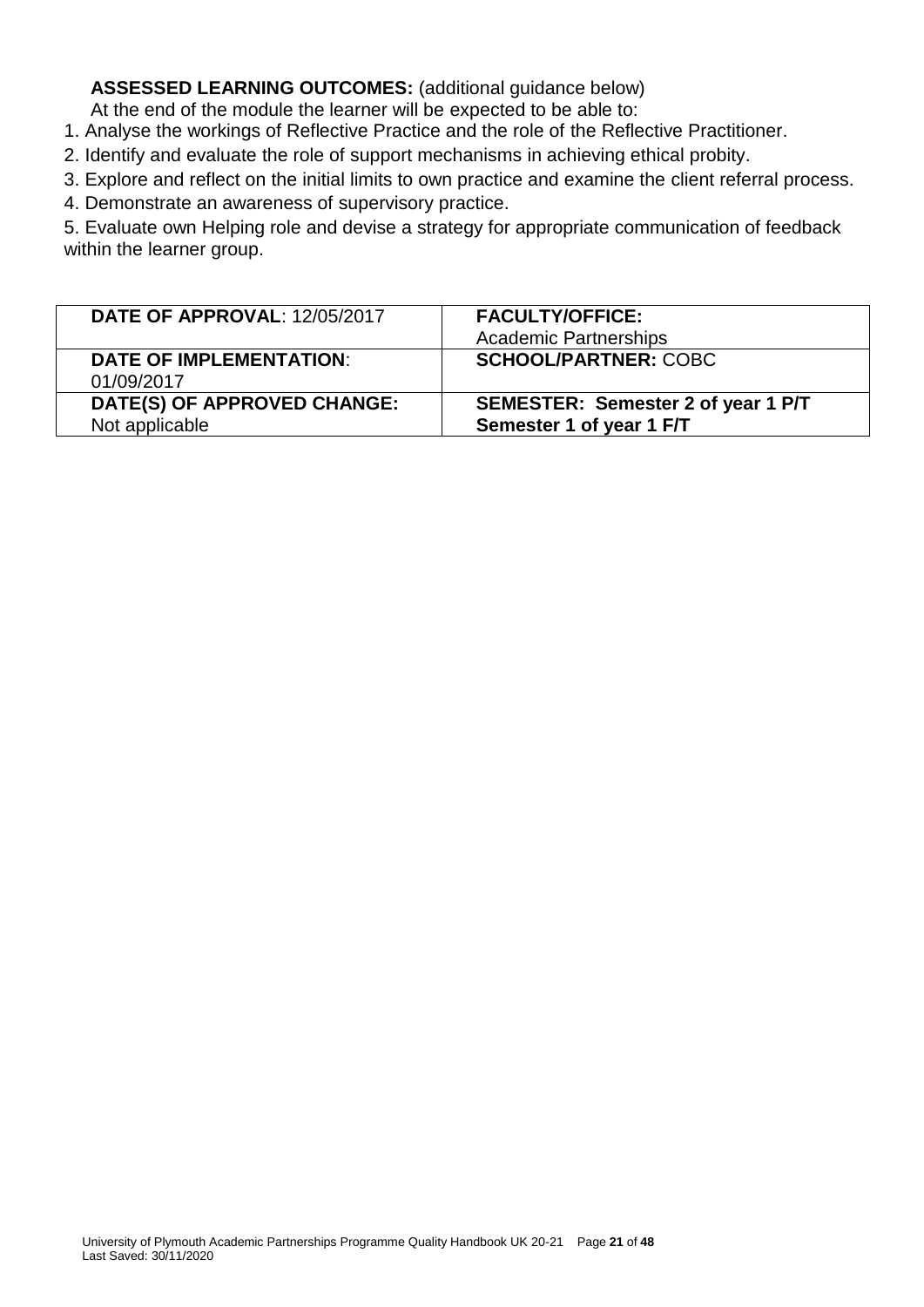**ASSESSED LEARNING OUTCOMES:** (additional guidance below)

At the end of the module the learner will be expected to be able to:

1. Analyse the workings of Reflective Practice and the role of the Reflective Practitioner.
2. Identify and evaluate the role of support mechanisms in achieving ethical probity.
3. Explore and reflect on the initial limits to own practice and examine the client referral process.
4. Demonstrate an awareness of supervisory practice.
5. Evaluate own Helping role and devise a strategy for appropriate communication of feedback within the learner group.

| **DATE OF APPROVAL**: 12/05/2017 | **FACULTY/OFFICE:** Academic Partnerships |
|---|---|
| **DATE OF IMPLEMENTATION**: 01/09/2017 | **SCHOOL/PARTNER:** COBC |
| **DATE(S) OF APPROVED CHANGE:** Not applicable | **SEMESTER: Semester 2 of year 1 P/T Semester 1 of year 1 F/T** |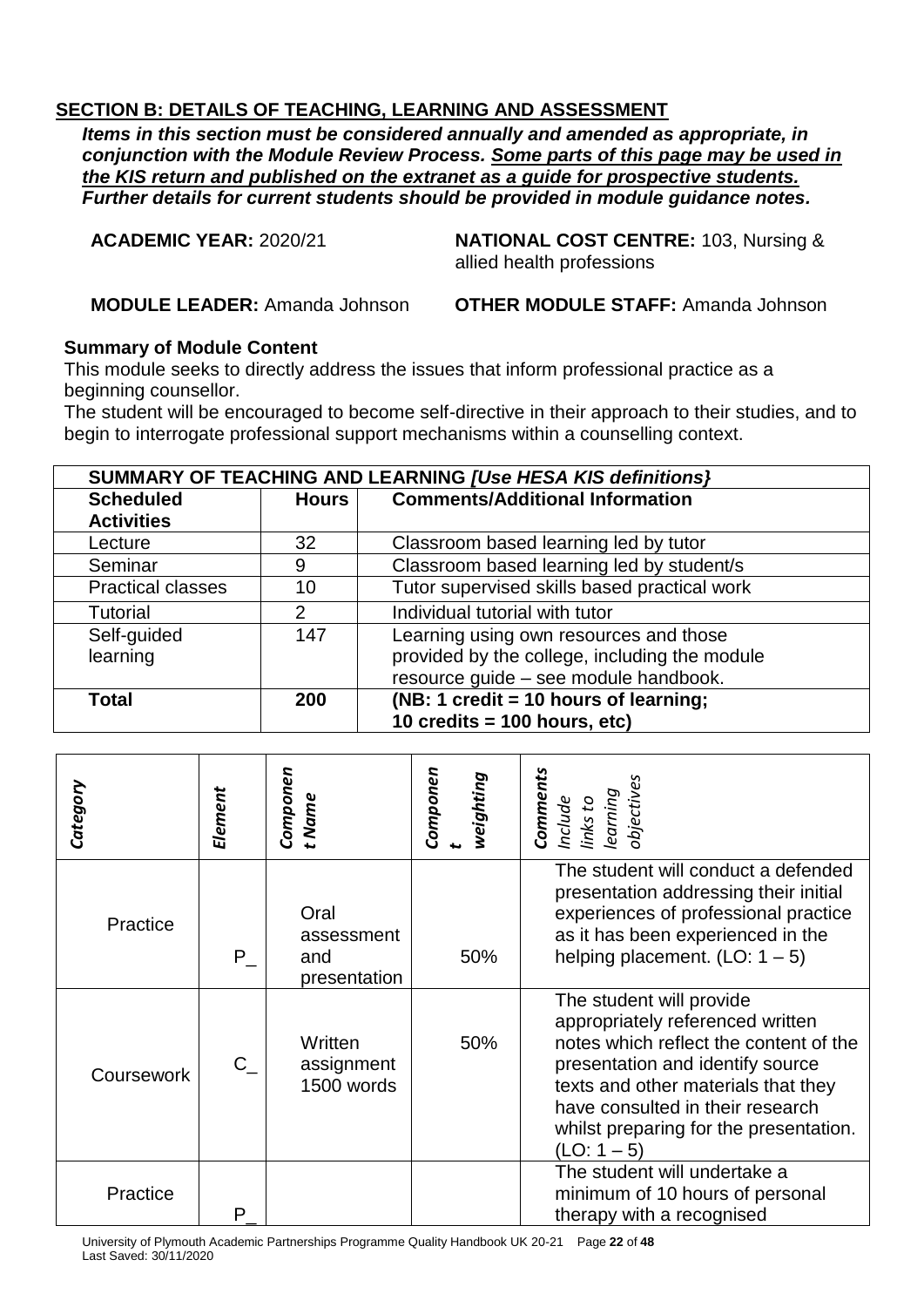## SECTION B: DETAILS OF TEACHING, LEARNING AND ASSESSMENT

***Items in this section must be considered annually and amended as appropriate, in conjunction with the Module Review Process. Some parts of this page may be used in the KIS return and published on the extranet as a guide for prospective students. Further details for current students should be provided in module guidance notes.***

**ACADEMIC YEAR:** 2020/21

**NATIONAL COST CENTRE:** 103, Nursing & allied health professions

**MODULE LEADER:** Amanda Johnson

**OTHER MODULE STAFF:** Amanda Johnson

**Summary of Module Content**

This module seeks to directly address the issues that inform professional practice as a beginning counsellor.

The student will be encouraged to become self-directive in their approach to their studies, and to begin to interrogate professional support mechanisms within a counselling context.

| **SUMMARY OF TEACHING AND LEARNING *[Use HESA KIS definitions}*** | | |
|---|---|---|
| **Scheduled Activities** | **Hours** | **Comments/Additional Information** |
| Lecture | 32 | Classroom based learning led by tutor |
| Seminar | 9 | Classroom based learning led by student/s |
| Practical classes | 10 | Tutor supervised skills based practical work |
| Tutorial | 2 | Individual tutorial with tutor |
| Self-guided learning | 147 | Learning using own resources and those provided by the college, including the module resource guide – see module handbook. |
| **Total** | **200** | **(NB: 1 credit = 10 hours of learning; 10 credits = 100 hours, etc)** |

| ***Category*** | ***Element*** | ***Component Name*** | ***Component weighting*** | ***Comments** Include links to learning objectives* |
|---|---|---|---|---|
| Practice | P_ | Oral assessment and presentation | 50% | The student will conduct a defended presentation addressing their initial experiences of professional practice as it has been experienced in the helping placement. (LO: 1 – 5) |
| Coursework | C_ | Written assignment 1500 words | 50% | The student will provide appropriately referenced written notes which reflect the content of the presentation and identify source texts and other materials that they have consulted in their research whilst preparing for the presentation. (LO: 1 – 5) |
| Practice | P_ | | | The student will undertake a minimum of 10 hours of personal therapy with a recognised |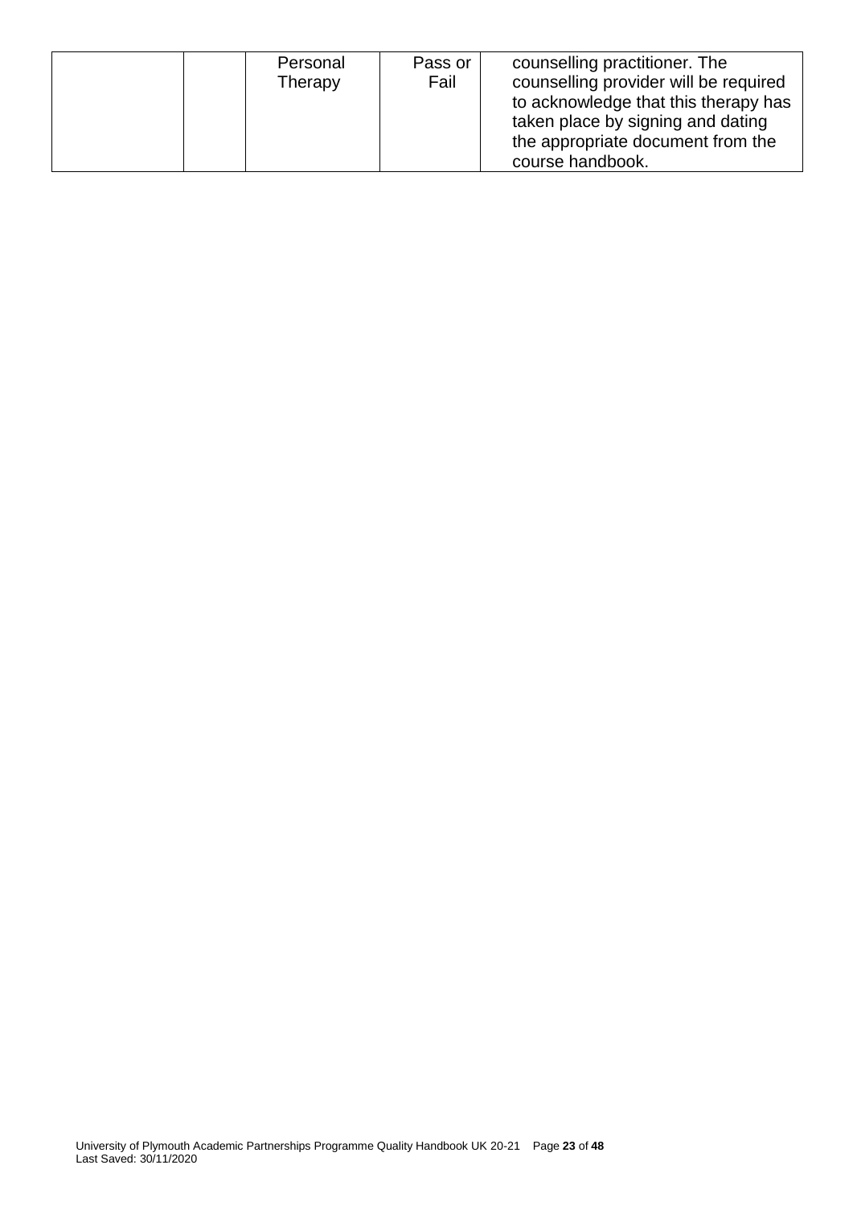|  |  | Personal Therapy | Pass or Fail | counselling practitioner. The counselling provider will be required to acknowledge that this therapy has taken place by signing and dating the appropriate document from the course handbook. |
|---|---|---|---|---|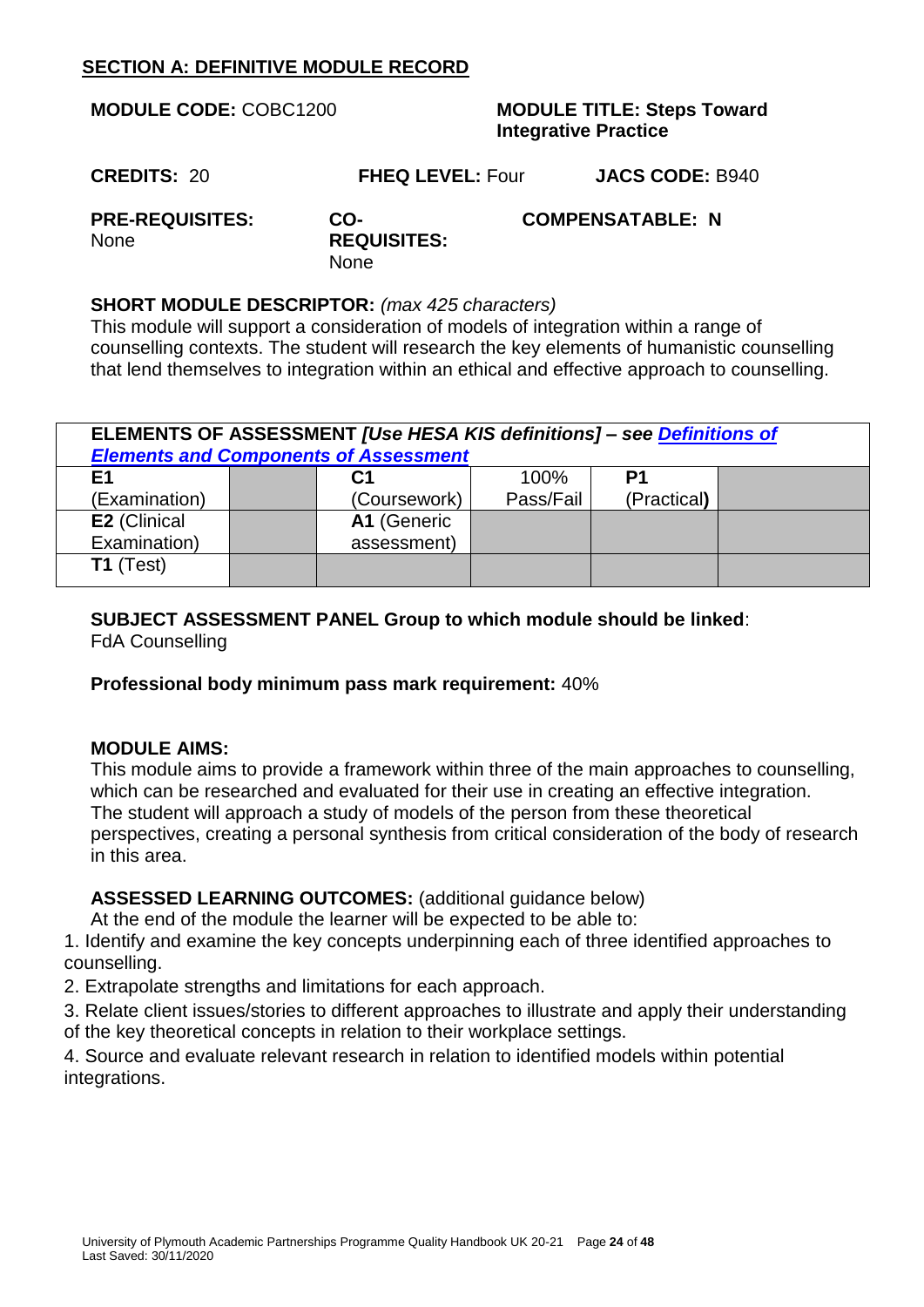## SECTION A: DEFINITIVE MODULE RECORD

**MODULE CODE:** COBC1200

**MODULE TITLE: Steps Toward Integrative Practice**

**CREDITS:** 20 **FHEQ LEVEL:** Four **JACS CODE:** B940

**PRE-REQUISITES:** None **CO-REQUISITES:** None **COMPENSATABLE: N**

**SHORT MODULE DESCRIPTOR:** *(max 425 characters)*
This module will support a consideration of models of integration within a range of counselling contexts. The student will research the key elements of humanistic counselling that lend themselves to integration within an ethical and effective approach to counselling.

| **ELEMENTS OF ASSESSMENT** ***[Use HESA KIS definitions] – see [Definitions of Elements and Components of Assessment]()*** | | | | | |
|---|---|---|---|---|---|
| **E1** (Examination) | | **C1** (Coursework) | 100% Pass/Fail | **P1** (Practical) | |
| **E2** (Clinical Examination) | | **A1** (Generic assessment) | | | |
| **T1** (Test) | | | | | |

**SUBJECT ASSESSMENT PANEL Group to which module should be linked**: FdA Counselling

**Professional body minimum pass mark requirement:** 40%

**MODULE AIMS:**
This module aims to provide a framework within three of the main approaches to counselling, which can be researched and evaluated for their use in creating an effective integration. The student will approach a study of models of the person from these theoretical perspectives, creating a personal synthesis from critical consideration of the body of research in this area.

**ASSESSED LEARNING OUTCOMES:** (additional guidance below)
At the end of the module the learner will be expected to be able to:

1. Identify and examine the key concepts underpinning each of three identified approaches to counselling.
2. Extrapolate strengths and limitations for each approach.
3. Relate client issues/stories to different approaches to illustrate and apply their understanding of the key theoretical concepts in relation to their workplace settings.
4. Source and evaluate relevant research in relation to identified models within potential integrations.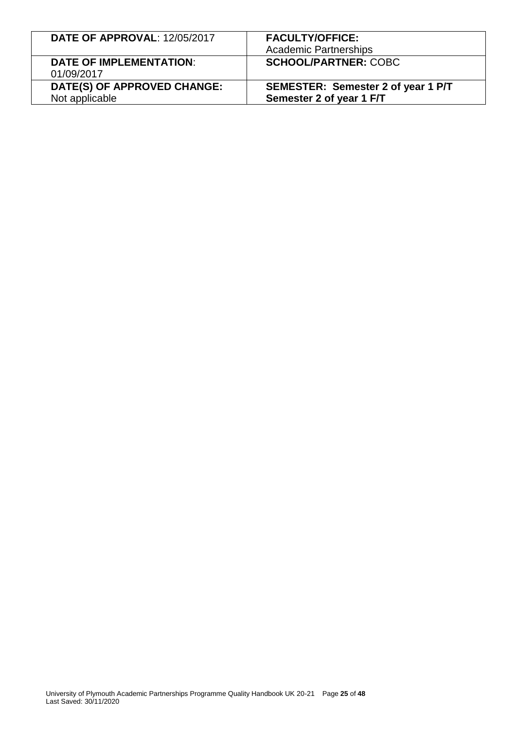| **DATE OF APPROVAL**: 12/05/2017 | **FACULTY/OFFICE:** Academic Partnerships |
| --- | --- |
| **DATE OF IMPLEMENTATION**: 01/09/2017 | **SCHOOL/PARTNER:** COBC |
| **DATE(S) OF APPROVED CHANGE:** Not applicable | **SEMESTER: Semester 2 of year 1 P/T Semester 2 of year 1 F/T** |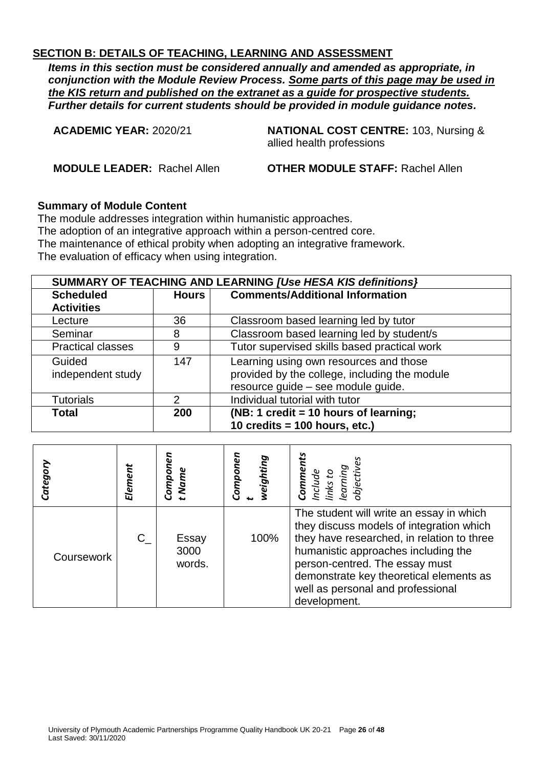## SECTION B: DETAILS OF TEACHING, LEARNING AND ASSESSMENT

***Items in this section must be considered annually and amended as appropriate, in conjunction with the Module Review Process. Some parts of this page may be used in the KIS return and published on the extranet as a guide for prospective students. Further details for current students should be provided in module guidance notes.***

**ACADEMIC YEAR:** 2020/21

**NATIONAL COST CENTRE:** 103, Nursing & allied health professions

**MODULE LEADER:** Rachel Allen

**OTHER MODULE STAFF:** Rachel Allen

**Summary of Module Content**

The module addresses integration within humanistic approaches.
The adoption of an integrative approach within a person-centred core.
The maintenance of ethical probity when adopting an integrative framework.
The evaluation of efficacy when using integration.

| **SUMMARY OF TEACHING AND LEARNING *[Use HESA KIS definitions}*** | | |
|---|---|---|
| **Scheduled Activities** | **Hours** | **Comments/Additional Information** |
| Lecture | 36 | Classroom based learning led by tutor |
| Seminar | 8 | Classroom based learning led by student/s |
| Practical classes | 9 | Tutor supervised skills based practical work |
| Guided independent study | 147 | Learning using own resources and those provided by the college, including the module resource guide – see module guide. |
| Tutorials | 2 | Individual tutorial with tutor |
| **Total** | **200** | **(NB: 1 credit = 10 hours of learning; 10 credits = 100 hours, etc.)** |

| ***Category*** | ***Element*** | ***Component Name*** | ***Component weighting*** | ***Comments** Include links to learning objectives* |
|---|---|---|---|---|
| Coursework | C_ | Essay 3000 words. | 100% | The student will write an essay in which they discuss models of integration which they have researched, in relation to three humanistic approaches including the person-centred. The essay must demonstrate key theoretical elements as well as personal and professional development. |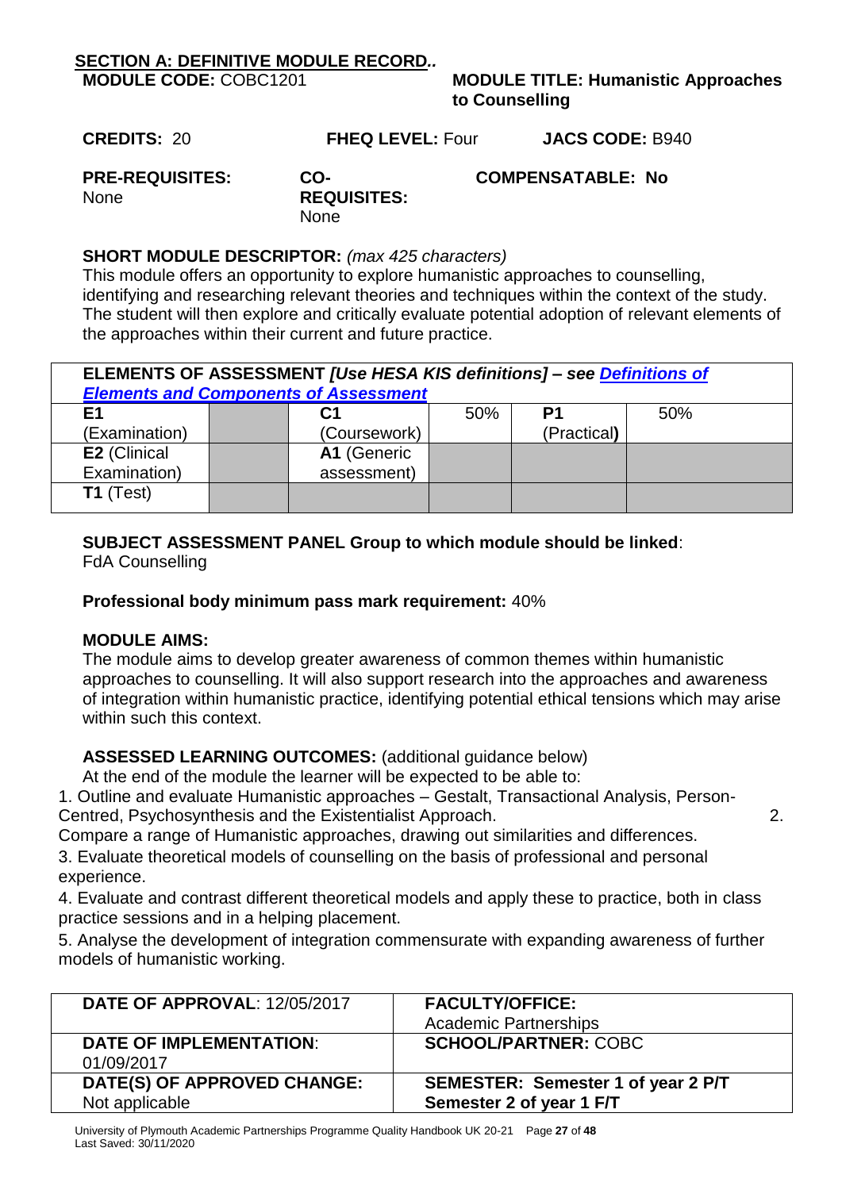## SECTION A: DEFINITIVE MODULE RECORD*..*

**MODULE CODE:** COBC1201 **MODULE TITLE: Humanistic Approaches to Counselling**

**CREDITS:** 20 **FHEQ LEVEL:** Four **JACS CODE:** B940

**PRE-REQUISITES:** None **CO-REQUISITES:** None **COMPENSATABLE: No**

**SHORT MODULE DESCRIPTOR:** *(max 425 characters)*
This module offers an opportunity to explore humanistic approaches to counselling, identifying and researching relevant theories and techniques within the context of the study. The student will then explore and critically evaluate potential adoption of relevant elements of the approaches within their current and future practice.

| **ELEMENTS OF ASSESSMENT** ***[Use HESA KIS definitions] – see Definitions of Elements and Components of Assessment*** | | | | | |
|---|---|---|---|---|---|
| **E1** (Examination) | | **C1** (Coursework) | 50% | **P1** (Practical**)** | 50% |
| **E2** (Clinical Examination) | | **A1** (Generic assessment) | | | |
| **T1** (Test) | | | | | |

**SUBJECT ASSESSMENT PANEL Group to which module should be linked**:
FdA Counselling

**Professional body minimum pass mark requirement:** 40%

**MODULE AIMS:**
The module aims to develop greater awareness of common themes within humanistic approaches to counselling. It will also support research into the approaches and awareness of integration within humanistic practice, identifying potential ethical tensions which may arise within such this context.

**ASSESSED LEARNING OUTCOMES:** (additional guidance below)
At the end of the module the learner will be expected to be able to:

1. Outline and evaluate Humanistic approaches – Gestalt, Transactional Analysis, Person-Centred, Psychosynthesis and the Existentialist Approach.
2. Compare a range of Humanistic approaches, drawing out similarities and differences.
3. Evaluate theoretical models of counselling on the basis of professional and personal experience.
4. Evaluate and contrast different theoretical models and apply these to practice, both in class practice sessions and in a helping placement.
5. Analyse the development of integration commensurate with expanding awareness of further models of humanistic working.

| | |
|---|---|
| **DATE OF APPROVAL**: 12/05/2017 | **FACULTY/OFFICE:** Academic Partnerships |
| **DATE OF IMPLEMENTATION**: 01/09/2017 | **SCHOOL/PARTNER:** COBC |
| **DATE(S) OF APPROVED CHANGE:** Not applicable | **SEMESTER: Semester 1 of year 2 P/T Semester 2 of year 1 F/T** |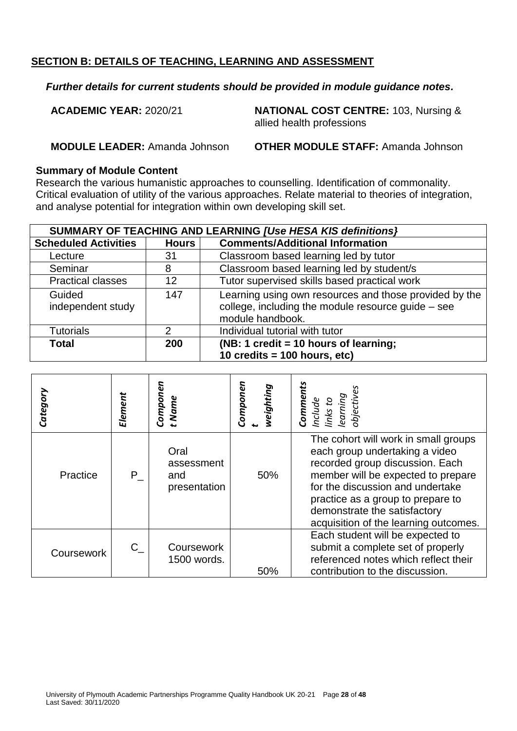## SECTION B: DETAILS OF TEACHING, LEARNING AND ASSESSMENT

***Further details for current students should be provided in module guidance notes.***

**ACADEMIC YEAR:** 2020/21

**NATIONAL COST CENTRE:** 103, Nursing & allied health professions

**MODULE LEADER:** Amanda Johnson

**OTHER MODULE STAFF:** Amanda Johnson

**Summary of Module Content**

Research the various humanistic approaches to counselling. Identification of commonality. Critical evaluation of utility of the various approaches. Relate material to theories of integration, and analyse potential for integration within own developing skill set.

| **SUMMARY OF TEACHING AND LEARNING *[Use HESA KIS definitions}*** | | |
|---|---|---|
| **Scheduled Activities** | **Hours** | **Comments/Additional Information** |
| Lecture | 31 | Classroom based learning led by tutor |
| Seminar | 8 | Classroom based learning led by student/s |
| Practical classes | 12 | Tutor supervised skills based practical work |
| Guided independent study | 147 | Learning using own resources and those provided by the college, including the module resource guide – see module handbook. |
| Tutorials | 2 | Individual tutorial with tutor |
| **Total** | **200** | **(NB: 1 credit = 10 hours of learning; 10 credits = 100 hours, etc)** |

| ***Category*** | ***Element*** | ***Component Name*** | ***Component weighting*** | ***Comments*** *Include links to learning objectives* |
|---|---|---|---|---|
| Practice | P_ | Oral assessment and presentation | 50% | The cohort will work in small groups each group undertaking a video recorded group discussion. Each member will be expected to prepare for the discussion and undertake practice as a group to prepare to demonstrate the satisfactory acquisition of the learning outcomes. |
| Coursework | C_ | Coursework 1500 words. | 50% | Each student will be expected to submit a complete set of properly referenced notes which reflect their contribution to the discussion. |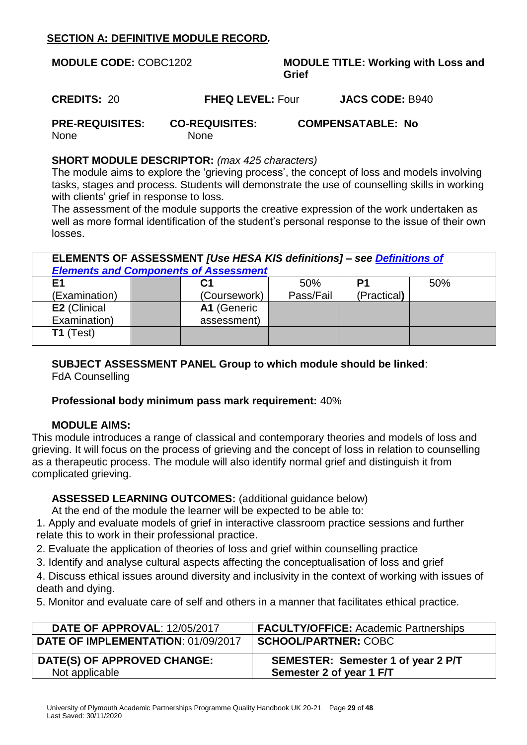## SECTION A: DEFINITIVE MODULE RECORD.

**MODULE CODE:** COBC1202

**MODULE TITLE: Working with Loss and Grief**

**CREDITS:** 20 **FHEQ LEVEL:** Four **JACS CODE:** B940

**PRE-REQUISITES:** None **CO-REQUISITES:** None **COMPENSATABLE: No**

**SHORT MODULE DESCRIPTOR:** *(max 425 characters)*
The module aims to explore the 'grieving process', the concept of loss and models involving tasks, stages and process. Students will demonstrate the use of counselling skills in working with clients' grief in response to loss.
The assessment of the module supports the creative expression of the work undertaken as well as more formal identification of the student's personal response to the issue of their own losses.

| **ELEMENTS OF ASSESSMENT** ***[Use HESA KIS definitions] – see Definitions of Elements and Components of Assessment*** | | | | | |
|---|---|---|---|---|---|
| **E1** (Examination) | | **C1** (Coursework) | 50% Pass/Fail | **P1** (Practical) | 50% |
| **E2** (Clinical Examination) | | **A1** (Generic assessment) | | | |
| **T1** (Test) | | | | | |

**SUBJECT ASSESSMENT PANEL Group to which module should be linked**:
FdA Counselling

**Professional body minimum pass mark requirement:** 40%

**MODULE AIMS:**
This module introduces a range of classical and contemporary theories and models of loss and grieving. It will focus on the process of grieving and the concept of loss in relation to counselling as a therapeutic process. The module will also identify normal grief and distinguish it from complicated grieving.

**ASSESSED LEARNING OUTCOMES:** (additional guidance below)
At the end of the module the learner will be expected to be able to:

1. Apply and evaluate models of grief in interactive classroom practice sessions and further relate this to work in their professional practice.
2. Evaluate the application of theories of loss and grief within counselling practice
3. Identify and analyse cultural aspects affecting the conceptualisation of loss and grief
4. Discuss ethical issues around diversity and inclusivity in the context of working with issues of death and dying.
5. Monitor and evaluate care of self and others in a manner that facilitates ethical practice.

| | |
|---|---|
| **DATE OF APPROVAL**: 12/05/2017 | **FACULTY/OFFICE:** Academic Partnerships |
| **DATE OF IMPLEMENTATION**: 01/09/2017 | **SCHOOL/PARTNER:** COBC |
| **DATE(S) OF APPROVED CHANGE:** Not applicable | **SEMESTER: Semester 1 of year 2 P/T Semester 2 of year 1 F/T** |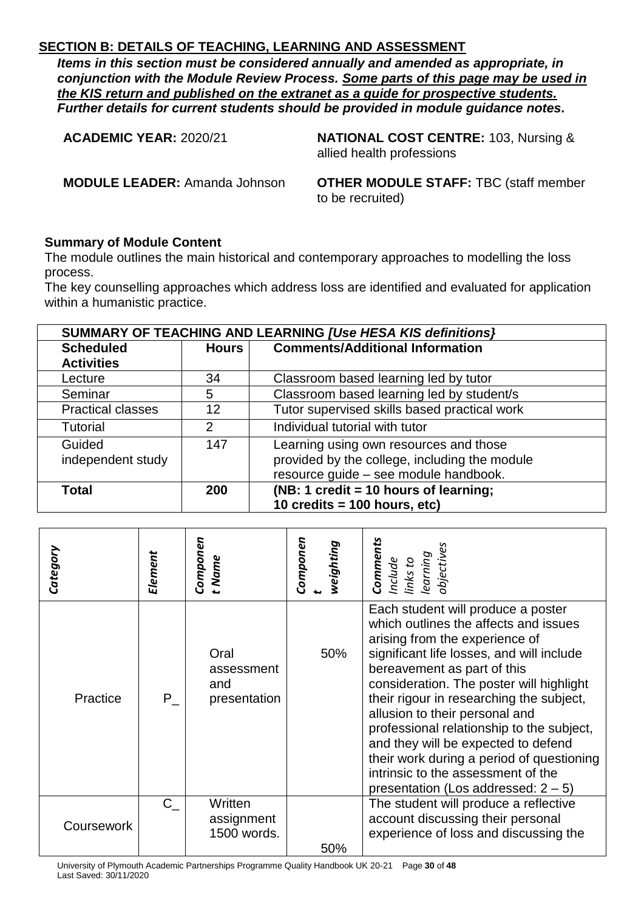## SECTION B: DETAILS OF TEACHING, LEARNING AND ASSESSMENT

***Items in this section must be considered annually and amended as appropriate, in conjunction with the Module Review Process. Some parts of this page may be used in the KIS return and published on the extranet as a guide for prospective students. Further details for current students should be provided in module guidance notes.***

**ACADEMIC YEAR:** 2020/21

**NATIONAL COST CENTRE:** 103, Nursing & allied health professions

**MODULE LEADER:** Amanda Johnson

**OTHER MODULE STAFF:** TBC (staff member to be recruited)

**Summary of Module Content**

The module outlines the main historical and contemporary approaches to modelling the loss process.

The key counselling approaches which address loss are identified and evaluated for application within a humanistic practice.

| **SUMMARY OF TEACHING AND LEARNING *[Use HESA KIS definitions}*** | | |
|---|---|---|
| **Scheduled Activities** | **Hours** | **Comments/Additional Information** |
| Lecture | 34 | Classroom based learning led by tutor |
| Seminar | 5 | Classroom based learning led by student/s |
| Practical classes | 12 | Tutor supervised skills based practical work |
| Tutorial | 2 | Individual tutorial with tutor |
| Guided independent study | 147 | Learning using own resources and those provided by the college, including the module resource guide – see module handbook. |
| **Total** | **200** | **(NB: 1 credit = 10 hours of learning; 10 credits = 100 hours, etc)** |

| ***Category*** | ***Element*** | ***Component Name*** | ***Component weighting*** | ***Comments*** *Include links to learning objectives* |
|---|---|---|---|---|
| Practice | P_ | Oral assessment and presentation | 50% | Each student will produce a poster which outlines the affects and issues arising from the experience of significant life losses, and will include bereavement as part of this consideration. The poster will highlight their rigour in researching the subject, allusion to their personal and professional relationship to the subject, and they will be expected to defend their work during a period of questioning intrinsic to the assessment of the presentation (Los addressed: 2 – 5) |
| Coursework | C_ | Written assignment 1500 words. | 50% | The student will produce a reflective account discussing their personal experience of loss and discussing the |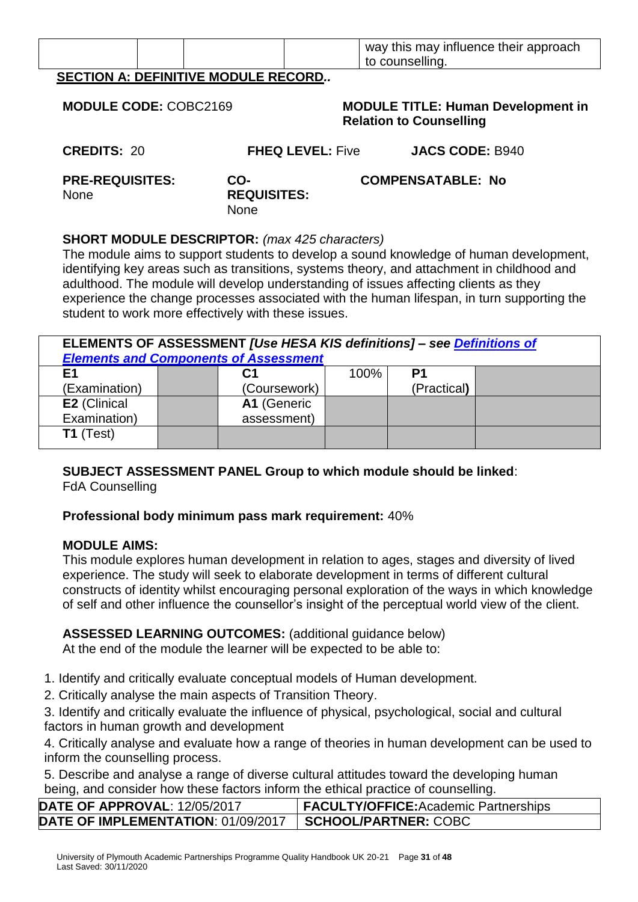| | | | | way this may influence their approach to counselling. |
|---|---|---|---|---|

**SECTION A: DEFINITIVE MODULE RECORD.**

**MODULE CODE:** COBC2169

**MODULE TITLE: Human Development in Relation to Counselling**

**CREDITS:** 20 **FHEQ LEVEL:** Five **JACS CODE:** B940

**PRE-REQUISITES:** None **CO-REQUISITES:** None **COMPENSATABLE: No**

**SHORT MODULE DESCRIPTOR:** *(max 425 characters)*
The module aims to support students to develop a sound knowledge of human development, identifying key areas such as transitions, systems theory, and attachment in childhood and adulthood. The module will develop understanding of issues affecting clients as they experience the change processes associated with the human lifespan, in turn supporting the student to work more effectively with these issues.

| **ELEMENTS OF ASSESSMENT** ***[Use HESA KIS definitions] – see [Definitions of Elements and Components of Assessment]*** | | | | | |
|---|---|---|---|---|---|
| **E1** (Examination) | | **C1** (Coursework) | 100% | **P1** (Practical**)** | |
| **E2** (Clinical Examination) | | **A1** (Generic assessment) | | | |
| **T1** (Test) | | | | | |

**SUBJECT ASSESSMENT PANEL Group to which module should be linked**:
FdA Counselling

**Professional body minimum pass mark requirement:** 40%

**MODULE AIMS:**
This module explores human development in relation to ages, stages and diversity of lived experience. The study will seek to elaborate development in terms of different cultural constructs of identity whilst encouraging personal exploration of the ways in which knowledge of self and other influence the counsellor's insight of the perceptual world view of the client.

**ASSESSED LEARNING OUTCOMES:** (additional guidance below)
At the end of the module the learner will be expected to be able to:

1. Identify and critically evaluate conceptual models of Human development.
2. Critically analyse the main aspects of Transition Theory.
3. Identify and critically evaluate the influence of physical, psychological, social and cultural factors in human growth and development
4. Critically analyse and evaluate how a range of theories in human development can be used to inform the counselling process.
5. Describe and analyse a range of diverse cultural attitudes toward the developing human being, and consider how these factors inform the ethical practice of counselling.

| **DATE OF APPROVAL**: 12/05/2017 | **FACULTY/OFFICE:** Academic Partnerships |
|---|---|
| **DATE OF IMPLEMENTATION**: 01/09/2017 | **SCHOOL/PARTNER:** COBC |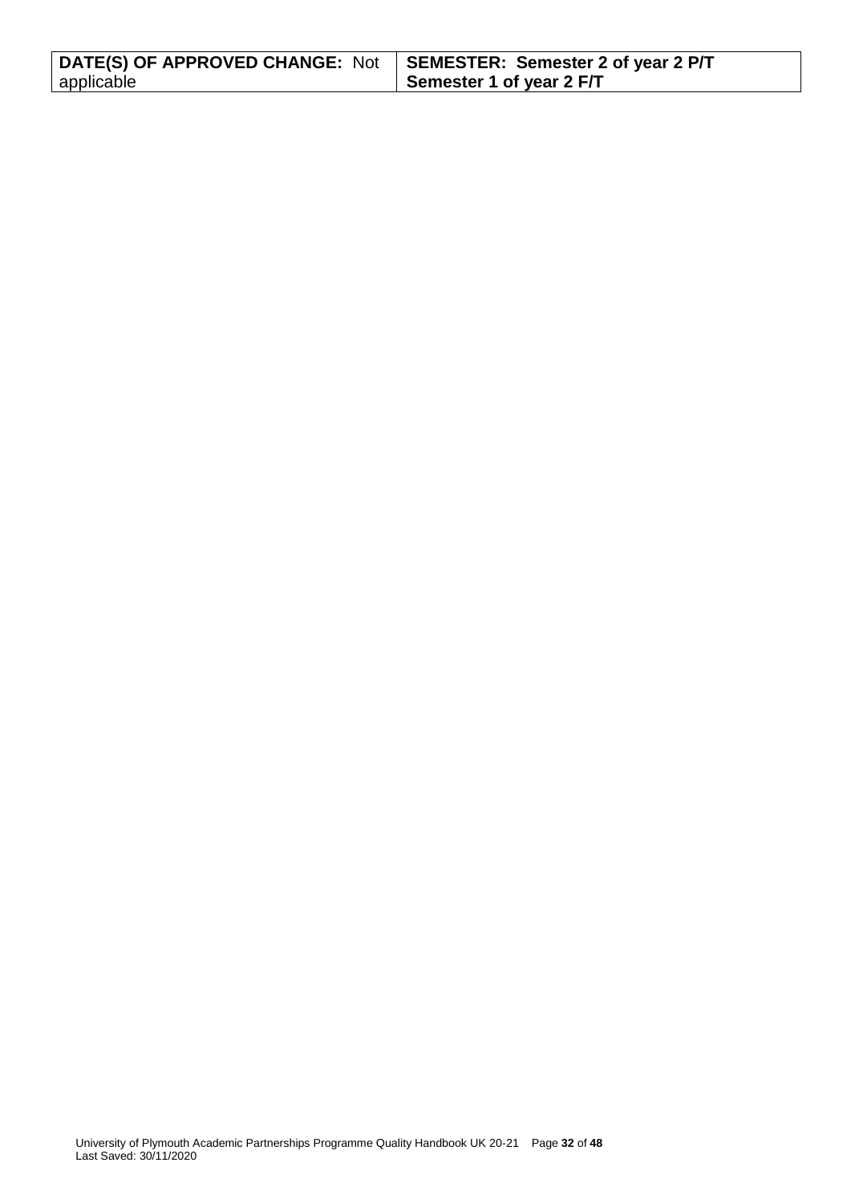| **DATE(S) OF APPROVED CHANGE:** Not applicable | **SEMESTER: Semester 2 of year 2 P/T Semester 1 of year 2 F/T** |
| --- | --- |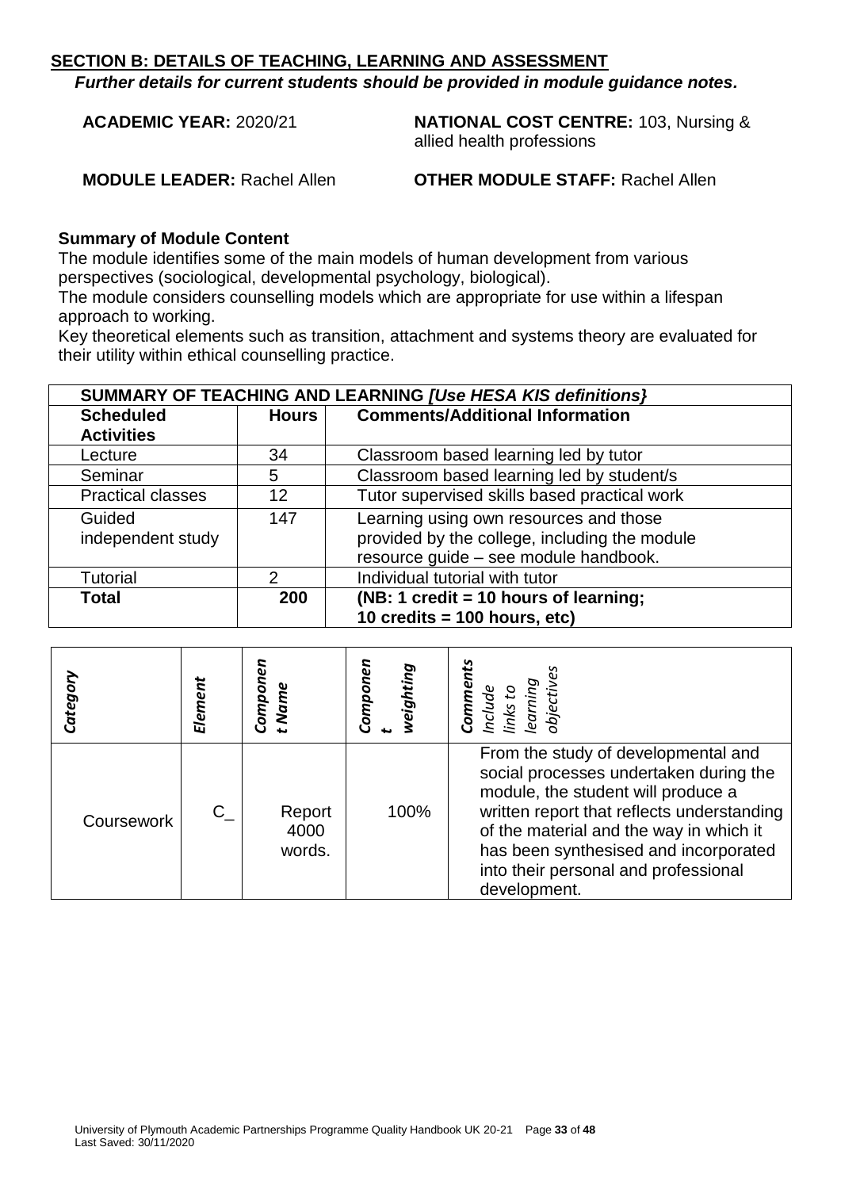## SECTION B: DETAILS OF TEACHING, LEARNING AND ASSESSMENT

***Further details for current students should be provided in module guidance notes.***

**ACADEMIC YEAR:** 2020/21

**NATIONAL COST CENTRE:** 103, Nursing & allied health professions

**MODULE LEADER:** Rachel Allen

**OTHER MODULE STAFF:** Rachel Allen

**Summary of Module Content**

The module identifies some of the main models of human development from various perspectives (sociological, developmental psychology, biological).

The module considers counselling models which are appropriate for use within a lifespan approach to working.

Key theoretical elements such as transition, attachment and systems theory are evaluated for their utility within ethical counselling practice.

| **SUMMARY OF TEACHING AND LEARNING *[Use HESA KIS definitions}*** | | |
|---|---|---|
| **Scheduled Activities** | **Hours** | **Comments/Additional Information** |
| Lecture | 34 | Classroom based learning led by tutor |
| Seminar | 5 | Classroom based learning led by student/s |
| Practical classes | 12 | Tutor supervised skills based practical work |
| Guided independent study | 147 | Learning using own resources and those provided by the college, including the module resource guide – see module handbook. |
| Tutorial | 2 | Individual tutorial with tutor |
| **Total** | **200** | **(NB: 1 credit = 10 hours of learning; 10 credits = 100 hours, etc)** |

| ***Category*** | ***Element*** | ***Component Name*** | ***Component weighting*** | ***Comments** Include links to learning objectives* |
|---|---|---|---|---|
| Coursework | C_ | Report 4000 words. | 100% | From the study of developmental and social processes undertaken during the module, the student will produce a written report that reflects understanding of the material and the way in which it has been synthesised and incorporated into their personal and professional development. |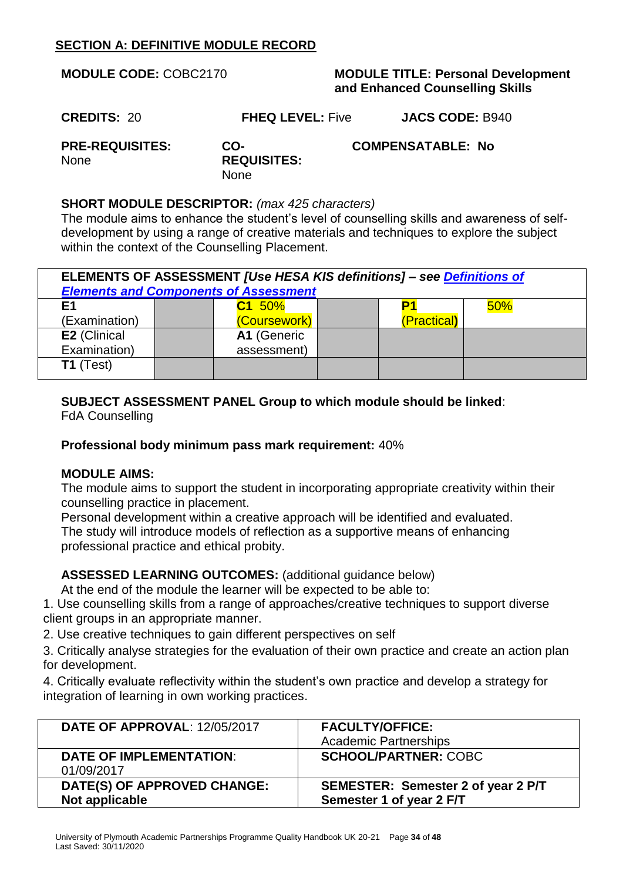## SECTION A: DEFINITIVE MODULE RECORD

**MODULE CODE:** COBC2170

**MODULE TITLE: Personal Development and Enhanced Counselling Skills**

**CREDITS:** 20 **FHEQ LEVEL:** Five **JACS CODE:** B940

**PRE-REQUISITES:** None **CO-REQUISITES:** None **COMPENSATABLE: No**

**SHORT MODULE DESCRIPTOR:** *(max 425 characters)*
The module aims to enhance the student's level of counselling skills and awareness of self-development by using a range of creative materials and techniques to explore the subject within the context of the Counselling Placement.

| ELEMENTS OF ASSESSMENT *[Use HESA KIS definitions] – see Definitions of Elements and Components of Assessment* | | | | | |
|---|---|---|---|---|---|
| **E1** (Examination) | | **C1** 50% (Coursework) | | **P1** (Practical) | 50% |
| **E2** (Clinical Examination) | | **A1** (Generic assessment) | | | |
| **T1** (Test) | | | | | |

**SUBJECT ASSESSMENT PANEL Group to which module should be linked**: FdA Counselling

**Professional body minimum pass mark requirement:** 40%

**MODULE AIMS:**
The module aims to support the student in incorporating appropriate creativity within their counselling practice in placement.
Personal development within a creative approach will be identified and evaluated.
The study will introduce models of reflection as a supportive means of enhancing professional practice and ethical probity.

**ASSESSED LEARNING OUTCOMES:** (additional guidance below)
At the end of the module the learner will be expected to be able to:

1. Use counselling skills from a range of approaches/creative techniques to support diverse client groups in an appropriate manner.
2. Use creative techniques to gain different perspectives on self
3. Critically analyse strategies for the evaluation of their own practice and create an action plan for development.
4. Critically evaluate reflectivity within the student's own practice and develop a strategy for integration of learning in own working practices.

| | |
|---|---|
| **DATE OF APPROVAL**: 12/05/2017 | **FACULTY/OFFICE:** Academic Partnerships |
| **DATE OF IMPLEMENTATION**: 01/09/2017 | **SCHOOL/PARTNER:** COBC |
| **DATE(S) OF APPROVED CHANGE: Not applicable** | **SEMESTER: Semester 2 of year 2 P/T Semester 1 of year 2 F/T** |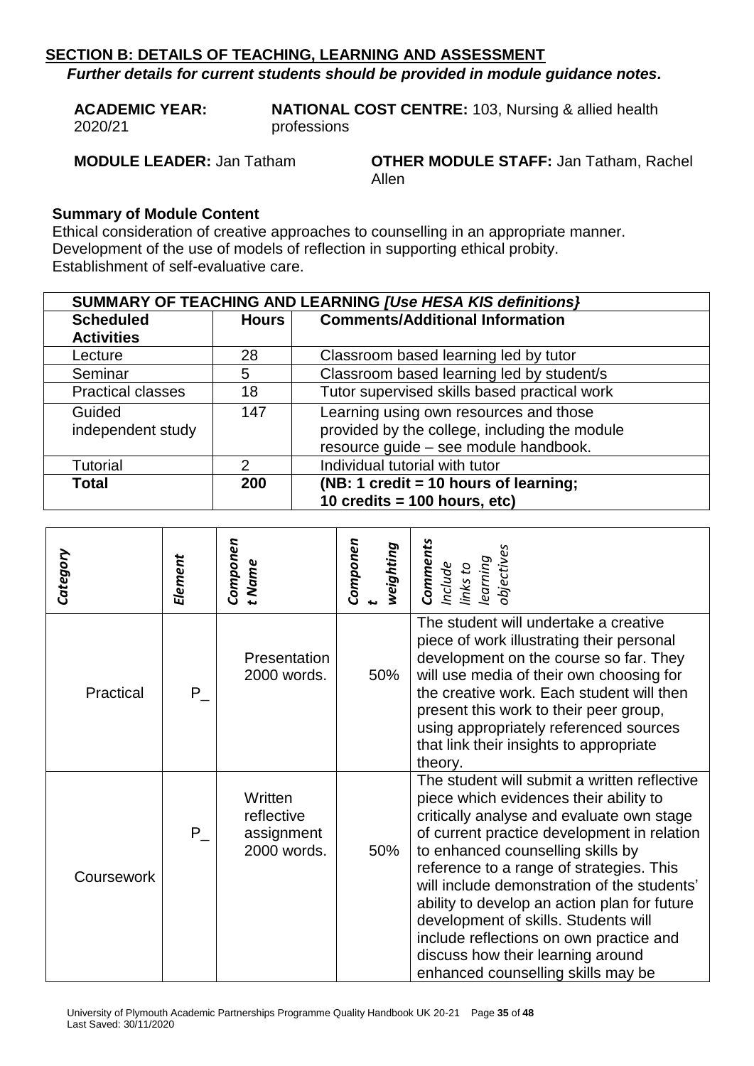## SECTION B: DETAILS OF TEACHING, LEARNING AND ASSESSMENT

***Further details for current students should be provided in module guidance notes.***

**ACADEMIC YEAR:** 2020/21

**NATIONAL COST CENTRE:** 103, Nursing & allied health professions

**MODULE LEADER:** Jan Tatham

**OTHER MODULE STAFF:** Jan Tatham, Rachel Allen

**Summary of Module Content**

Ethical consideration of creative approaches to counselling in an appropriate manner.
Development of the use of models of reflection in supporting ethical probity.
Establishment of self-evaluative care.

| **SUMMARY OF TEACHING AND LEARNING *[Use HESA KIS definitions}*** | | |
|---|---|---|
| **Scheduled Activities** | **Hours** | **Comments/Additional Information** |
| Lecture | 28 | Classroom based learning led by tutor |
| Seminar | 5 | Classroom based learning led by student/s |
| Practical classes | 18 | Tutor supervised skills based practical work |
| Guided independent study | 147 | Learning using own resources and those provided by the college, including the module resource guide – see module handbook. |
| Tutorial | 2 | Individual tutorial with tutor |
| **Total** | **200** | **(NB: 1 credit = 10 hours of learning; 10 credits = 100 hours, etc)** |

| ***Category*** | ***Element*** | ***Component Name*** | ***Component weighting*** | ***Comments** Include links to learning objectives* |
|---|---|---|---|---|
| Practical | P_ | Presentation 2000 words. | 50% | The student will undertake a creative piece of work illustrating their personal development on the course so far. They will use media of their own choosing for the creative work. Each student will then present this work to their peer group, using appropriately referenced sources that link their insights to appropriate theory. |
| Coursework | P_ | Written reflective assignment 2000 words. | 50% | The student will submit a written reflective piece which evidences their ability to critically analyse and evaluate own stage of current practice development in relation to enhanced counselling skills by reference to a range of strategies. This will include demonstration of the students' ability to develop an action plan for future development of skills. Students will include reflections on own practice and discuss how their learning around enhanced counselling skills may be |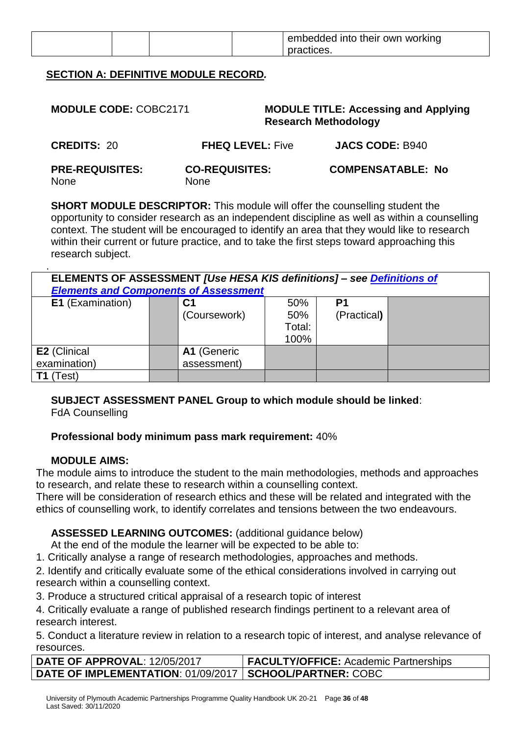| | | | | embedded into their own working practices. |
|---|---|---|---|---|

## SECTION A: DEFINITIVE MODULE RECORD.

**MODULE CODE:** COBC2171 **MODULE TITLE: Accessing and Applying Research Methodology**

**CREDITS:** 20 **FHEQ LEVEL:** Five **JACS CODE:** B940

**PRE-REQUISITES:** None **CO-REQUISITES:** None **COMPENSATABLE: No**

**SHORT MODULE DESCRIPTOR:** This module will offer the counselling student the opportunity to consider research as an independent discipline as well as within a counselling context. The student will be encouraged to identify an area that they would like to research within their current or future practice, and to take the first steps toward approaching this research subject.

.

| **ELEMENTS OF ASSESSMENT** ***[Use HESA KIS definitions] – see Definitions of Elements and Components of Assessment*** | | | | | |
|---|---|---|---|---|---|
| **E1** (Examination) | | **C1** (Coursework) | 50% 50% Total: 100% | **P1** (Practical**)** | |
| **E2** (Clinical examination) | | **A1** (Generic assessment) | | | |
| **T1** (Test) | | | | | |

**SUBJECT ASSESSMENT PANEL Group to which module should be linked**: FdA Counselling

**Professional body minimum pass mark requirement:** 40%

**MODULE AIMS:**

The module aims to introduce the student to the main methodologies, methods and approaches to research, and relate these to research within a counselling context.

There will be consideration of research ethics and these will be related and integrated with the ethics of counselling work, to identify correlates and tensions between the two endeavours.

**ASSESSED LEARNING OUTCOMES:** (additional guidance below)

At the end of the module the learner will be expected to be able to:

1. Critically analyse a range of research methodologies, approaches and methods.
2. Identify and critically evaluate some of the ethical considerations involved in carrying out research within a counselling context.
3. Produce a structured critical appraisal of a research topic of interest
4. Critically evaluate a range of published research findings pertinent to a relevant area of research interest.
5. Conduct a literature review in relation to a research topic of interest, and analyse relevance of resources.

| **DATE OF APPROVAL**: 12/05/2017 | **FACULTY/OFFICE:** Academic Partnerships |
|---|---|
| **DATE OF IMPLEMENTATION**: 01/09/2017 | **SCHOOL/PARTNER:** COBC |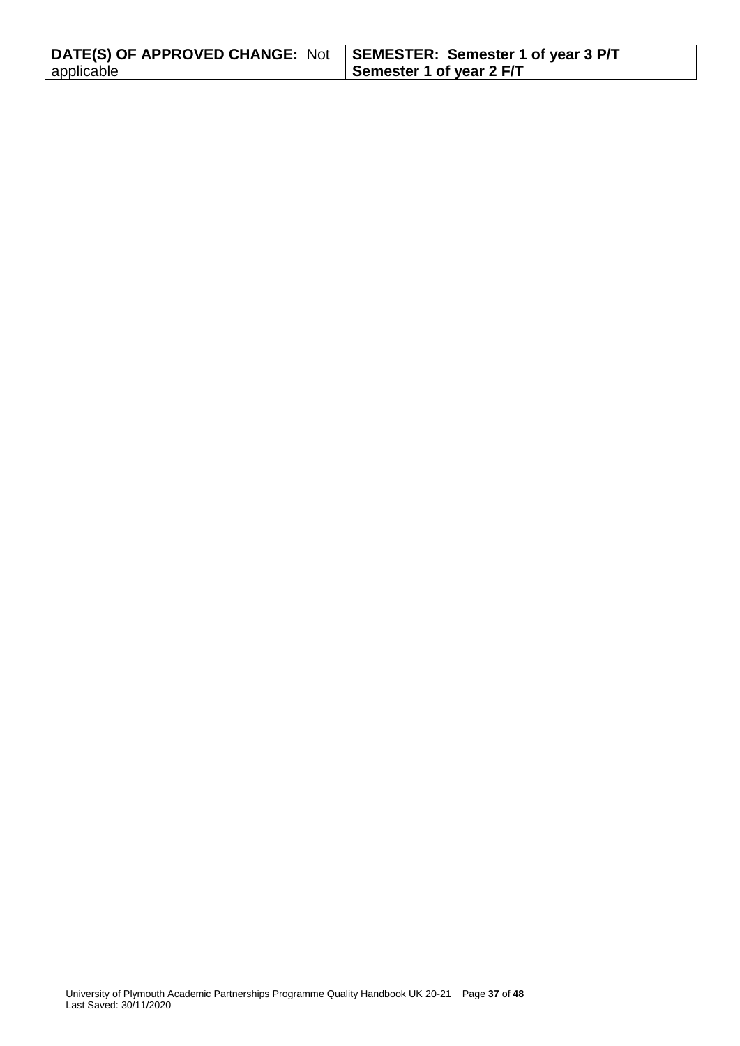| **DATE(S) OF APPROVED CHANGE:** Not applicable | **SEMESTER: Semester 1 of year 3 P/T Semester 1 of year 2 F/T** |
| --- | --- |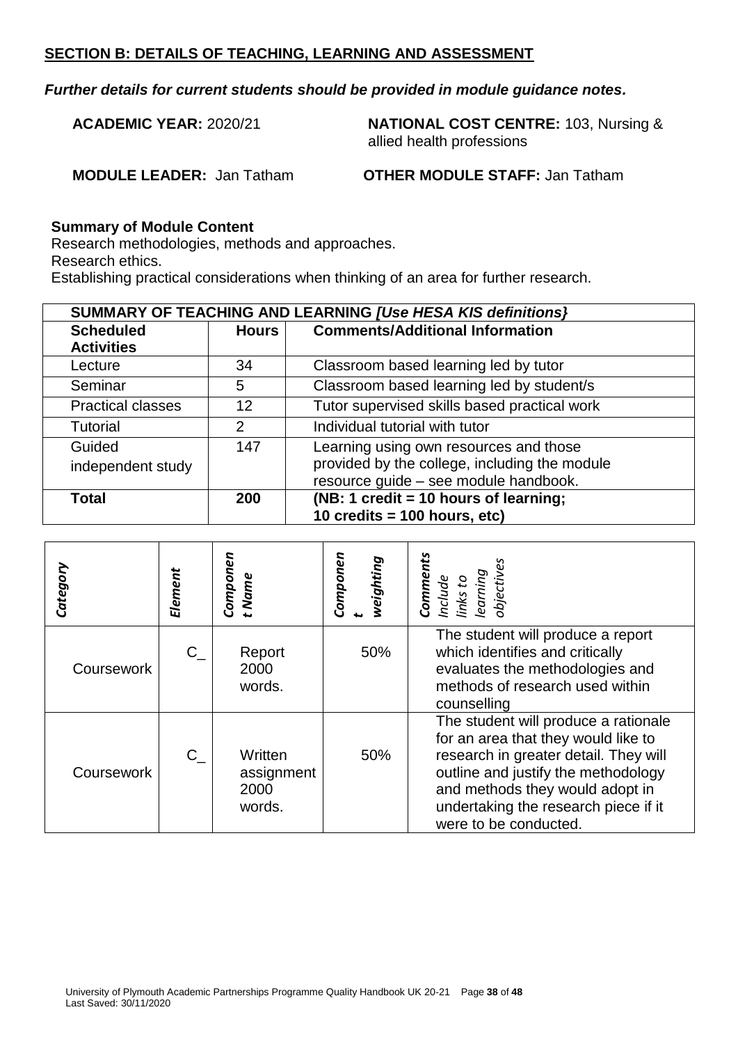## SECTION B: DETAILS OF TEACHING, LEARNING AND ASSESSMENT

***Further details for current students should be provided in module guidance notes.***

**ACADEMIC YEAR:** 2020/21

**NATIONAL COST CENTRE:** 103, Nursing & allied health professions

**MODULE LEADER:** Jan Tatham

**OTHER MODULE STAFF:** Jan Tatham

**Summary of Module Content**

Research methodologies, methods and approaches.
Research ethics.
Establishing practical considerations when thinking of an area for further research.

| **SUMMARY OF TEACHING AND LEARNING *[Use HESA KIS definitions}*** | | |
|---|---|---|
| **Scheduled Activities** | **Hours** | **Comments/Additional Information** |
| Lecture | 34 | Classroom based learning led by tutor |
| Seminar | 5 | Classroom based learning led by student/s |
| Practical classes | 12 | Tutor supervised skills based practical work |
| Tutorial | 2 | Individual tutorial with tutor |
| Guided independent study | 147 | Learning using own resources and those provided by the college, including the module resource guide – see module handbook. |
| **Total** | **200** | **(NB: 1 credit = 10 hours of learning; 10 credits = 100 hours, etc)** |

| *Category* | *Element* | *Component Name* | *Component weighting* | ***Comments** Include links to learning objectives* |
|---|---|---|---|---|
| Coursework | C_ | Report 2000 words. | 50% | The student will produce a report which identifies and critically evaluates the methodologies and methods of research used within counselling |
| Coursework | C_ | Written assignment 2000 words. | 50% | The student will produce a rationale for an area that they would like to research in greater detail. They will outline and justify the methodology and methods they would adopt in undertaking the research piece if it were to be conducted. |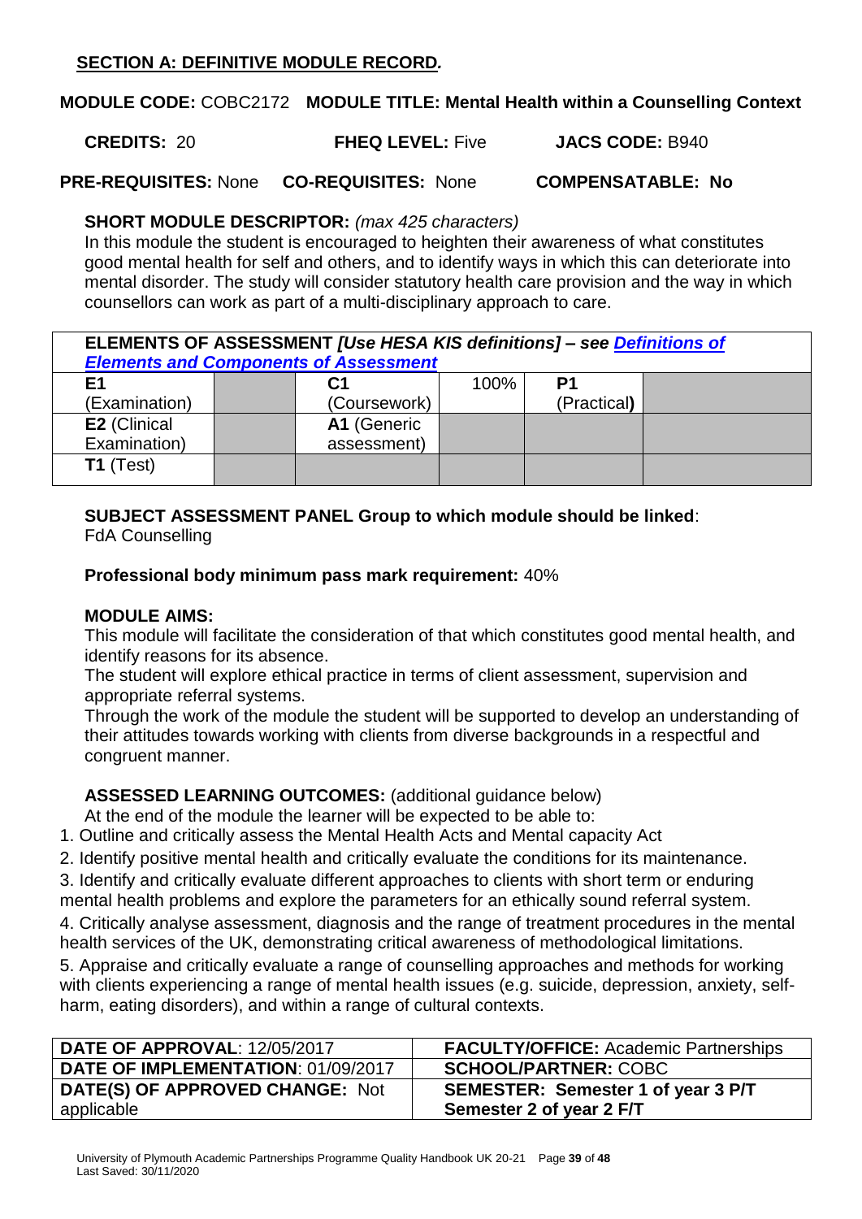## SECTION A: DEFINITIVE MODULE RECORD.

**MODULE CODE:** COBC2172 **MODULE TITLE: Mental Health within a Counselling Context**

**CREDITS:** 20 **FHEQ LEVEL:** Five **JACS CODE:** B940

**PRE-REQUISITES:** None **CO-REQUISITES:** None **COMPENSATABLE: No**

**SHORT MODULE DESCRIPTOR:** *(max 425 characters)*
In this module the student is encouraged to heighten their awareness of what constitutes good mental health for self and others, and to identify ways in which this can deteriorate into mental disorder. The study will consider statutory health care provision and the way in which counsellors can work as part of a multi-disciplinary approach to care.

| **ELEMENTS OF ASSESSMENT** ***[Use HESA KIS definitions] – see Definitions of Elements and Components of Assessment*** | | | | | |
|---|---|---|---|---|---|
| **E1** (Examination) | | **C1** (Coursework) | 100% | **P1** (Practical) | |
| **E2** (Clinical Examination) | | **A1** (Generic assessment) | | | |
| **T1** (Test) | | | | | |

**SUBJECT ASSESSMENT PANEL Group to which module should be linked**:
FdA Counselling

**Professional body minimum pass mark requirement:** 40%

**MODULE AIMS:**
This module will facilitate the consideration of that which constitutes good mental health, and identify reasons for its absence.
The student will explore ethical practice in terms of client assessment, supervision and appropriate referral systems.
Through the work of the module the student will be supported to develop an understanding of their attitudes towards working with clients from diverse backgrounds in a respectful and congruent manner.

**ASSESSED LEARNING OUTCOMES:** (additional guidance below)
At the end of the module the learner will be expected to be able to:

1. Outline and critically assess the Mental Health Acts and Mental capacity Act
2. Identify positive mental health and critically evaluate the conditions for its maintenance.
3. Identify and critically evaluate different approaches to clients with short term or enduring mental health problems and explore the parameters for an ethically sound referral system.
4. Critically analyse assessment, diagnosis and the range of treatment procedures in the mental health services of the UK, demonstrating critical awareness of methodological limitations.
5. Appraise and critically evaluate a range of counselling approaches and methods for working with clients experiencing a range of mental health issues (e.g. suicide, depression, anxiety, self-harm, eating disorders), and within a range of cultural contexts.

| | |
|---|---|
| **DATE OF APPROVAL**: 12/05/2017 | **FACULTY/OFFICE:** Academic Partnerships |
| **DATE OF IMPLEMENTATION**: 01/09/2017 | **SCHOOL/PARTNER:** COBC |
| **DATE(S) OF APPROVED CHANGE:** Not applicable | **SEMESTER: Semester 1 of year 3 P/T Semester 2 of year 2 F/T** |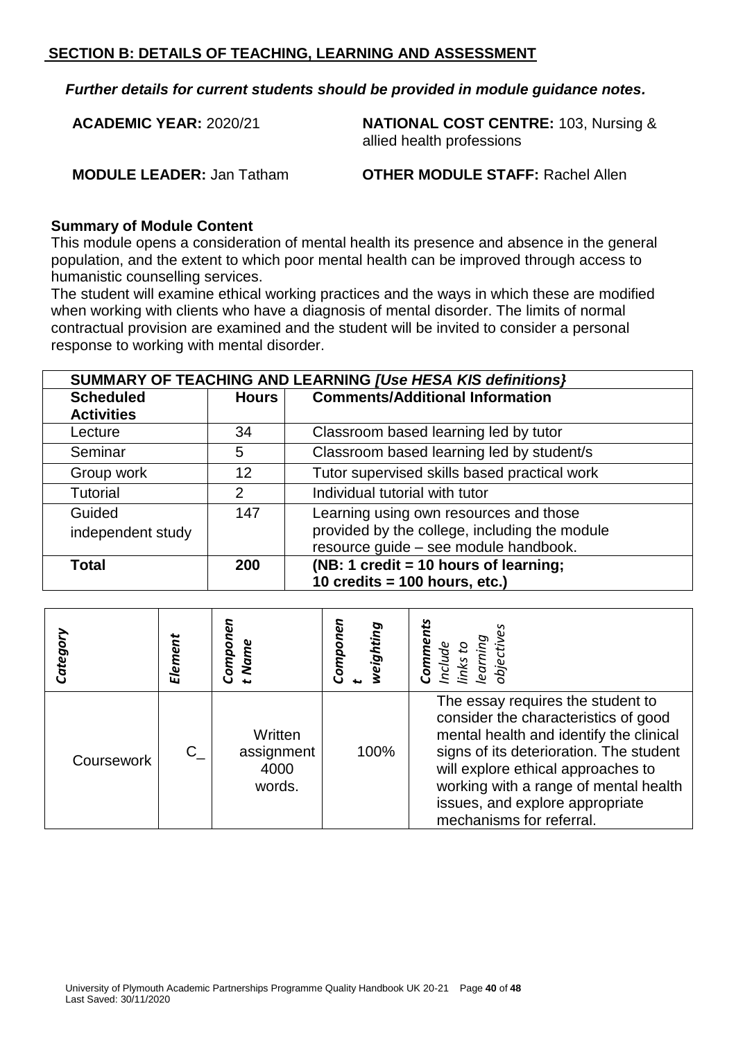## SECTION B: DETAILS OF TEACHING, LEARNING AND ASSESSMENT

***Further details for current students should be provided in module guidance notes.***

**ACADEMIC YEAR:** 2020/21

**NATIONAL COST CENTRE:** 103, Nursing & allied health professions

**MODULE LEADER:** Jan Tatham

**OTHER MODULE STAFF:** Rachel Allen

**Summary of Module Content**

This module opens a consideration of mental health its presence and absence in the general population, and the extent to which poor mental health can be improved through access to humanistic counselling services.

The student will examine ethical working practices and the ways in which these are modified when working with clients who have a diagnosis of mental disorder. The limits of normal contractual provision are examined and the student will be invited to consider a personal response to working with mental disorder.

| **SUMMARY OF TEACHING AND LEARNING *[Use HESA KIS definitions}*** | | |
|---|---|---|
| **Scheduled Activities** | **Hours** | **Comments/Additional Information** |
| Lecture | 34 | Classroom based learning led by tutor |
| Seminar | 5 | Classroom based learning led by student/s |
| Group work | 12 | Tutor supervised skills based practical work |
| Tutorial | 2 | Individual tutorial with tutor |
| Guided independent study | 147 | Learning using own resources and those provided by the college, including the module resource guide – see module handbook. |
| **Total** | **200** | **(NB: 1 credit = 10 hours of learning; 10 credits = 100 hours, etc.)** |

| ***Category*** | ***Element*** | ***Component Name*** | ***Component weighting*** | ***Comments*** *Include links to learning objectives* |
|---|---|---|---|---|
| Coursework | C_ | Written assignment 4000 words. | 100% | The essay requires the student to consider the characteristics of good mental health and identify the clinical signs of its deterioration. The student will explore ethical approaches to working with a range of mental health issues, and explore appropriate mechanisms for referral. |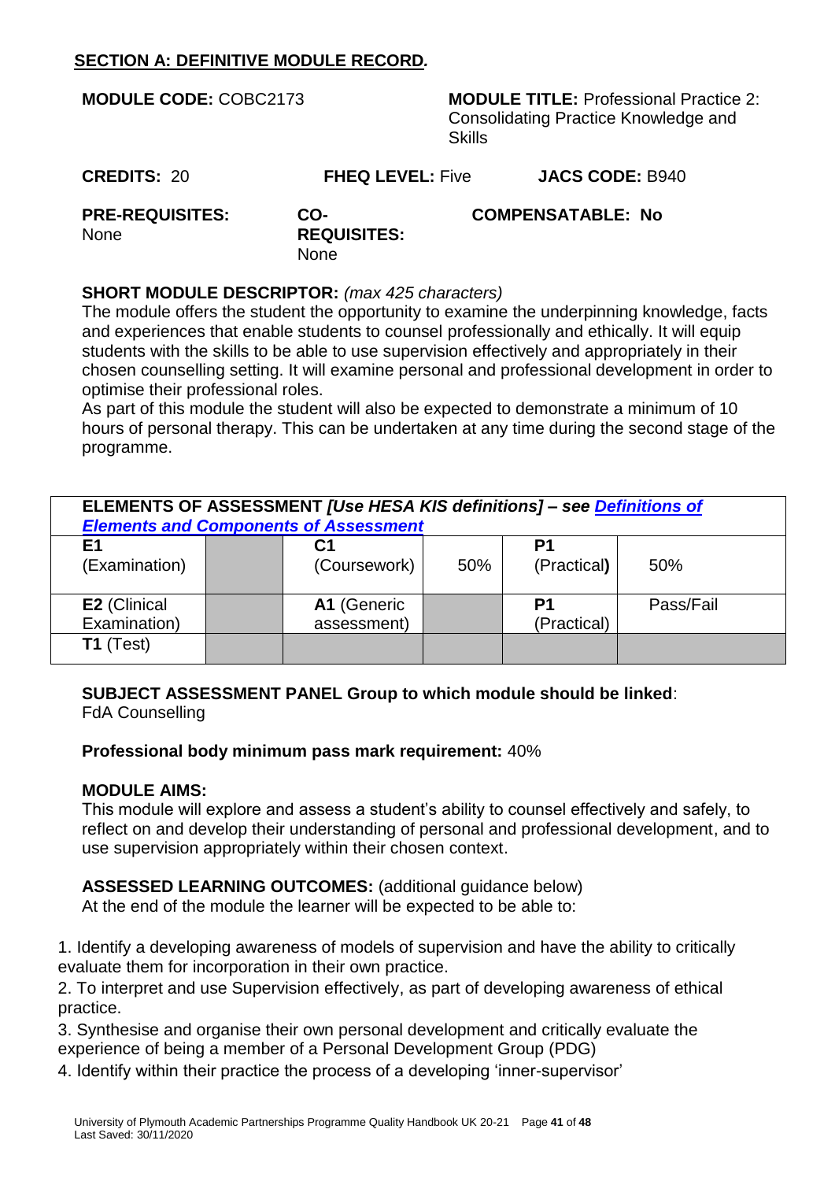## SECTION A: DEFINITIVE MODULE RECORD.

**MODULE CODE:** COBC2173

**MODULE TITLE:** Professional Practice 2: Consolidating Practice Knowledge and Skills

**CREDITS:** 20 **FHEQ LEVEL:** Five **JACS CODE:** B940

**PRE-REQUISITES:** None

**CO-REQUISITES:** None

**COMPENSATABLE: No**

**SHORT MODULE DESCRIPTOR:** *(max 425 characters)*
The module offers the student the opportunity to examine the underpinning knowledge, facts and experiences that enable students to counsel professionally and ethically. It will equip students with the skills to be able to use supervision effectively and appropriately in their chosen counselling setting. It will examine personal and professional development in order to optimise their professional roles.
As part of this module the student will also be expected to demonstrate a minimum of 10 hours of personal therapy. This can be undertaken at any time during the second stage of the programme.

| **ELEMENTS OF ASSESSMENT** ***[Use HESA KIS definitions] – see Definitions of Elements and Components of Assessment*** | | | | | |
|---|---|---|---|---|---|
| **E1** (Examination) | | **C1** (Coursework) | 50% | **P1** (Practical**)** | 50% |
| **E2** (Clinical Examination) | | **A1** (Generic assessment) | | **P1** (Practical) | Pass/Fail |
| **T1** (Test) | | | | | |

**SUBJECT ASSESSMENT PANEL Group to which module should be linked**:
FdA Counselling

**Professional body minimum pass mark requirement:** 40%

**MODULE AIMS:**
This module will explore and assess a student's ability to counsel effectively and safely, to reflect on and develop their understanding of personal and professional development, and to use supervision appropriately within their chosen context.

**ASSESSED LEARNING OUTCOMES:** (additional guidance below)
At the end of the module the learner will be expected to be able to:

1. Identify a developing awareness of models of supervision and have the ability to critically evaluate them for incorporation in their own practice.
2. To interpret and use Supervision effectively, as part of developing awareness of ethical practice.
3. Synthesise and organise their own personal development and critically evaluate the experience of being a member of a Personal Development Group (PDG)
4. Identify within their practice the process of a developing 'inner-supervisor'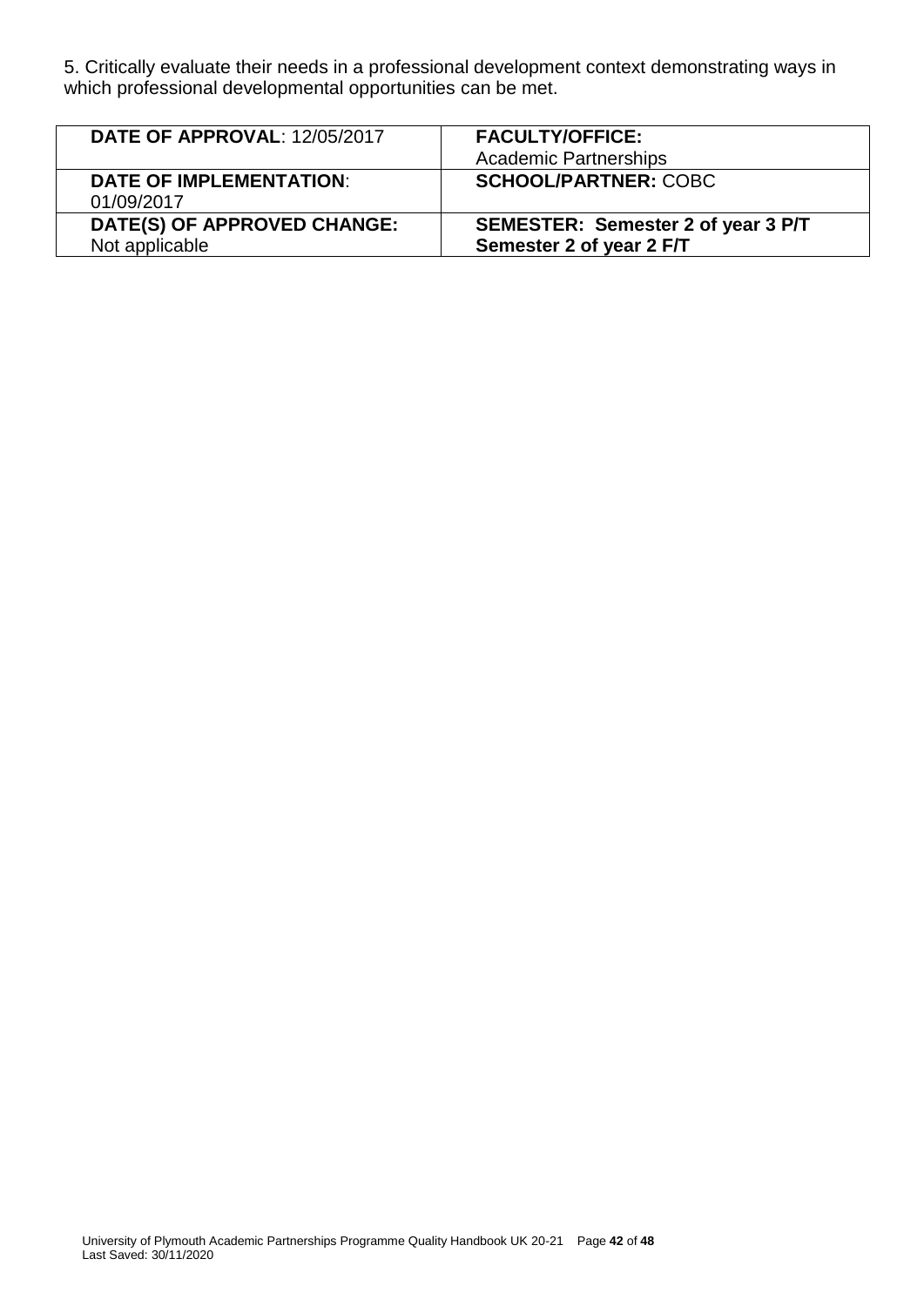5. Critically evaluate their needs in a professional development context demonstrating ways in which professional developmental opportunities can be met.

| **DATE OF APPROVAL**: 12/05/2017 | **FACULTY/OFFICE:** Academic Partnerships |
|---|---|
| **DATE OF IMPLEMENTATION**: 01/09/2017 | **SCHOOL/PARTNER:** COBC |
| **DATE(S) OF APPROVED CHANGE:** Not applicable | **SEMESTER: Semester 2 of year 3 P/T Semester 2 of year 2 F/T** |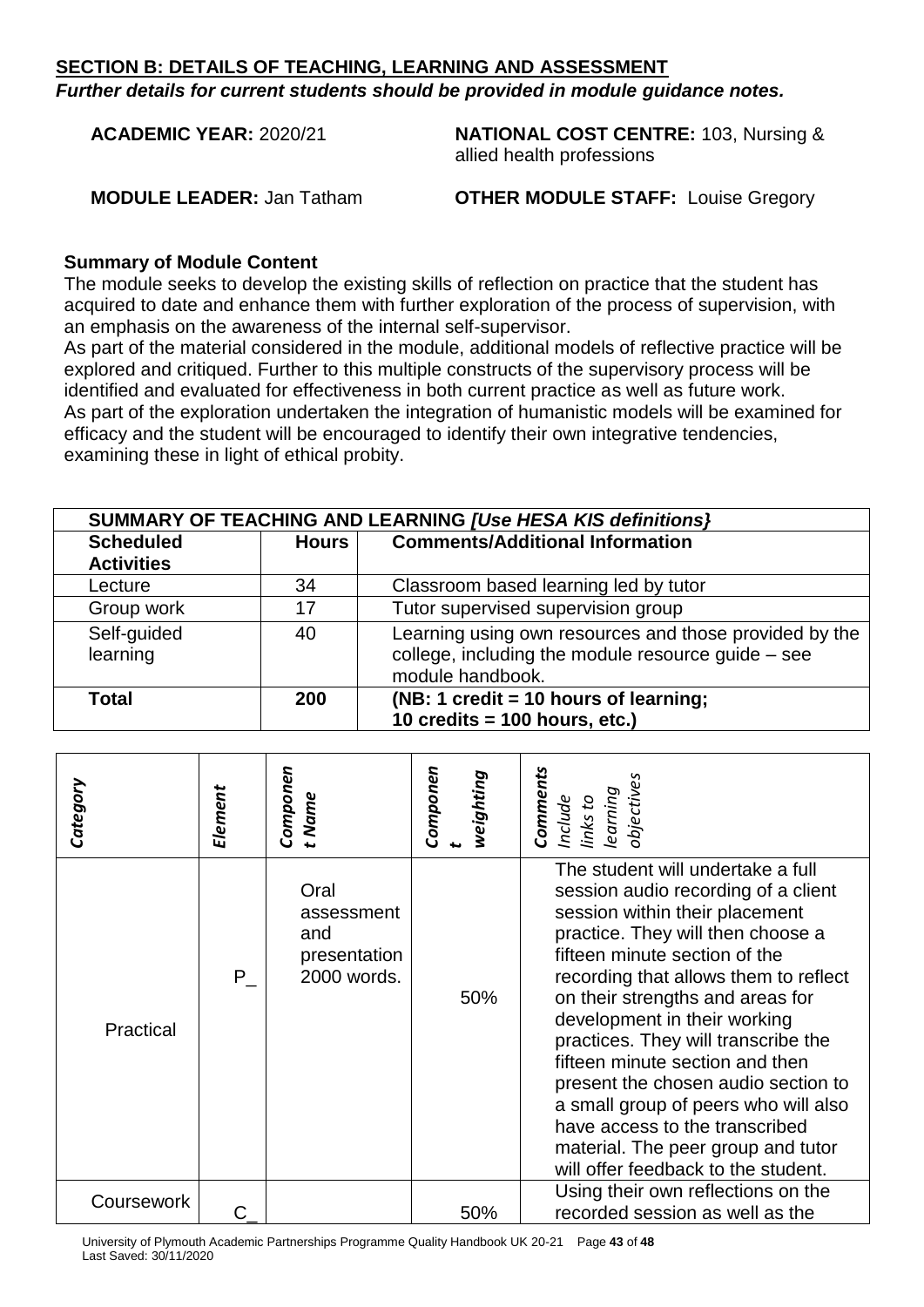**SECTION B: DETAILS OF TEACHING, LEARNING AND ASSESSMENT**

***Further details for current students should be provided in module guidance notes.***

**ACADEMIC YEAR:** 2020/21

**NATIONAL COST CENTRE:** 103, Nursing & allied health professions

**MODULE LEADER:** Jan Tatham

**OTHER MODULE STAFF:** Louise Gregory

**Summary of Module Content**

The module seeks to develop the existing skills of reflection on practice that the student has acquired to date and enhance them with further exploration of the process of supervision, with an emphasis on the awareness of the internal self-supervisor.

As part of the material considered in the module, additional models of reflective practice will be explored and critiqued. Further to this multiple constructs of the supervisory process will be identified and evaluated for effectiveness in both current practice as well as future work.

As part of the exploration undertaken the integration of humanistic models will be examined for efficacy and the student will be encouraged to identify their own integrative tendencies, examining these in light of ethical probity.

| **SUMMARY OF TEACHING AND LEARNING *[Use HESA KIS definitions}*** | | |
|---|---|---|
| **Scheduled Activities** | **Hours** | **Comments/Additional Information** |
| Lecture | 34 | Classroom based learning led by tutor |
| Group work | 17 | Tutor supervised supervision group |
| Self-guided learning | 40 | Learning using own resources and those provided by the college, including the module resource guide – see module handbook. |
| **Total** | **200** | **(NB: 1 credit = 10 hours of learning; 10 credits = 100 hours, etc.)** |

| ***Category*** | ***Element*** | ***Component Name*** | ***Component weighting*** | ***Comments** Include links to learning objectives* |
|---|---|---|---|---|
| Practical | P_ | Oral assessment and presentation 2000 words. | 50% | The student will undertake a full session audio recording of a client session within their placement practice. They will then choose a fifteen minute section of the recording that allows them to reflect on their strengths and areas for development in their working practices. They will transcribe the fifteen minute section and then present the chosen audio section to a small group of peers who will also have access to the transcribed material. The peer group and tutor will offer feedback to the student. |
| Coursework | C_ | | 50% | Using their own reflections on the recorded session as well as the |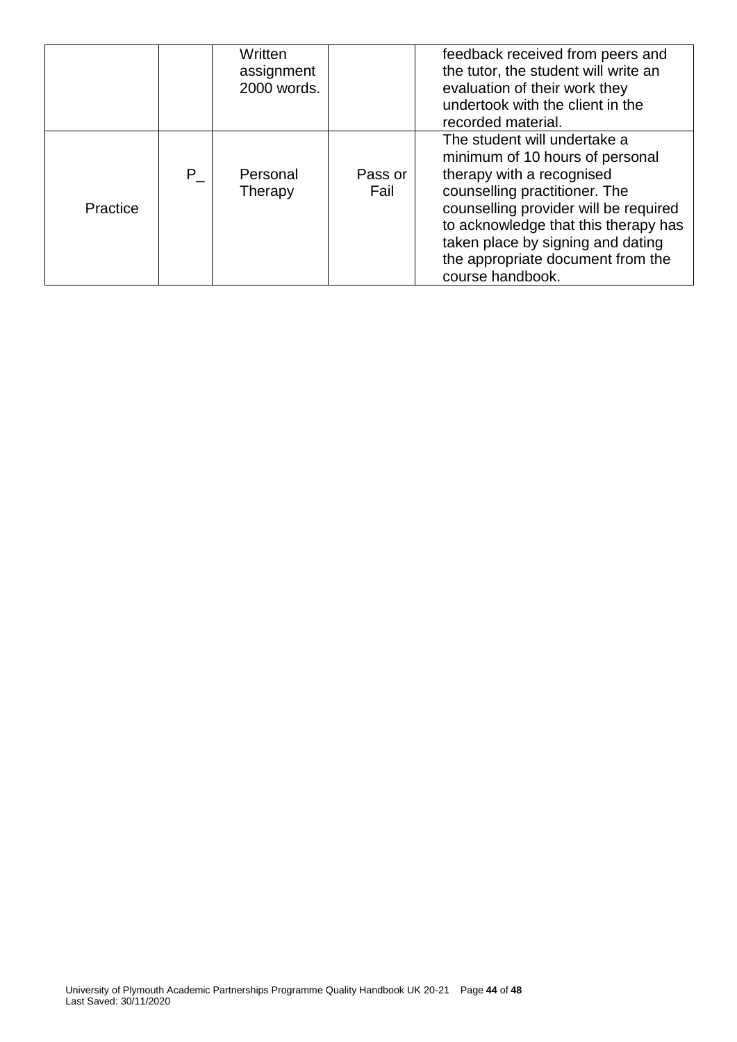| | | | | |
|---|---|---|---|---|
| | | Written assignment 2000 words. | | feedback received from peers and the tutor, the student will write an evaluation of their work they undertook with the client in the recorded material. |
| Practice | P_ | Personal Therapy | Pass or Fail | The student will undertake a minimum of 10 hours of personal therapy with a recognised counselling practitioner. The counselling provider will be required to acknowledge that this therapy has taken place by signing and dating the appropriate document from the course handbook. |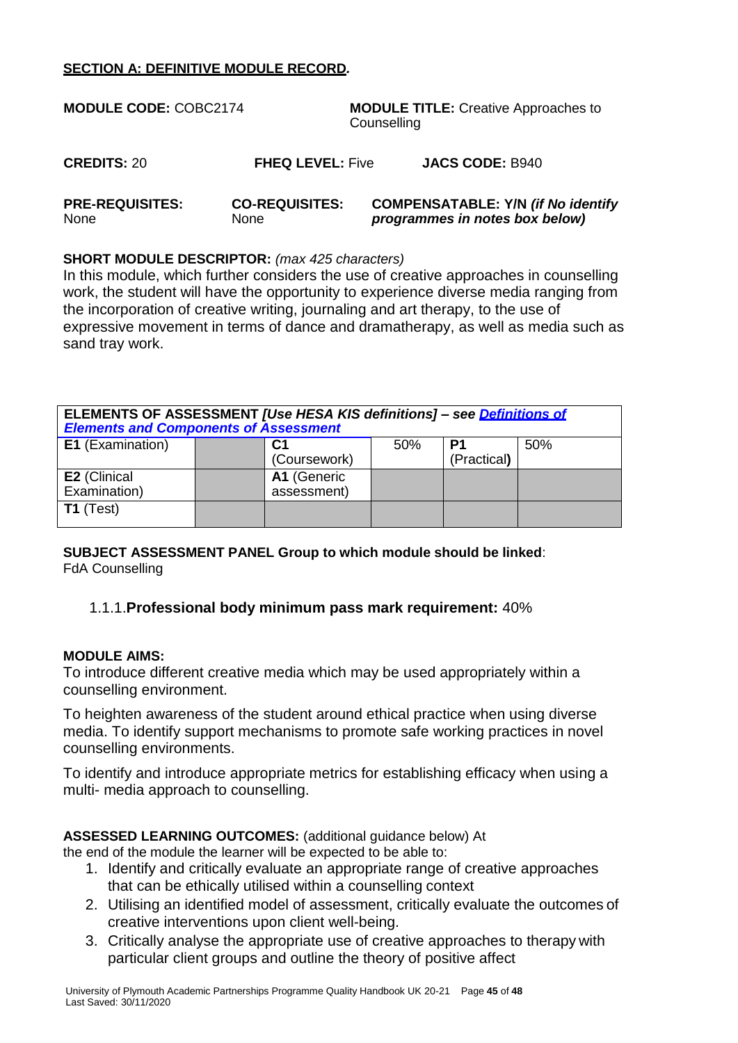**SECTION A: DEFINITIVE MODULE RECORD.**

**MODULE CODE:** COBC2174

**MODULE TITLE:** Creative Approaches to Counselling

**CREDITS:** 20 **FHEQ LEVEL:** Five **JACS CODE:** B940

**PRE-REQUISITES:** None

**CO-REQUISITES:** None

**COMPENSATABLE: Y/N** ***(if No identify programmes in notes box below)***

**SHORT MODULE DESCRIPTOR:** *(max 425 characters)*
In this module, which further considers the use of creative approaches in counselling work, the student will have the opportunity to experience diverse media ranging from the incorporation of creative writing, journaling and art therapy, to the use of expressive movement in terms of dance and dramatherapy, as well as media such as sand tray work.

| ELEMENTS OF ASSESSMENT *[Use HESA KIS definitions] – see Definitions of Elements and Components of Assessment* | | | | | |
|---|---|---|---|---|---|
| **E1** (Examination) | | **C1** (Coursework) | 50% | **P1** (Practical) | 50% |
| **E2** (Clinical Examination) | | **A1** (Generic assessment) | | | |
| **T1** (Test) | | | | | |

**SUBJECT ASSESSMENT PANEL Group to which module should be linked**:
FdA Counselling

1.1.1. **Professional body minimum pass mark requirement:** 40%

**MODULE AIMS:**

To introduce different creative media which may be used appropriately within a counselling environment.

To heighten awareness of the student around ethical practice when using diverse media. To identify support mechanisms to promote safe working practices in novel counselling environments.

To identify and introduce appropriate metrics for establishing efficacy when using a multi- media approach to counselling.

**ASSESSED LEARNING OUTCOMES:** (additional guidance below) At the end of the module the learner will be expected to be able to:

1. Identify and critically evaluate an appropriate range of creative approaches that can be ethically utilised within a counselling context
2. Utilising an identified model of assessment, critically evaluate the outcomes of creative interventions upon client well-being.
3. Critically analyse the appropriate use of creative approaches to therapy with particular client groups and outline the theory of positive affect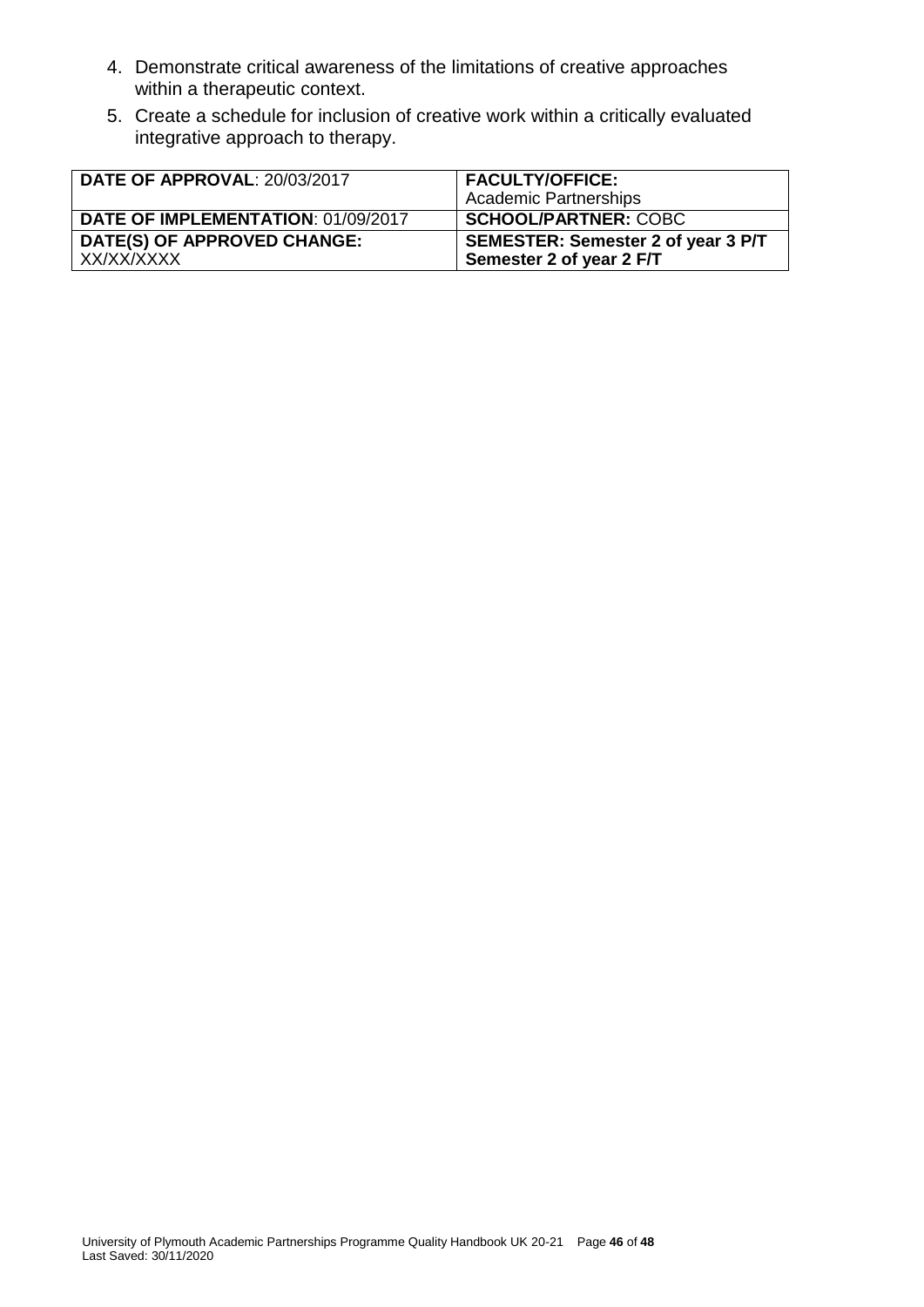4. Demonstrate critical awareness of the limitations of creative approaches within a therapeutic context.
5. Create a schedule for inclusion of creative work within a critically evaluated integrative approach to therapy.

| **DATE OF APPROVAL**: 20/03/2017 | **FACULTY/OFFICE:** Academic Partnerships |
|---|---|
| **DATE OF IMPLEMENTATION**: 01/09/2017 | **SCHOOL/PARTNER:** COBC |
| **DATE(S) OF APPROVED CHANGE:** XX/XX/XXXX | **SEMESTER: Semester 2 of year 3 P/T Semester 2 of year 2 F/T** |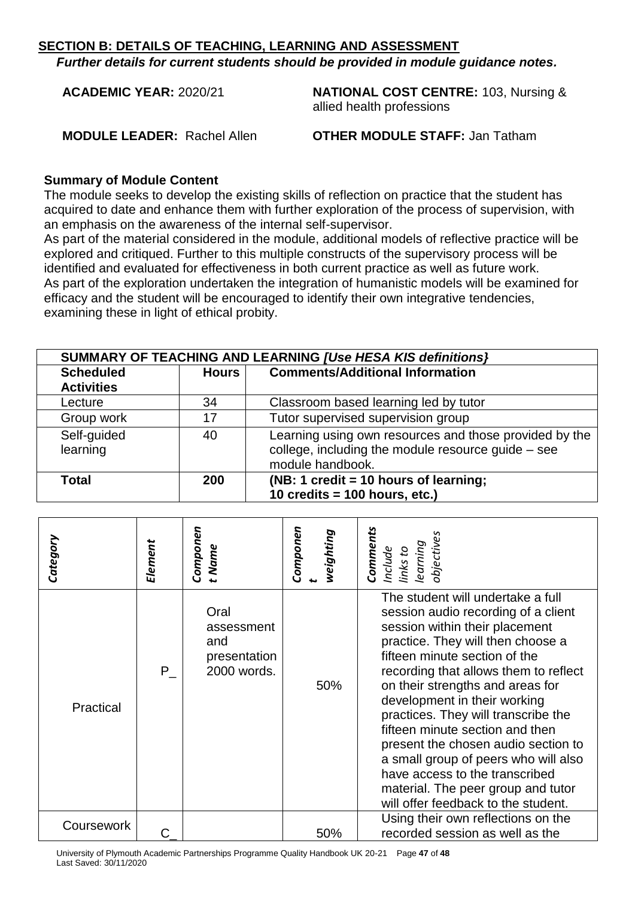## SECTION B: DETAILS OF TEACHING, LEARNING AND ASSESSMENT

***Further details for current students should be provided in module guidance notes.***

**ACADEMIC YEAR:** 2020/21

**NATIONAL COST CENTRE:** 103, Nursing & allied health professions

**MODULE LEADER:** Rachel Allen

**OTHER MODULE STAFF:** Jan Tatham

**Summary of Module Content**

The module seeks to develop the existing skills of reflection on practice that the student has acquired to date and enhance them with further exploration of the process of supervision, with an emphasis on the awareness of the internal self-supervisor.

As part of the material considered in the module, additional models of reflective practice will be explored and critiqued. Further to this multiple constructs of the supervisory process will be identified and evaluated for effectiveness in both current practice as well as future work.

As part of the exploration undertaken the integration of humanistic models will be examined for efficacy and the student will be encouraged to identify their own integrative tendencies, examining these in light of ethical probity.

| **SUMMARY OF TEACHING AND LEARNING *[Use HESA KIS definitions}*** | | |
|---|---|---|
| **Scheduled Activities** | **Hours** | **Comments/Additional Information** |
| Lecture | 34 | Classroom based learning led by tutor |
| Group work | 17 | Tutor supervised supervision group |
| Self-guided learning | 40 | Learning using own resources and those provided by the college, including the module resource guide – see module handbook. |
| **Total** | **200** | **(NB: 1 credit = 10 hours of learning; 10 credits = 100 hours, etc.)** |

| ***Category*** | ***Element*** | ***Component Name*** | ***Component weighting*** | ***Comments** Include links to learning objectives* |
|---|---|---|---|---|
| Practical | P_ | Oral assessment and presentation 2000 words. | 50% | The student will undertake a full session audio recording of a client session within their placement practice. They will then choose a fifteen minute section of the recording that allows them to reflect on their strengths and areas for development in their working practices. They will transcribe the fifteen minute section and then present the chosen audio section to a small group of peers who will also have access to the transcribed material. The peer group and tutor will offer feedback to the student. |
| Coursework | C_ | | 50% | Using their own reflections on the recorded session as well as the |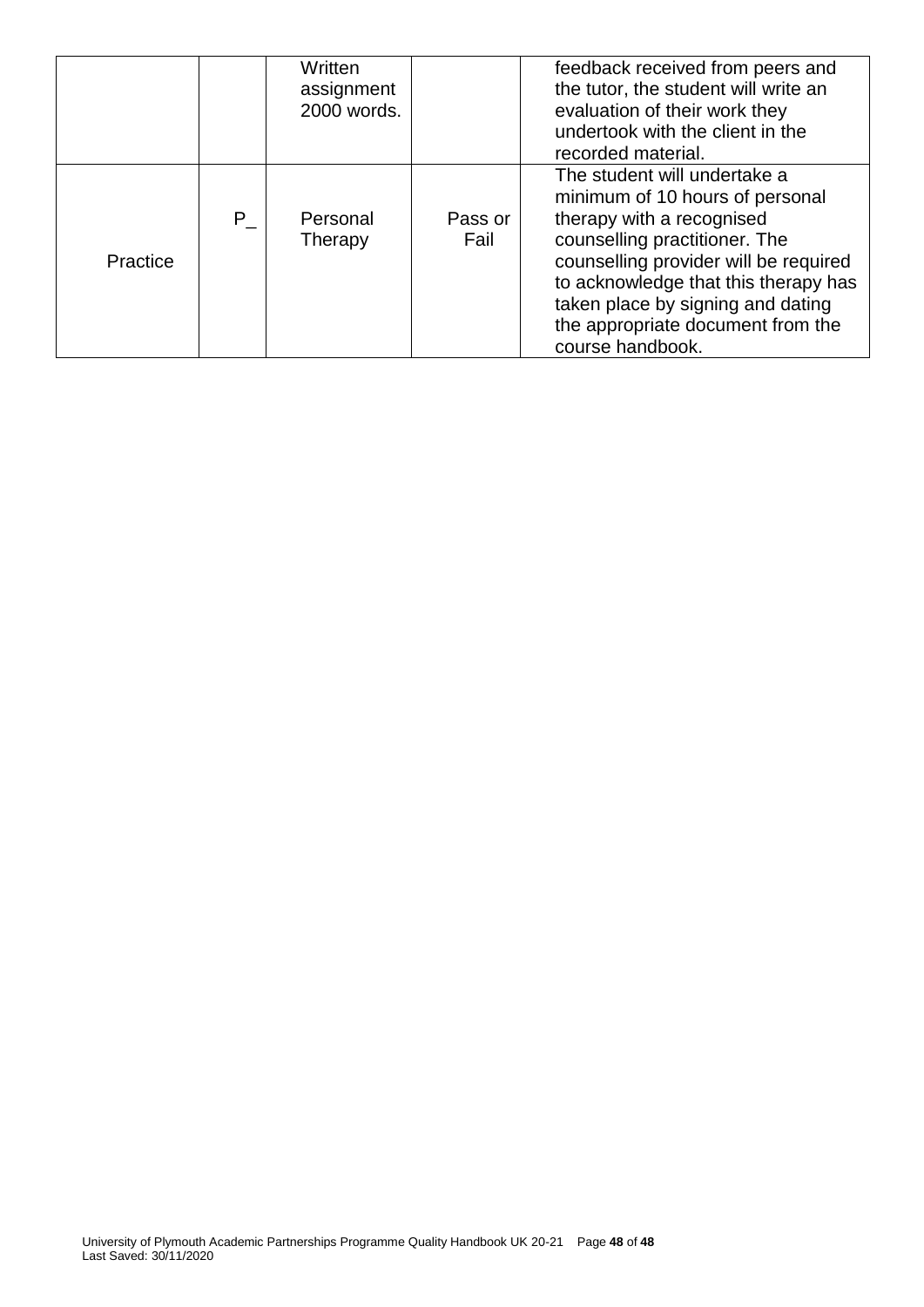| | | | | |
|---|---|---|---|---|
| | | Written assignment 2000 words. | | feedback received from peers and the tutor, the student will write an evaluation of their work they undertook with the client in the recorded material. |
| Practice | P_ | Personal Therapy | Pass or Fail | The student will undertake a minimum of 10 hours of personal therapy with a recognised counselling practitioner. The counselling provider will be required to acknowledge that this therapy has taken place by signing and dating the appropriate document from the course handbook. |